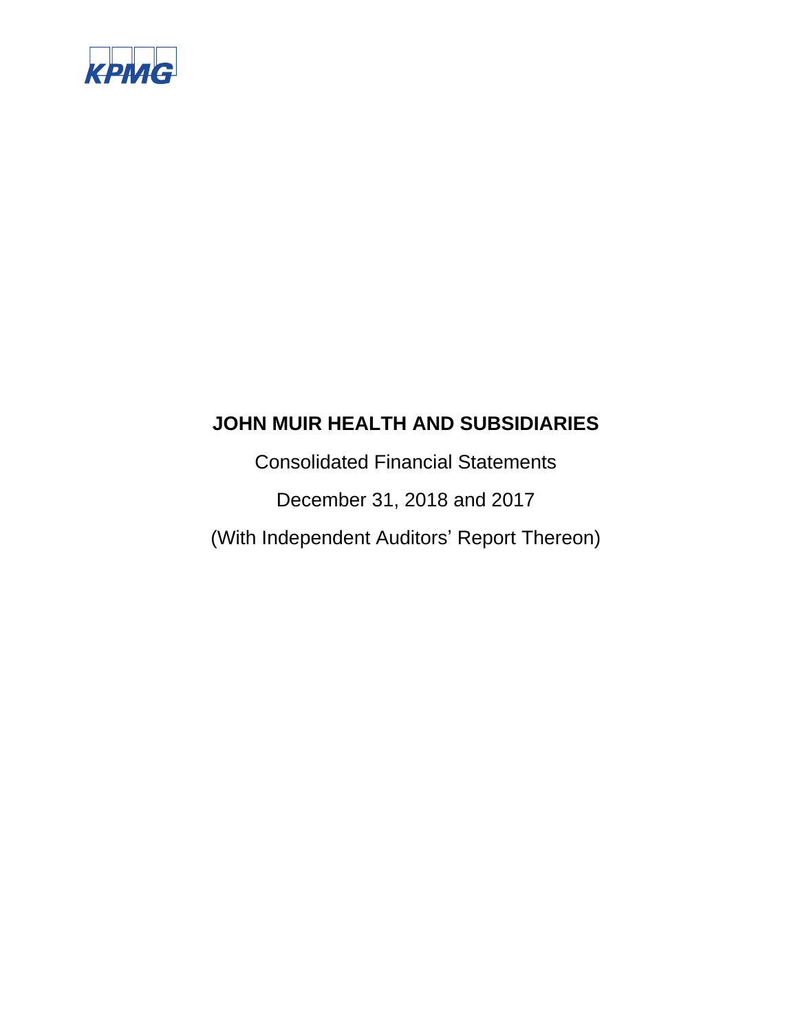KPMG

# JOHN MUIR HEALTH AND SUBSIDIARIES

Consolidated Financial Statements

December 31, 2018 and 2017

(With Independent Auditors' Report Thereon)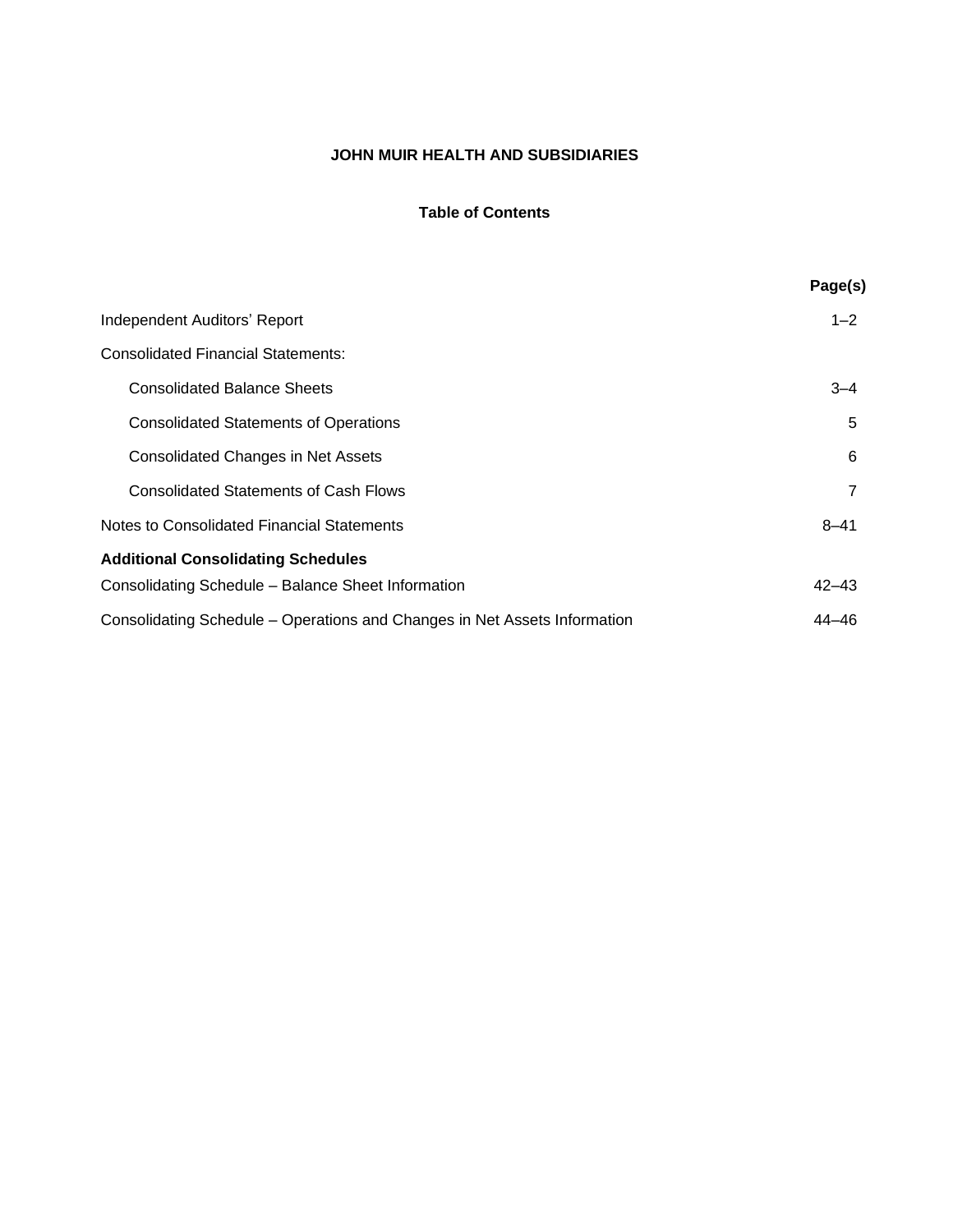# JOHN MUIR HEALTH AND SUBSIDIARIES

## Table of Contents

| | Page(s) |
|---|---|
| Independent Auditors' Report | 1–2 |
| Consolidated Financial Statements: | |
| Consolidated Balance Sheets | 3–4 |
| Consolidated Statements of Operations | 5 |
| Consolidated Changes in Net Assets | 6 |
| Consolidated Statements of Cash Flows | 7 |
| Notes to Consolidated Financial Statements | 8–41 |
| **Additional Consolidating Schedules** | |
| Consolidating Schedule – Balance Sheet Information | 42–43 |
| Consolidating Schedule – Operations and Changes in Net Assets Information | 44–46 |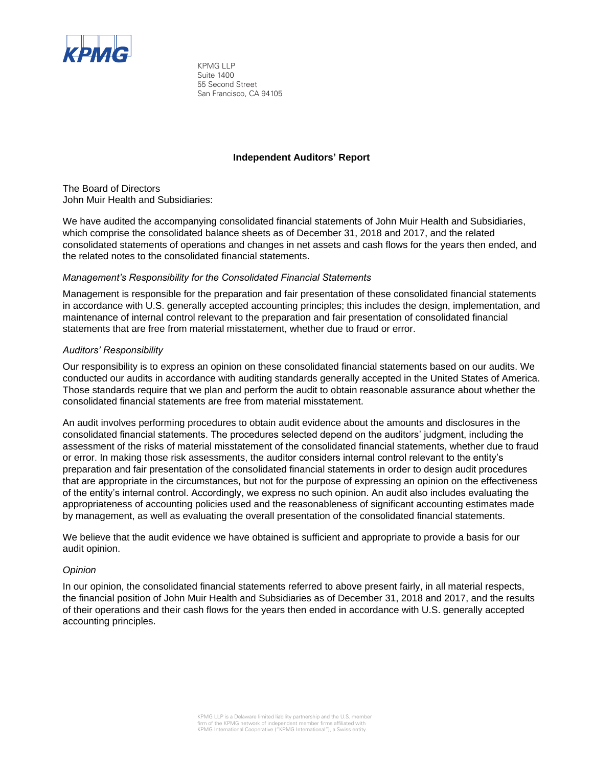KPMG LLP
Suite 1400
55 Second Street
San Francisco, CA 94105

## Independent Auditors' Report

The Board of Directors
John Muir Health and Subsidiaries:

We have audited the accompanying consolidated financial statements of John Muir Health and Subsidiaries, which comprise the consolidated balance sheets as of December 31, 2018 and 2017, and the related consolidated statements of operations and changes in net assets and cash flows for the years then ended, and the related notes to the consolidated financial statements.

### *Management's Responsibility for the Consolidated Financial Statements*

Management is responsible for the preparation and fair presentation of these consolidated financial statements in accordance with U.S. generally accepted accounting principles; this includes the design, implementation, and maintenance of internal control relevant to the preparation and fair presentation of consolidated financial statements that are free from material misstatement, whether due to fraud or error.

### *Auditors' Responsibility*

Our responsibility is to express an opinion on these consolidated financial statements based on our audits. We conducted our audits in accordance with auditing standards generally accepted in the United States of America. Those standards require that we plan and perform the audit to obtain reasonable assurance about whether the consolidated financial statements are free from material misstatement.

An audit involves performing procedures to obtain audit evidence about the amounts and disclosures in the consolidated financial statements. The procedures selected depend on the auditors' judgment, including the assessment of the risks of material misstatement of the consolidated financial statements, whether due to fraud or error. In making those risk assessments, the auditor considers internal control relevant to the entity's preparation and fair presentation of the consolidated financial statements in order to design audit procedures that are appropriate in the circumstances, but not for the purpose of expressing an opinion on the effectiveness of the entity's internal control. Accordingly, we express no such opinion. An audit also includes evaluating the appropriateness of accounting policies used and the reasonableness of significant accounting estimates made by management, as well as evaluating the overall presentation of the consolidated financial statements.

We believe that the audit evidence we have obtained is sufficient and appropriate to provide a basis for our audit opinion.

### *Opinion*

In our opinion, the consolidated financial statements referred to above present fairly, in all material respects, the financial position of John Muir Health and Subsidiaries as of December 31, 2018 and 2017, and the results of their operations and their cash flows for the years then ended in accordance with U.S. generally accepted accounting principles.

KPMG LLP is a Delaware limited liability partnership and the U.S. member firm of the KPMG network of independent member firms affiliated with KPMG International Cooperative ("KPMG International"), a Swiss entity.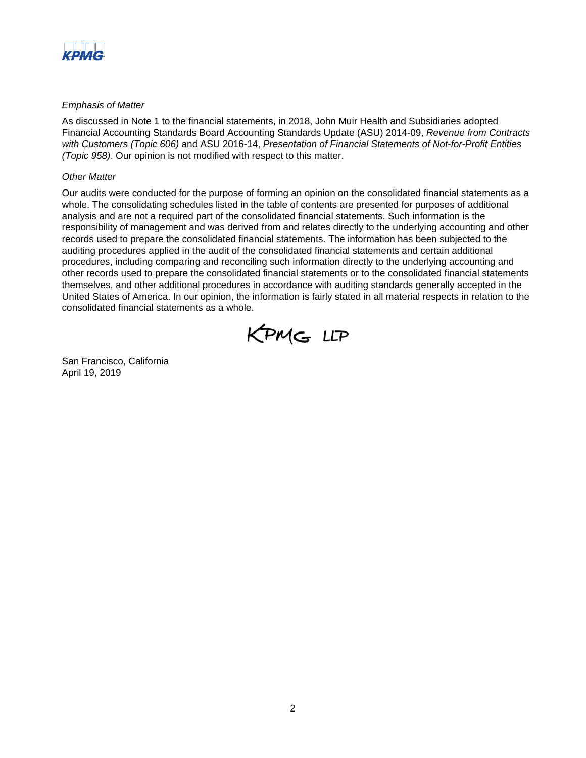*Emphasis of Matter*

As discussed in Note 1 to the financial statements, in 2018, John Muir Health and Subsidiaries adopted Financial Accounting Standards Board Accounting Standards Update (ASU) 2014-09, *Revenue from Contracts with Customers (Topic 606)* and ASU 2016-14, *Presentation of Financial Statements of Not-for-Profit Entities (Topic 958)*. Our opinion is not modified with respect to this matter.

*Other Matter*

Our audits were conducted for the purpose of forming an opinion on the consolidated financial statements as a whole. The consolidating schedules listed in the table of contents are presented for purposes of additional analysis and are not a required part of the consolidated financial statements. Such information is the responsibility of management and was derived from and relates directly to the underlying accounting and other records used to prepare the consolidated financial statements. The information has been subjected to the auditing procedures applied in the audit of the consolidated financial statements and certain additional procedures, including comparing and reconciling such information directly to the underlying accounting and other records used to prepare the consolidated financial statements or to the consolidated financial statements themselves, and other additional procedures in accordance with auditing standards generally accepted in the United States of America. In our opinion, the information is fairly stated in all material respects in relation to the consolidated financial statements as a whole.

KPMG LLP

San Francisco, California
April 19, 2019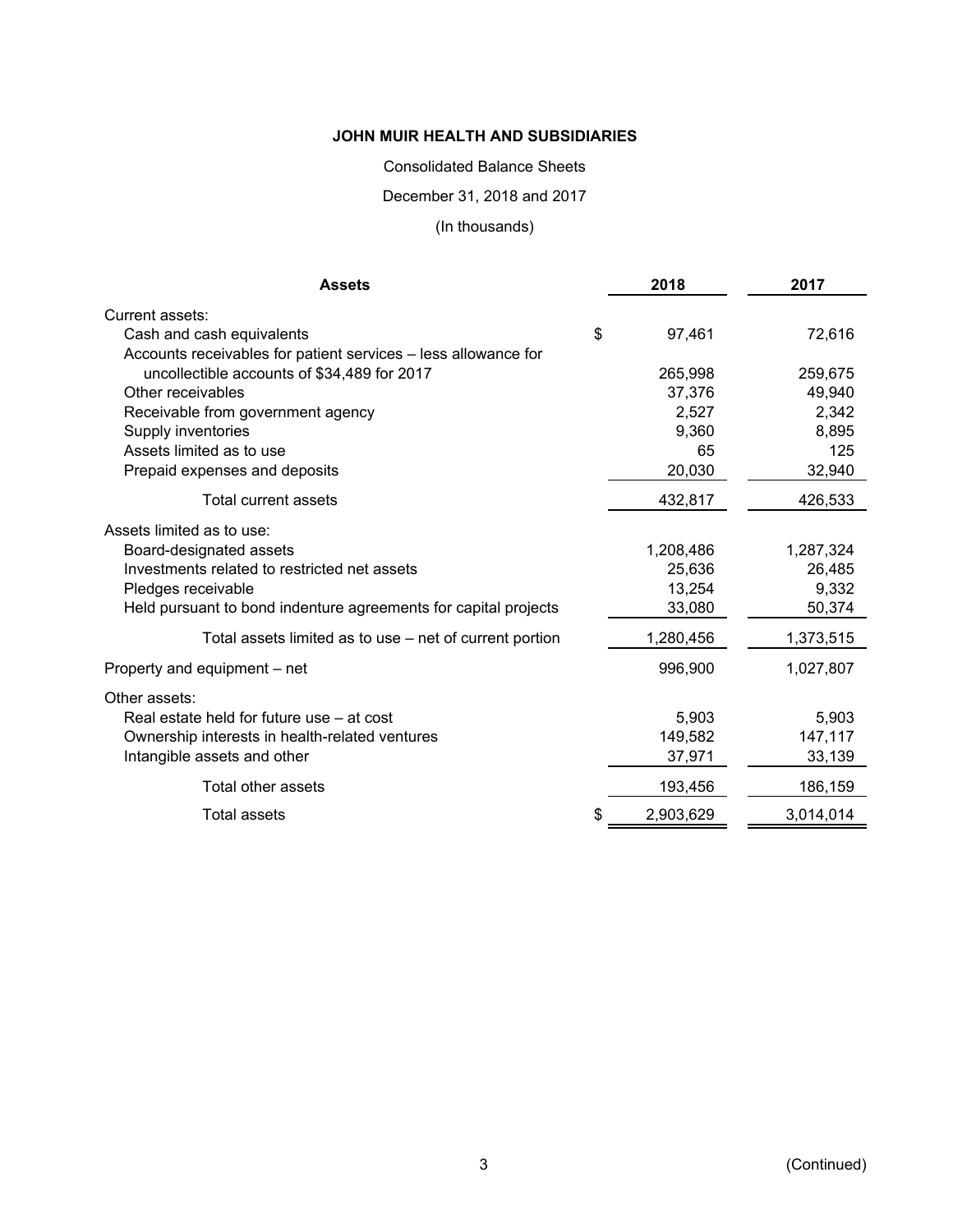**JOHN MUIR HEALTH AND SUBSIDIARIES**

Consolidated Balance Sheets

December 31, 2018 and 2017

(In thousands)

| Assets | 2018 | 2017 |
|---|---|---|
| Current assets: | | |
| Cash and cash equivalents | $ 97,461 | 72,616 |
| Accounts receivables for patient services – less allowance for uncollectible accounts of $34,489 for 2017 | 265,998 | 259,675 |
| Other receivables | 37,376 | 49,940 |
| Receivable from government agency | 2,527 | 2,342 |
| Supply inventories | 9,360 | 8,895 |
| Assets limited as to use | 65 | 125 |
| Prepaid expenses and deposits | 20,030 | 32,940 |
| Total current assets | 432,817 | 426,533 |
| Assets limited as to use: | | |
| Board-designated assets | 1,208,486 | 1,287,324 |
| Investments related to restricted net assets | 25,636 | 26,485 |
| Pledges receivable | 13,254 | 9,332 |
| Held pursuant to bond indenture agreements for capital projects | 33,080 | 50,374 |
| Total assets limited as to use – net of current portion | 1,280,456 | 1,373,515 |
| Property and equipment – net | 996,900 | 1,027,807 |
| Other assets: | | |
| Real estate held for future use – at cost | 5,903 | 5,903 |
| Ownership interests in health-related ventures | 149,582 | 147,117 |
| Intangible assets and other | 37,971 | 33,139 |
| Total other assets | 193,456 | 186,159 |
| Total assets | $ 2,903,629 | 3,014,014 |

(Continued)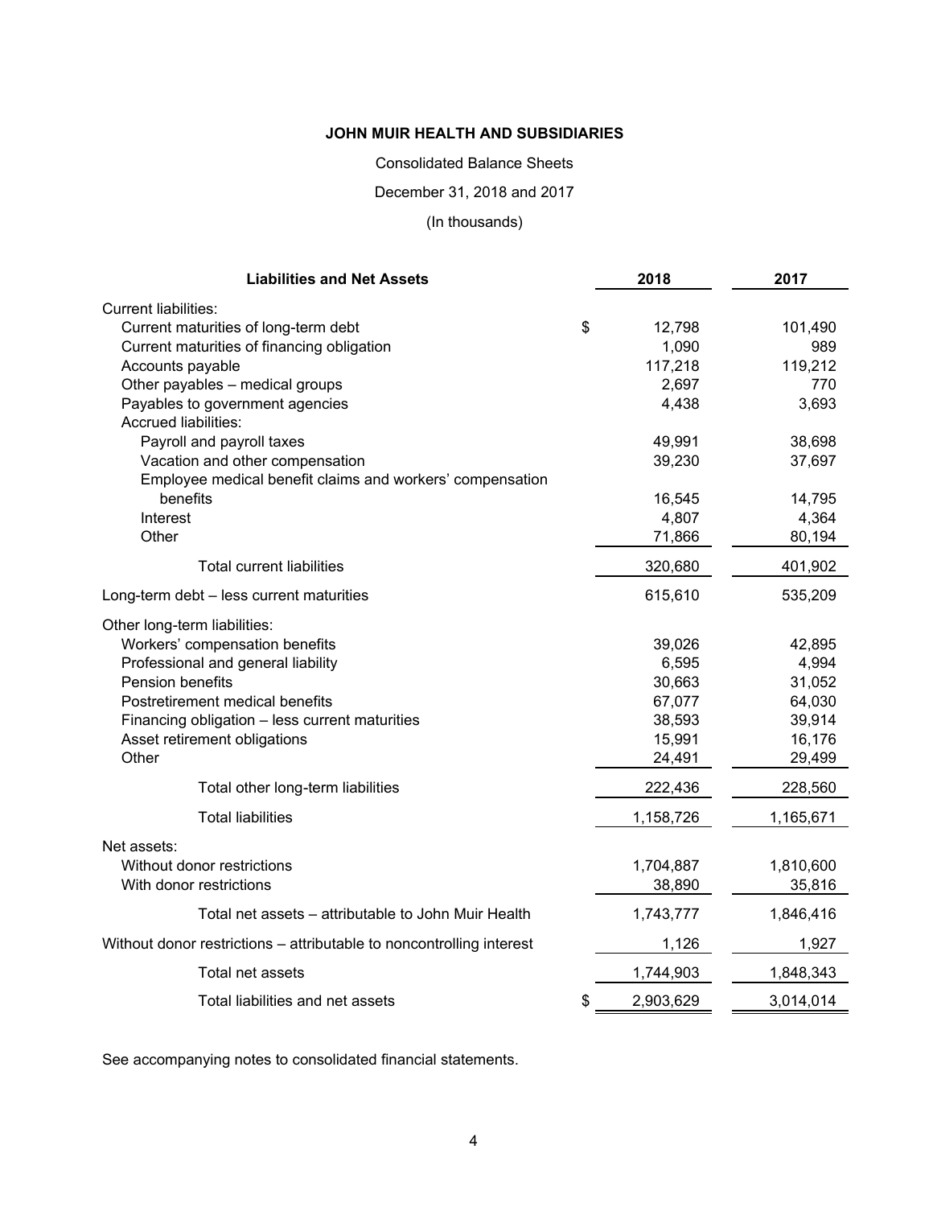**JOHN MUIR HEALTH AND SUBSIDIARIES**

Consolidated Balance Sheets

December 31, 2018 and 2017

(In thousands)

| Liabilities and Net Assets | 2018 | 2017 |
|---|---|---|
| Current liabilities: | | |
| Current maturities of long-term debt | $ 12,798 | 101,490 |
| Current maturities of financing obligation | 1,090 | 989 |
| Accounts payable | 117,218 | 119,212 |
| Other payables – medical groups | 2,697 | 770 |
| Payables to government agencies | 4,438 | 3,693 |
| Accrued liabilities: | | |
| Payroll and payroll taxes | 49,991 | 38,698 |
| Vacation and other compensation | 39,230 | 37,697 |
| Employee medical benefit claims and workers' compensation benefits | 16,545 | 14,795 |
| Interest | 4,807 | 4,364 |
| Other | 71,866 | 80,194 |
| Total current liabilities | 320,680 | 401,902 |
| Long-term debt – less current maturities | 615,610 | 535,209 |
| Other long-term liabilities: | | |
| Workers' compensation benefits | 39,026 | 42,895 |
| Professional and general liability | 6,595 | 4,994 |
| Pension benefits | 30,663 | 31,052 |
| Postretirement medical benefits | 67,077 | 64,030 |
| Financing obligation – less current maturities | 38,593 | 39,914 |
| Asset retirement obligations | 15,991 | 16,176 |
| Other | 24,491 | 29,499 |
| Total other long-term liabilities | 222,436 | 228,560 |
| Total liabilities | 1,158,726 | 1,165,671 |
| Net assets: | | |
| Without donor restrictions | 1,704,887 | 1,810,600 |
| With donor restrictions | 38,890 | 35,816 |
| Total net assets – attributable to John Muir Health | 1,743,777 | 1,846,416 |
| Without donor restrictions – attributable to noncontrolling interest | 1,126 | 1,927 |
| Total net assets | 1,744,903 | 1,848,343 |
| Total liabilities and net assets | $ 2,903,629 | 3,014,014 |

See accompanying notes to consolidated financial statements.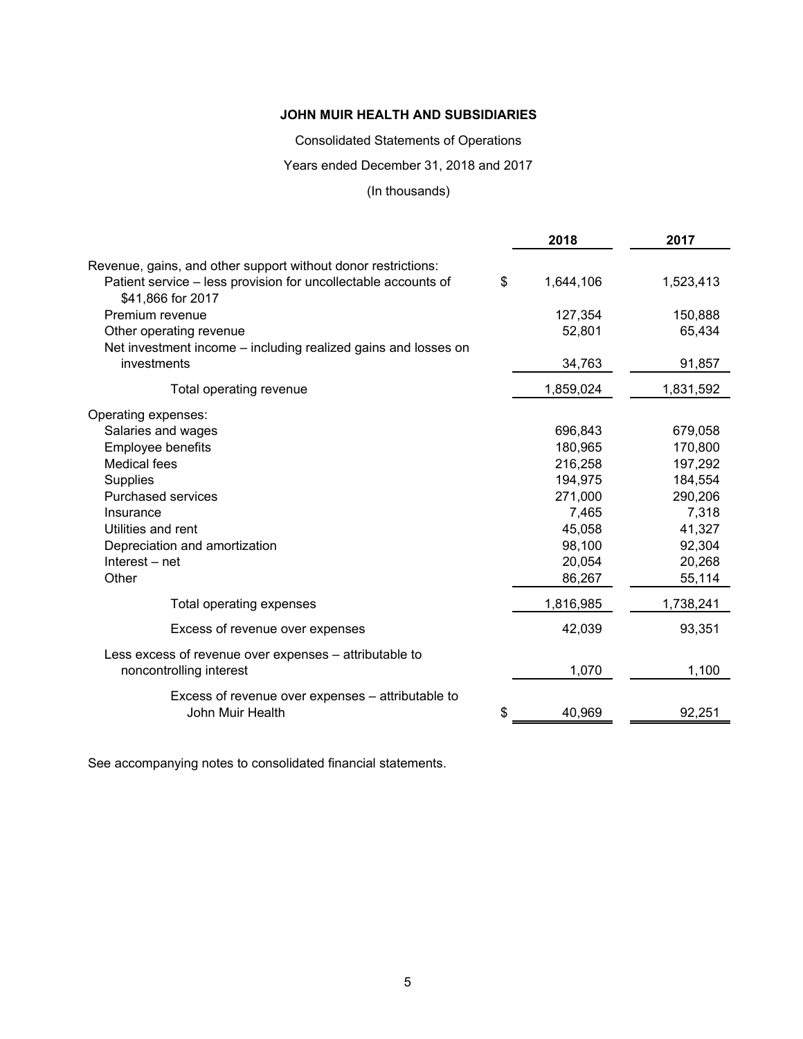**JOHN MUIR HEALTH AND SUBSIDIARIES**

Consolidated Statements of Operations

Years ended December 31, 2018 and 2017

(In thousands)

| | 2018 | 2017 |
|---|---|---|
| Revenue, gains, and other support without donor restrictions: | | |
| Patient service – less provision for uncollectable accounts of $41,866 for 2017 | $ 1,644,106 | 1,523,413 |
| Premium revenue | 127,354 | 150,888 |
| Other operating revenue | 52,801 | 65,434 |
| Net investment income – including realized gains and losses on investments | 34,763 | 91,857 |
| Total operating revenue | 1,859,024 | 1,831,592 |
| Operating expenses: | | |
| Salaries and wages | 696,843 | 679,058 |
| Employee benefits | 180,965 | 170,800 |
| Medical fees | 216,258 | 197,292 |
| Supplies | 194,975 | 184,554 |
| Purchased services | 271,000 | 290,206 |
| Insurance | 7,465 | 7,318 |
| Utilities and rent | 45,058 | 41,327 |
| Depreciation and amortization | 98,100 | 92,304 |
| Interest – net | 20,054 | 20,268 |
| Other | 86,267 | 55,114 |
| Total operating expenses | 1,816,985 | 1,738,241 |
| Excess of revenue over expenses | 42,039 | 93,351 |
| Less excess of revenue over expenses – attributable to noncontrolling interest | 1,070 | 1,100 |
| Excess of revenue over expenses – attributable to John Muir Health | $ 40,969 | 92,251 |

See accompanying notes to consolidated financial statements.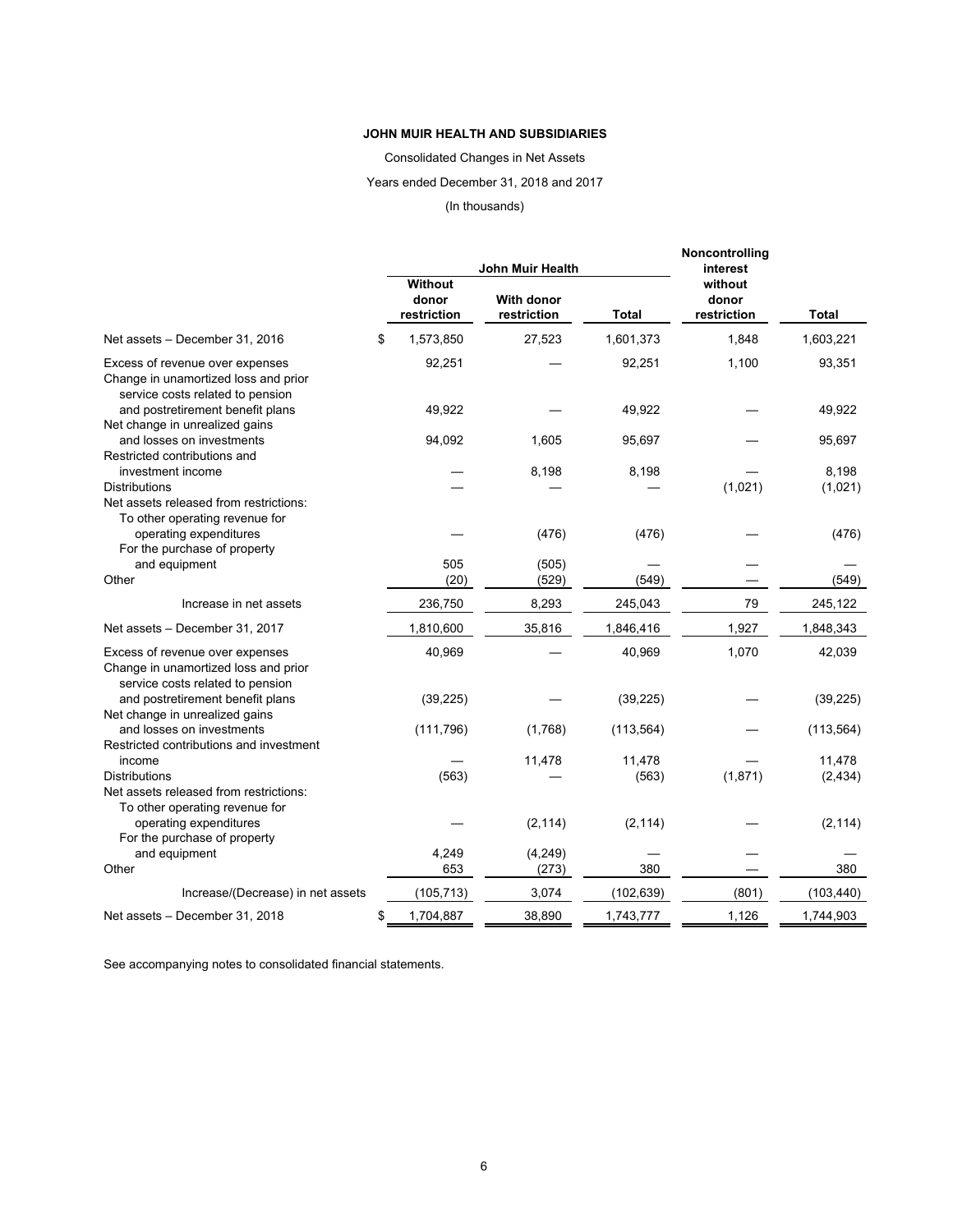**JOHN MUIR HEALTH AND SUBSIDIARIES**

Consolidated Changes in Net Assets

Years ended December 31, 2018 and 2017

(In thousands)

| | John Muir Health | | | Noncontrolling interest | |
|---|---|---|---|---|---|
| | Without donor restriction | With donor restriction | Total | without donor restriction | Total |
| Net assets – December 31, 2016 | $ 1,573,850 | 27,523 | 1,601,373 | 1,848 | 1,603,221 |
| Excess of revenue over expenses | 92,251 | — | 92,251 | 1,100 | 93,351 |
| Change in unamortized loss and prior service costs related to pension and postretirement benefit plans | 49,922 | — | 49,922 | — | 49,922 |
| Net change in unrealized gains and losses on investments | 94,092 | 1,605 | 95,697 | — | 95,697 |
| Restricted contributions and investment income | — | 8,198 | 8,198 | — | 8,198 |
| Distributions | — | — | — | (1,021) | (1,021) |
| Net assets released from restrictions: | | | | | |
| To other operating revenue for operating expenditures | — | (476) | (476) | — | (476) |
| For the purchase of property and equipment | 505 | (505) | — | — | — |
| Other | (20) | (529) | (549) | — | (549) |
| Increase in net assets | 236,750 | 8,293 | 245,043 | 79 | 245,122 |
| Net assets – December 31, 2017 | 1,810,600 | 35,816 | 1,846,416 | 1,927 | 1,848,343 |
| Excess of revenue over expenses | 40,969 | — | 40,969 | 1,070 | 42,039 |
| Change in unamortized loss and prior service costs related to pension and postretirement benefit plans | (39,225) | — | (39,225) | — | (39,225) |
| Net change in unrealized gains and losses on investments | (111,796) | (1,768) | (113,564) | — | (113,564) |
| Restricted contributions and investment income | — | 11,478 | 11,478 | — | 11,478 |
| Distributions | (563) | — | (563) | (1,871) | (2,434) |
| Net assets released from restrictions: | | | | | |
| To other operating revenue for operating expenditures | — | (2,114) | (2,114) | — | (2,114) |
| For the purchase of property and equipment | 4,249 | (4,249) | — | — | — |
| Other | 653 | (273) | 380 | — | 380 |
| Increase/(Decrease) in net assets | (105,713) | 3,074 | (102,639) | (801) | (103,440) |
| Net assets – December 31, 2018 | $ 1,704,887 | 38,890 | 1,743,777 | 1,126 | 1,744,903 |

See accompanying notes to consolidated financial statements.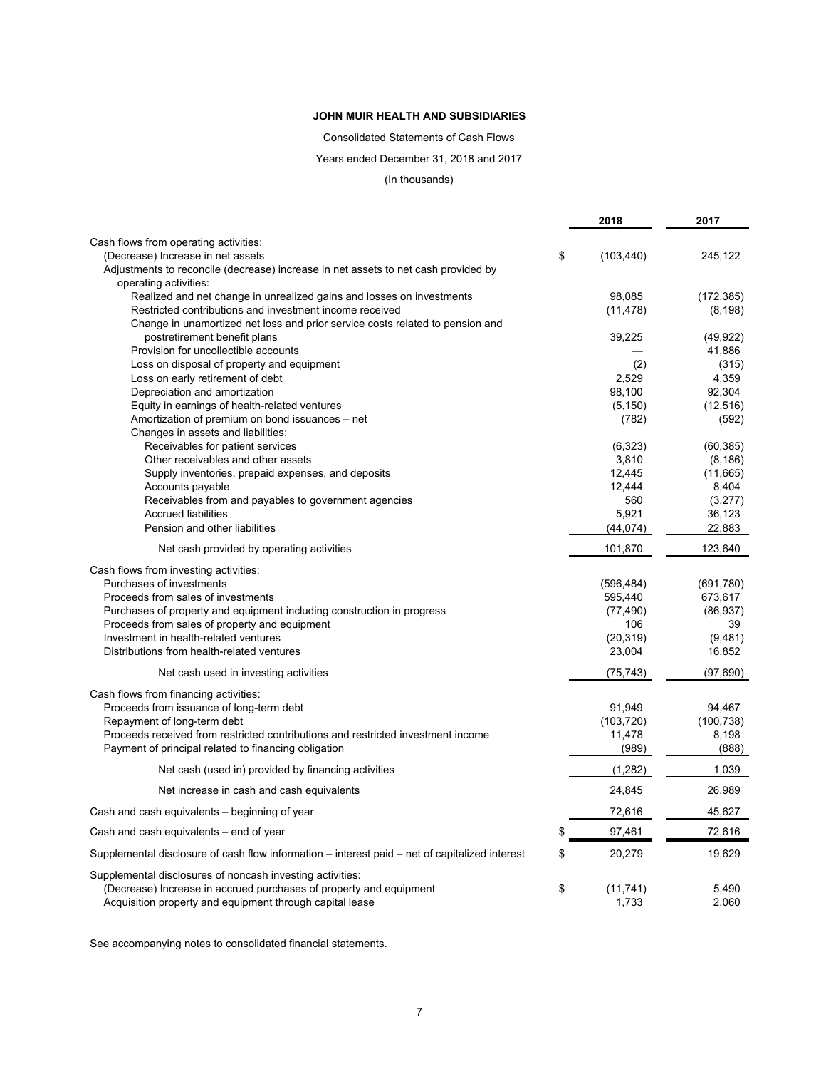**JOHN MUIR HEALTH AND SUBSIDIARIES**

Consolidated Statements of Cash Flows

Years ended December 31, 2018 and 2017

(In thousands)

| | | 2018 | 2017 |
|---|---|---|---|
| Cash flows from operating activities: | | | |
| (Decrease) Increase in net assets | $ | (103,440) | 245,122 |
| Adjustments to reconcile (decrease) increase in net assets to net cash provided by operating activities: | | | |
| Realized and net change in unrealized gains and losses on investments | | 98,085 | (172,385) |
| Restricted contributions and investment income received | | (11,478) | (8,198) |
| Change in unamortized net loss and prior service costs related to pension and postretirement benefit plans | | 39,225 | (49,922) |
| Provision for uncollectible accounts | | — | 41,886 |
| Loss on disposal of property and equipment | | (2) | (315) |
| Loss on early retirement of debt | | 2,529 | 4,359 |
| Depreciation and amortization | | 98,100 | 92,304 |
| Equity in earnings of health-related ventures | | (5,150) | (12,516) |
| Amortization of premium on bond issuances – net | | (782) | (592) |
| Changes in assets and liabilities: | | | |
| Receivables for patient services | | (6,323) | (60,385) |
| Other receivables and other assets | | 3,810 | (8,186) |
| Supply inventories, prepaid expenses, and deposits | | 12,445 | (11,665) |
| Accounts payable | | 12,444 | 8,404 |
| Receivables from and payables to government agencies | | 560 | (3,277) |
| Accrued liabilities | | 5,921 | 36,123 |
| Pension and other liabilities | | (44,074) | 22,883 |
| Net cash provided by operating activities | | 101,870 | 123,640 |
| Cash flows from investing activities: | | | |
| Purchases of investments | | (596,484) | (691,780) |
| Proceeds from sales of investments | | 595,440 | 673,617 |
| Purchases of property and equipment including construction in progress | | (77,490) | (86,937) |
| Proceeds from sales of property and equipment | | 106 | 39 |
| Investment in health-related ventures | | (20,319) | (9,481) |
| Distributions from health-related ventures | | 23,004 | 16,852 |
| Net cash used in investing activities | | (75,743) | (97,690) |
| Cash flows from financing activities: | | | |
| Proceeds from issuance of long-term debt | | 91,949 | 94,467 |
| Repayment of long-term debt | | (103,720) | (100,738) |
| Proceeds received from restricted contributions and restricted investment income | | 11,478 | 8,198 |
| Payment of principal related to financing obligation | | (989) | (888) |
| Net cash (used in) provided by financing activities | | (1,282) | 1,039 |
| Net increase in cash and cash equivalents | | 24,845 | 26,989 |
| Cash and cash equivalents – beginning of year | | 72,616 | 45,627 |
| Cash and cash equivalents – end of year | $ | 97,461 | 72,616 |
| Supplemental disclosure of cash flow information – interest paid – net of capitalized interest | $ | 20,279 | 19,629 |
| Supplemental disclosures of noncash investing activities: | | | |
| (Decrease) Increase in accrued purchases of property and equipment | $ | (11,741) | 5,490 |
| Acquisition property and equipment through capital lease | | 1,733 | 2,060 |

See accompanying notes to consolidated financial statements.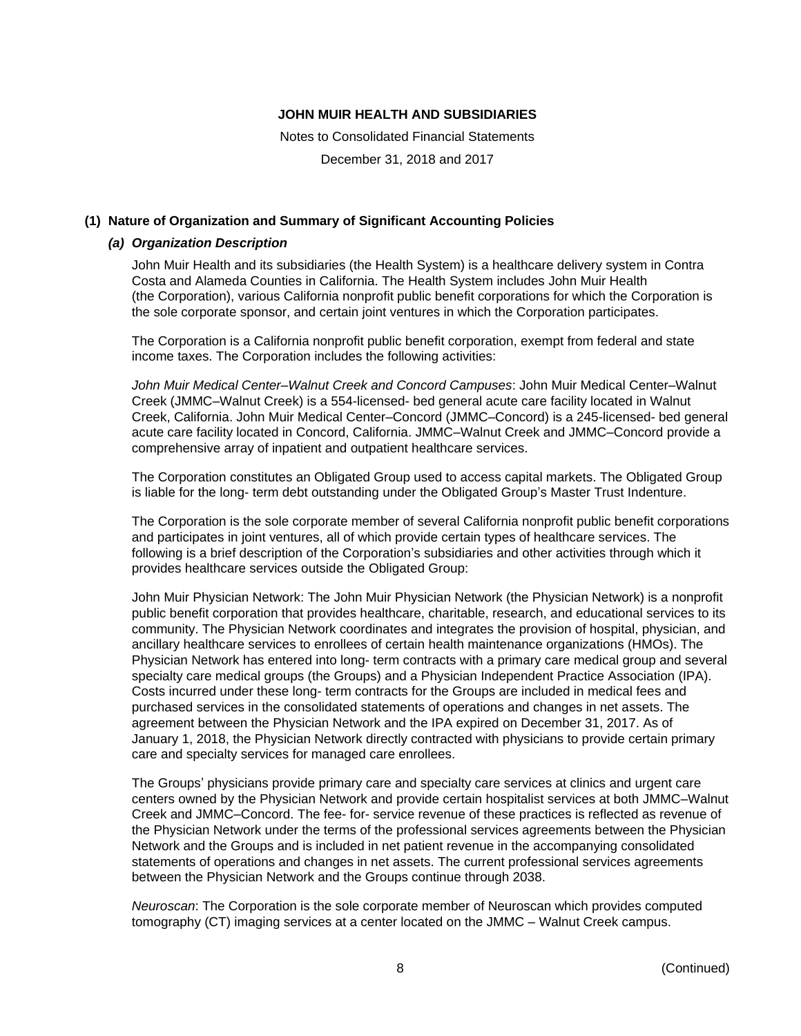## (1) Nature of Organization and Summary of Significant Accounting Policies

### *(a) Organization Description*

John Muir Health and its subsidiaries (the Health System) is a healthcare delivery system in Contra Costa and Alameda Counties in California. The Health System includes John Muir Health (the Corporation), various California nonprofit public benefit corporations for which the Corporation is the sole corporate sponsor, and certain joint ventures in which the Corporation participates.

The Corporation is a California nonprofit public benefit corporation, exempt from federal and state income taxes. The Corporation includes the following activities:

*John Muir Medical Center–Walnut Creek and Concord Campuses*: John Muir Medical Center–Walnut Creek (JMMC–Walnut Creek) is a 554-licensed- bed general acute care facility located in Walnut Creek, California. John Muir Medical Center–Concord (JMMC–Concord) is a 245-licensed- bed general acute care facility located in Concord, California. JMMC–Walnut Creek and JMMC–Concord provide a comprehensive array of inpatient and outpatient healthcare services.

The Corporation constitutes an Obligated Group used to access capital markets. The Obligated Group is liable for the long- term debt outstanding under the Obligated Group's Master Trust Indenture.

The Corporation is the sole corporate member of several California nonprofit public benefit corporations and participates in joint ventures, all of which provide certain types of healthcare services. The following is a brief description of the Corporation's subsidiaries and other activities through which it provides healthcare services outside the Obligated Group:

John Muir Physician Network: The John Muir Physician Network (the Physician Network) is a nonprofit public benefit corporation that provides healthcare, charitable, research, and educational services to its community. The Physician Network coordinates and integrates the provision of hospital, physician, and ancillary healthcare services to enrollees of certain health maintenance organizations (HMOs). The Physician Network has entered into long- term contracts with a primary care medical group and several specialty care medical groups (the Groups) and a Physician Independent Practice Association (IPA). Costs incurred under these long- term contracts for the Groups are included in medical fees and purchased services in the consolidated statements of operations and changes in net assets. The agreement between the Physician Network and the IPA expired on December 31, 2017. As of January 1, 2018, the Physician Network directly contracted with physicians to provide certain primary care and specialty services for managed care enrollees.

The Groups' physicians provide primary care and specialty care services at clinics and urgent care centers owned by the Physician Network and provide certain hospitalist services at both JMMC–Walnut Creek and JMMC–Concord. The fee- for- service revenue of these practices is reflected as revenue of the Physician Network under the terms of the professional services agreements between the Physician Network and the Groups and is included in net patient revenue in the accompanying consolidated statements of operations and changes in net assets. The current professional services agreements between the Physician Network and the Groups continue through 2038.

*Neuroscan*: The Corporation is the sole corporate member of Neuroscan which provides computed tomography (CT) imaging services at a center located on the JMMC – Walnut Creek campus.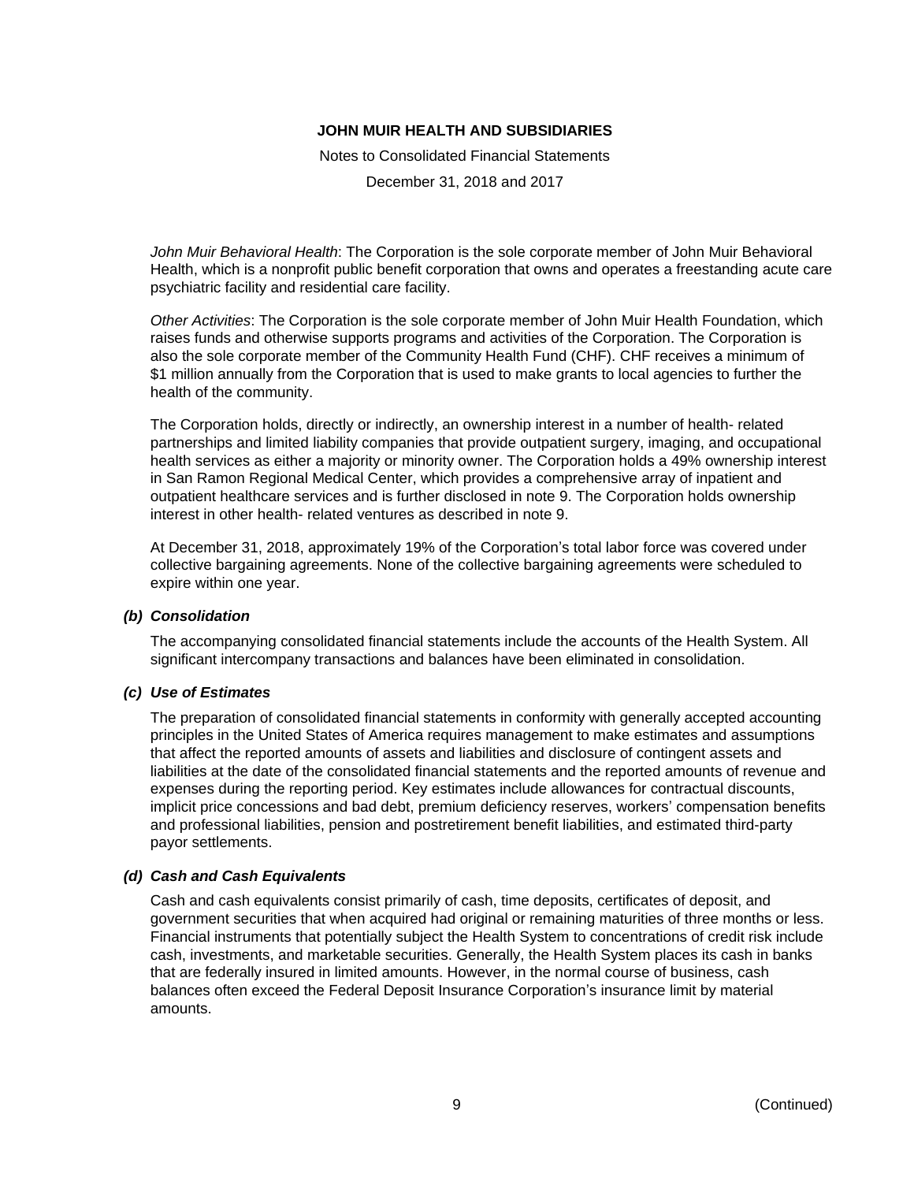*John Muir Behavioral Health*: The Corporation is the sole corporate member of John Muir Behavioral Health, which is a nonprofit public benefit corporation that owns and operates a freestanding acute care psychiatric facility and residential care facility.

*Other Activities*: The Corporation is the sole corporate member of John Muir Health Foundation, which raises funds and otherwise supports programs and activities of the Corporation. The Corporation is also the sole corporate member of the Community Health Fund (CHF). CHF receives a minimum of $1 million annually from the Corporation that is used to make grants to local agencies to further the health of the community.

The Corporation holds, directly or indirectly, an ownership interest in a number of health- related partnerships and limited liability companies that provide outpatient surgery, imaging, and occupational health services as either a majority or minority owner. The Corporation holds a 49% ownership interest in San Ramon Regional Medical Center, which provides a comprehensive array of inpatient and outpatient healthcare services and is further disclosed in note 9. The Corporation holds ownership interest in other health- related ventures as described in note 9.

At December 31, 2018, approximately 19% of the Corporation's total labor force was covered under collective bargaining agreements. None of the collective bargaining agreements were scheduled to expire within one year.

### *(b) Consolidation*

The accompanying consolidated financial statements include the accounts of the Health System. All significant intercompany transactions and balances have been eliminated in consolidation.

### *(c) Use of Estimates*

The preparation of consolidated financial statements in conformity with generally accepted accounting principles in the United States of America requires management to make estimates and assumptions that affect the reported amounts of assets and liabilities and disclosure of contingent assets and liabilities at the date of the consolidated financial statements and the reported amounts of revenue and expenses during the reporting period. Key estimates include allowances for contractual discounts, implicit price concessions and bad debt, premium deficiency reserves, workers' compensation benefits and professional liabilities, pension and postretirement benefit liabilities, and estimated third-party payor settlements.

### *(d) Cash and Cash Equivalents*

Cash and cash equivalents consist primarily of cash, time deposits, certificates of deposit, and government securities that when acquired had original or remaining maturities of three months or less. Financial instruments that potentially subject the Health System to concentrations of credit risk include cash, investments, and marketable securities. Generally, the Health System places its cash in banks that are federally insured in limited amounts. However, in the normal course of business, cash balances often exceed the Federal Deposit Insurance Corporation's insurance limit by material amounts.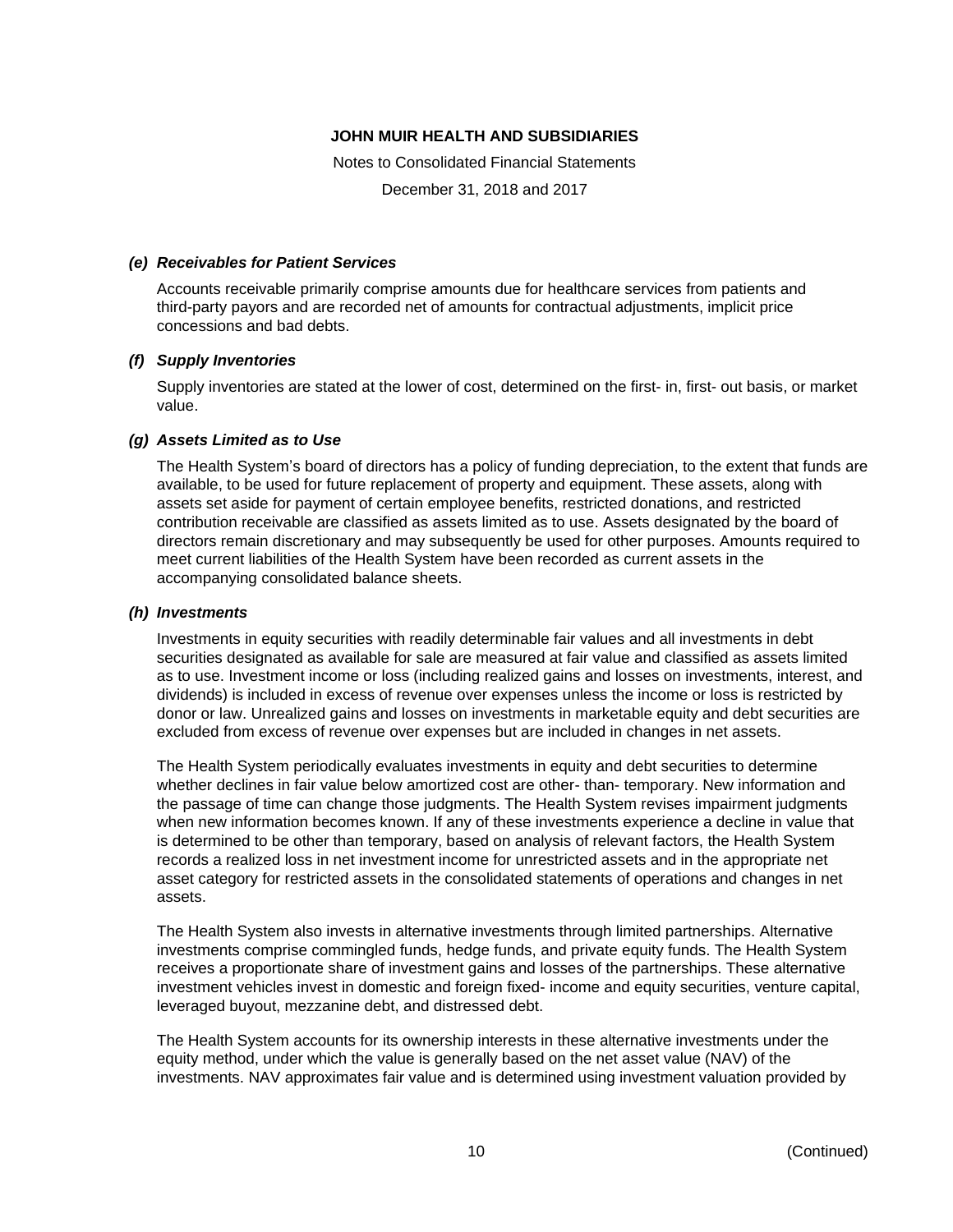### *(e) Receivables for Patient Services*

Accounts receivable primarily comprise amounts due for healthcare services from patients and third-party payors and are recorded net of amounts for contractual adjustments, implicit price concessions and bad debts.

### *(f) Supply Inventories*

Supply inventories are stated at the lower of cost, determined on the first- in, first- out basis, or market value.

### *(g) Assets Limited as to Use*

The Health System's board of directors has a policy of funding depreciation, to the extent that funds are available, to be used for future replacement of property and equipment. These assets, along with assets set aside for payment of certain employee benefits, restricted donations, and restricted contribution receivable are classified as assets limited as to use. Assets designated by the board of directors remain discretionary and may subsequently be used for other purposes. Amounts required to meet current liabilities of the Health System have been recorded as current assets in the accompanying consolidated balance sheets.

### *(h) Investments*

Investments in equity securities with readily determinable fair values and all investments in debt securities designated as available for sale are measured at fair value and classified as assets limited as to use. Investment income or loss (including realized gains and losses on investments, interest, and dividends) is included in excess of revenue over expenses unless the income or loss is restricted by donor or law. Unrealized gains and losses on investments in marketable equity and debt securities are excluded from excess of revenue over expenses but are included in changes in net assets.

The Health System periodically evaluates investments in equity and debt securities to determine whether declines in fair value below amortized cost are other- than- temporary. New information and the passage of time can change those judgments. The Health System revises impairment judgments when new information becomes known. If any of these investments experience a decline in value that is determined to be other than temporary, based on analysis of relevant factors, the Health System records a realized loss in net investment income for unrestricted assets and in the appropriate net asset category for restricted assets in the consolidated statements of operations and changes in net assets.

The Health System also invests in alternative investments through limited partnerships. Alternative investments comprise commingled funds, hedge funds, and private equity funds. The Health System receives a proportionate share of investment gains and losses of the partnerships. These alternative investment vehicles invest in domestic and foreign fixed- income and equity securities, venture capital, leveraged buyout, mezzanine debt, and distressed debt.

The Health System accounts for its ownership interests in these alternative investments under the equity method, under which the value is generally based on the net asset value (NAV) of the investments. NAV approximates fair value and is determined using investment valuation provided by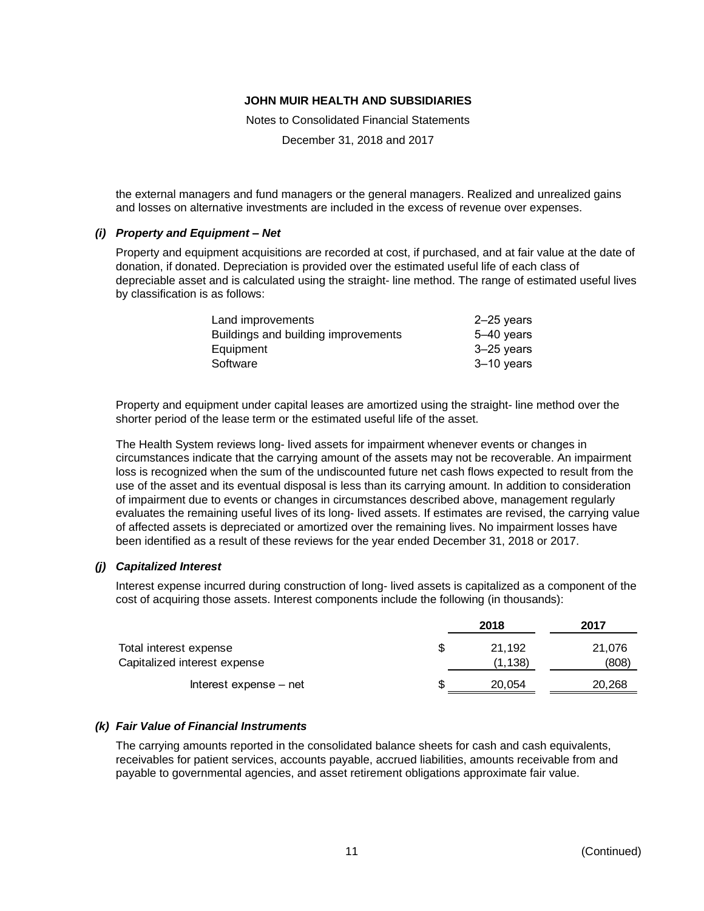the external managers and fund managers or the general managers. Realized and unrealized gains and losses on alternative investments are included in the excess of revenue over expenses.

### *(i) Property and Equipment – Net*

Property and equipment acquisitions are recorded at cost, if purchased, and at fair value at the date of donation, if donated. Depreciation is provided over the estimated useful life of each class of depreciable asset and is calculated using the straight- line method. The range of estimated useful lives by classification is as follows:

| | |
|---|---|
| Land improvements | 2–25 years |
| Buildings and building improvements | 5–40 years |
| Equipment | 3–25 years |
| Software | 3–10 years |

Property and equipment under capital leases are amortized using the straight- line method over the shorter period of the lease term or the estimated useful life of the asset.

The Health System reviews long- lived assets for impairment whenever events or changes in circumstances indicate that the carrying amount of the assets may not be recoverable. An impairment loss is recognized when the sum of the undiscounted future net cash flows expected to result from the use of the asset and its eventual disposal is less than its carrying amount. In addition to consideration of impairment due to events or changes in circumstances described above, management regularly evaluates the remaining useful lives of its long- lived assets. If estimates are revised, the carrying value of affected assets is depreciated or amortized over the remaining lives. No impairment losses have been identified as a result of these reviews for the year ended December 31, 2018 or 2017.

### *(j) Capitalized Interest*

Interest expense incurred during construction of long- lived assets is capitalized as a component of the cost of acquiring those assets. Interest components include the following (in thousands):

| | | 2018 | 2017 |
|---|---|---|---|
| Total interest expense | $ | 21,192 | 21,076 |
| Capitalized interest expense | | (1,138) | (808) |
| Interest expense – net | $ | 20,054 | 20,268 |

### *(k) Fair Value of Financial Instruments*

The carrying amounts reported in the consolidated balance sheets for cash and cash equivalents, receivables for patient services, accounts payable, accrued liabilities, amounts receivable from and payable to governmental agencies, and asset retirement obligations approximate fair value.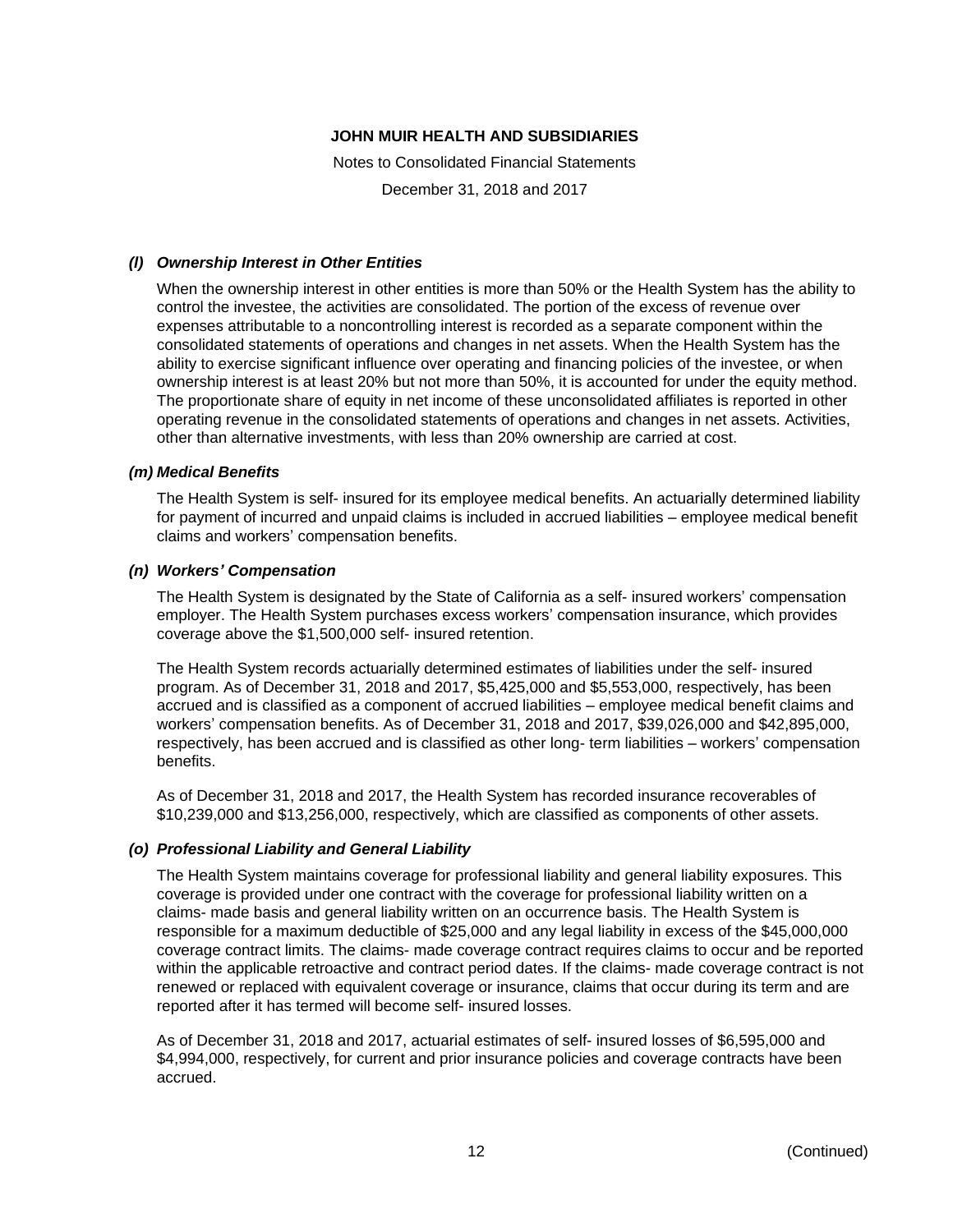### *(l) Ownership Interest in Other Entities*

When the ownership interest in other entities is more than 50% or the Health System has the ability to control the investee, the activities are consolidated. The portion of the excess of revenue over expenses attributable to a noncontrolling interest is recorded as a separate component within the consolidated statements of operations and changes in net assets. When the Health System has the ability to exercise significant influence over operating and financing policies of the investee, or when ownership interest is at least 20% but not more than 50%, it is accounted for under the equity method. The proportionate share of equity in net income of these unconsolidated affiliates is reported in other operating revenue in the consolidated statements of operations and changes in net assets. Activities, other than alternative investments, with less than 20% ownership are carried at cost.

### *(m) Medical Benefits*

The Health System is self- insured for its employee medical benefits. An actuarially determined liability for payment of incurred and unpaid claims is included in accrued liabilities – employee medical benefit claims and workers' compensation benefits.

### *(n) Workers' Compensation*

The Health System is designated by the State of California as a self- insured workers' compensation employer. The Health System purchases excess workers' compensation insurance, which provides coverage above the $1,500,000 self- insured retention.

The Health System records actuarially determined estimates of liabilities under the self- insured program. As of December 31, 2018 and 2017, $5,425,000 and $5,553,000, respectively, has been accrued and is classified as a component of accrued liabilities – employee medical benefit claims and workers' compensation benefits. As of December 31, 2018 and 2017, $39,026,000 and $42,895,000, respectively, has been accrued and is classified as other long- term liabilities – workers' compensation benefits.

As of December 31, 2018 and 2017, the Health System has recorded insurance recoverables of $10,239,000 and $13,256,000, respectively, which are classified as components of other assets.

### *(o) Professional Liability and General Liability*

The Health System maintains coverage for professional liability and general liability exposures. This coverage is provided under one contract with the coverage for professional liability written on a claims- made basis and general liability written on an occurrence basis. The Health System is responsible for a maximum deductible of $25,000 and any legal liability in excess of the $45,000,000 coverage contract limits. The claims- made coverage contract requires claims to occur and be reported within the applicable retroactive and contract period dates. If the claims- made coverage contract is not renewed or replaced with equivalent coverage or insurance, claims that occur during its term and are reported after it has termed will become self- insured losses.

As of December 31, 2018 and 2017, actuarial estimates of self- insured losses of $6,595,000 and $4,994,000, respectively, for current and prior insurance policies and coverage contracts have been accrued.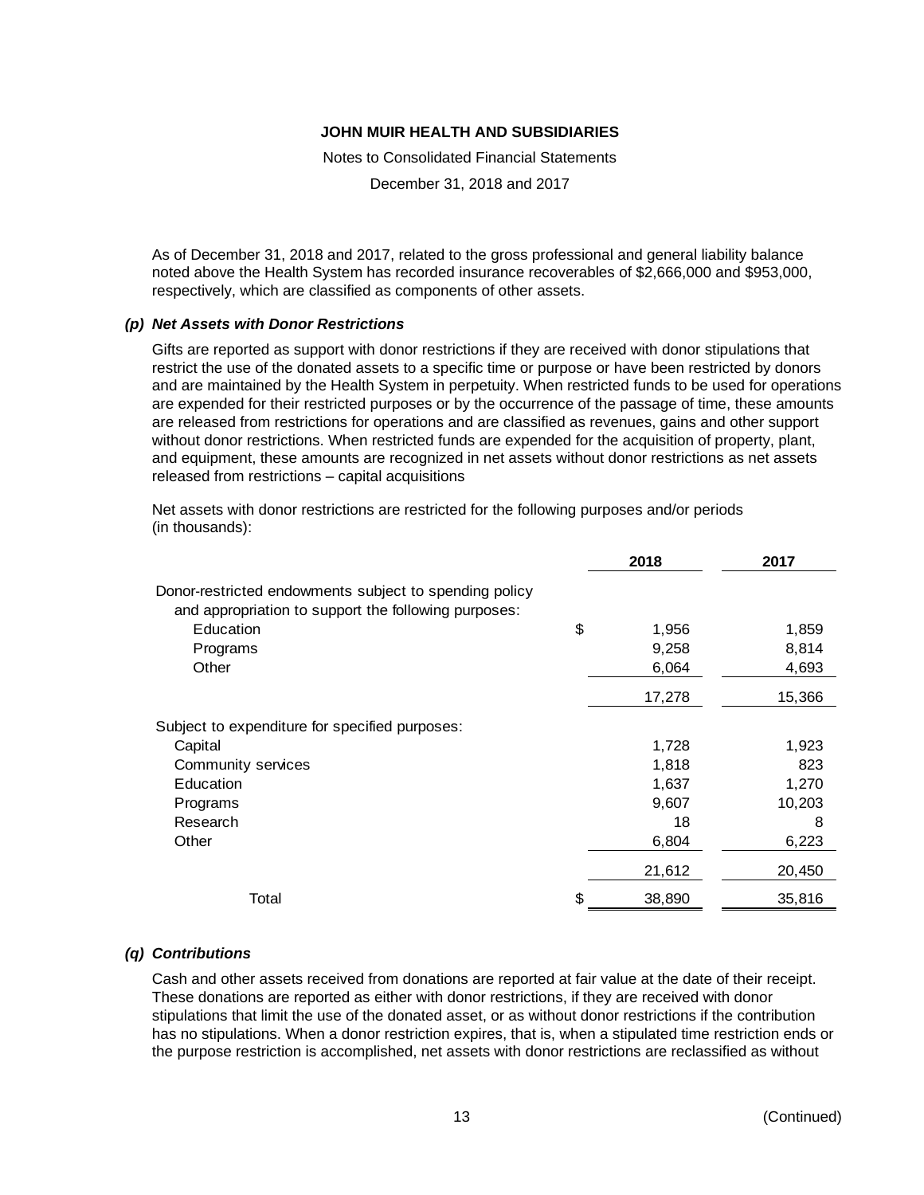As of December 31, 2018 and 2017, related to the gross professional and general liability balance noted above the Health System has recorded insurance recoverables of $2,666,000 and $953,000, respectively, which are classified as components of other assets.

### *(p) Net Assets with Donor Restrictions*

Gifts are reported as support with donor restrictions if they are received with donor stipulations that restrict the use of the donated assets to a specific time or purpose or have been restricted by donors and are maintained by the Health System in perpetuity. When restricted funds to be used for operations are expended for their restricted purposes or by the occurrence of the passage of time, these amounts are released from restrictions for operations and are classified as revenues, gains and other support without donor restrictions. When restricted funds are expended for the acquisition of property, plant, and equipment, these amounts are recognized in net assets without donor restrictions as net assets released from restrictions – capital acquisitions

Net assets with donor restrictions are restricted for the following purposes and/or periods (in thousands):

| | 2018 | 2017 |
|---|---|---|
| Donor-restricted endowments subject to spending policy and appropriation to support the following purposes: | | |
| Education | $ 1,956 | 1,859 |
| Programs | 9,258 | 8,814 |
| Other | 6,064 | 4,693 |
| | 17,278 | 15,366 |
| Subject to expenditure for specified purposes: | | |
| Capital | 1,728 | 1,923 |
| Community services | 1,818 | 823 |
| Education | 1,637 | 1,270 |
| Programs | 9,607 | 10,203 |
| Research | 18 | 8 |
| Other | 6,804 | 6,223 |
| | 21,612 | 20,450 |
| Total | $ 38,890 | 35,816 |

### *(q) Contributions*

Cash and other assets received from donations are reported at fair value at the date of their receipt. These donations are reported as either with donor restrictions, if they are received with donor stipulations that limit the use of the donated asset, or as without donor restrictions if the contribution has no stipulations. When a donor restriction expires, that is, when a stipulated time restriction ends or the purpose restriction is accomplished, net assets with donor restrictions are reclassified as without

(Continued)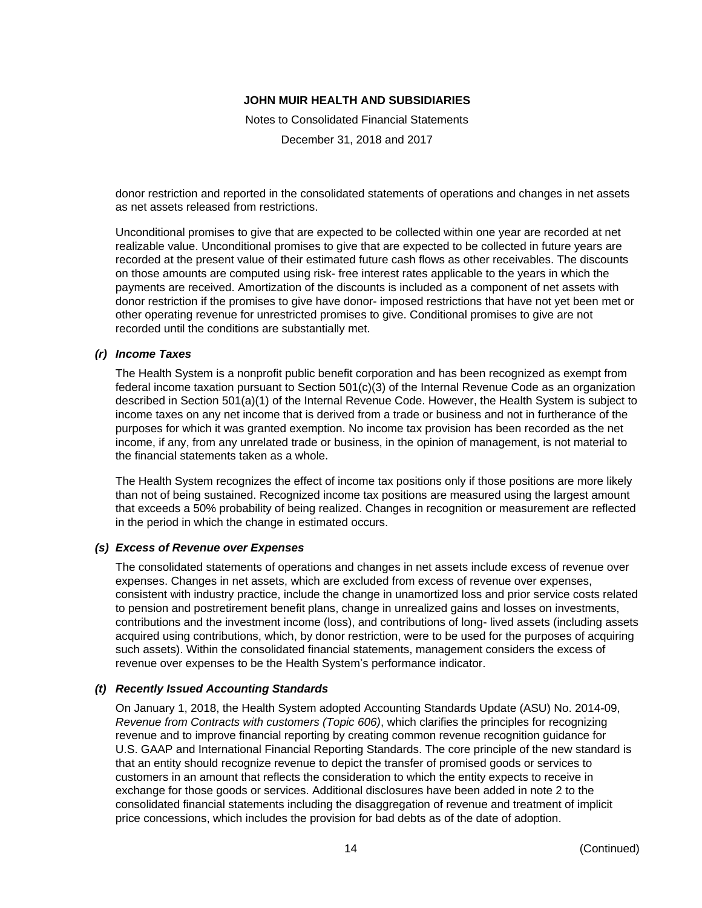donor restriction and reported in the consolidated statements of operations and changes in net assets as net assets released from restrictions.

Unconditional promises to give that are expected to be collected within one year are recorded at net realizable value. Unconditional promises to give that are expected to be collected in future years are recorded at the present value of their estimated future cash flows as other receivables. The discounts on those amounts are computed using risk- free interest rates applicable to the years in which the payments are received. Amortization of the discounts is included as a component of net assets with donor restriction if the promises to give have donor- imposed restrictions that have not yet been met or other operating revenue for unrestricted promises to give. Conditional promises to give are not recorded until the conditions are substantially met.

### *(r) Income Taxes*

The Health System is a nonprofit public benefit corporation and has been recognized as exempt from federal income taxation pursuant to Section 501(c)(3) of the Internal Revenue Code as an organization described in Section 501(a)(1) of the Internal Revenue Code. However, the Health System is subject to income taxes on any net income that is derived from a trade or business and not in furtherance of the purposes for which it was granted exemption. No income tax provision has been recorded as the net income, if any, from any unrelated trade or business, in the opinion of management, is not material to the financial statements taken as a whole.

The Health System recognizes the effect of income tax positions only if those positions are more likely than not of being sustained. Recognized income tax positions are measured using the largest amount that exceeds a 50% probability of being realized. Changes in recognition or measurement are reflected in the period in which the change in estimated occurs.

### *(s) Excess of Revenue over Expenses*

The consolidated statements of operations and changes in net assets include excess of revenue over expenses. Changes in net assets, which are excluded from excess of revenue over expenses, consistent with industry practice, include the change in unamortized loss and prior service costs related to pension and postretirement benefit plans, change in unrealized gains and losses on investments, contributions and the investment income (loss), and contributions of long- lived assets (including assets acquired using contributions, which, by donor restriction, were to be used for the purposes of acquiring such assets). Within the consolidated financial statements, management considers the excess of revenue over expenses to be the Health System's performance indicator.

### *(t) Recently Issued Accounting Standards*

On January 1, 2018, the Health System adopted Accounting Standards Update (ASU) No. 2014-09, *Revenue from Contracts with customers (Topic 606)*, which clarifies the principles for recognizing revenue and to improve financial reporting by creating common revenue recognition guidance for U.S. GAAP and International Financial Reporting Standards. The core principle of the new standard is that an entity should recognize revenue to depict the transfer of promised goods or services to customers in an amount that reflects the consideration to which the entity expects to receive in exchange for those goods or services. Additional disclosures have been added in note 2 to the consolidated financial statements including the disaggregation of revenue and treatment of implicit price concessions, which includes the provision for bad debts as of the date of adoption.

(Continued)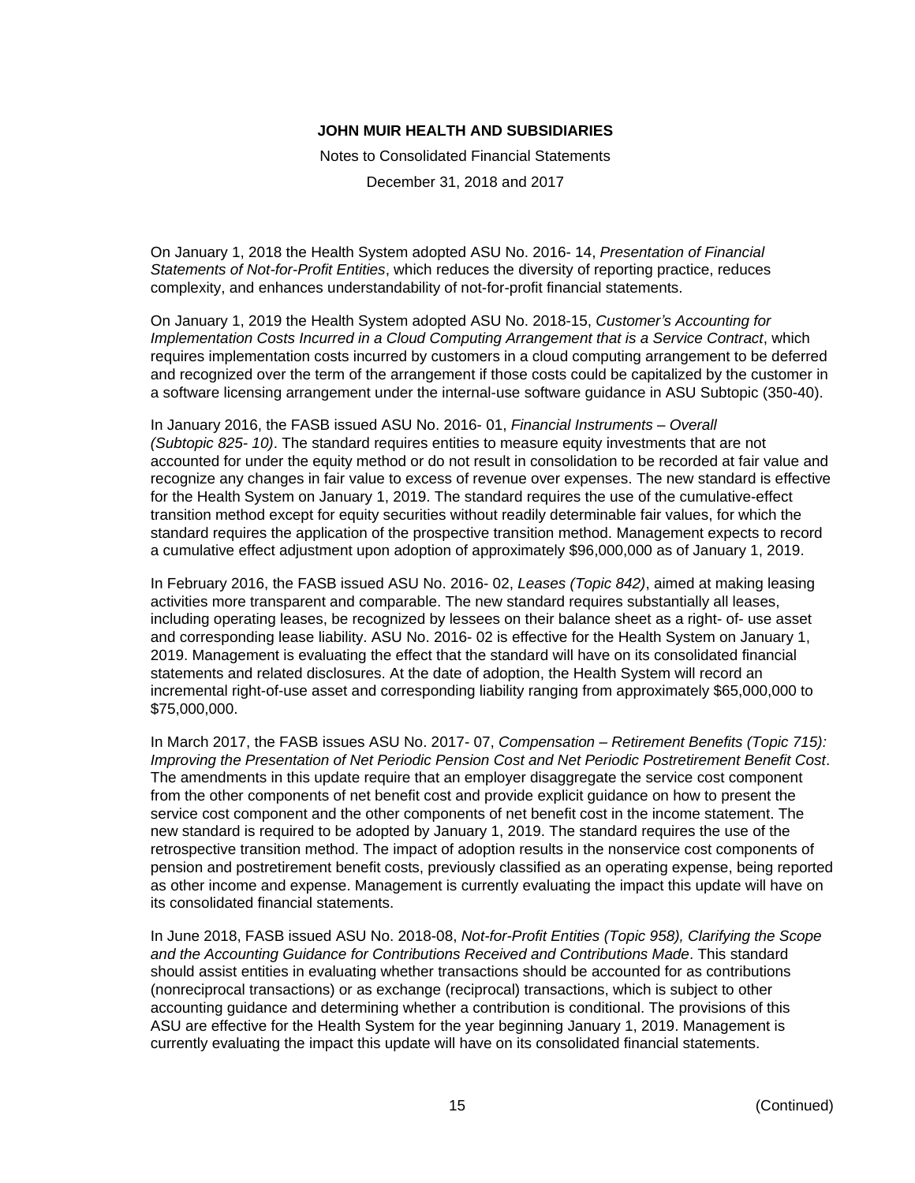On January 1, 2018 the Health System adopted ASU No. 2016- 14, *Presentation of Financial Statements of Not-for-Profit Entities*, which reduces the diversity of reporting practice, reduces complexity, and enhances understandability of not-for-profit financial statements.

On January 1, 2019 the Health System adopted ASU No. 2018-15, *Customer's Accounting for Implementation Costs Incurred in a Cloud Computing Arrangement that is a Service Contract*, which requires implementation costs incurred by customers in a cloud computing arrangement to be deferred and recognized over the term of the arrangement if those costs could be capitalized by the customer in a software licensing arrangement under the internal-use software guidance in ASU Subtopic (350-40).

In January 2016, the FASB issued ASU No. 2016- 01, *Financial Instruments – Overall (Subtopic 825- 10)*. The standard requires entities to measure equity investments that are not accounted for under the equity method or do not result in consolidation to be recorded at fair value and recognize any changes in fair value to excess of revenue over expenses. The new standard is effective for the Health System on January 1, 2019. The standard requires the use of the cumulative-effect transition method except for equity securities without readily determinable fair values, for which the standard requires the application of the prospective transition method. Management expects to record a cumulative effect adjustment upon adoption of approximately $96,000,000 as of January 1, 2019.

In February 2016, the FASB issued ASU No. 2016- 02, *Leases (Topic 842)*, aimed at making leasing activities more transparent and comparable. The new standard requires substantially all leases, including operating leases, be recognized by lessees on their balance sheet as a right- of- use asset and corresponding lease liability. ASU No. 2016- 02 is effective for the Health System on January 1, 2019. Management is evaluating the effect that the standard will have on its consolidated financial statements and related disclosures. At the date of adoption, the Health System will record an incremental right-of-use asset and corresponding liability ranging from approximately $65,000,000 to $75,000,000.

In March 2017, the FASB issues ASU No. 2017- 07, *Compensation – Retirement Benefits (Topic 715): Improving the Presentation of Net Periodic Pension Cost and Net Periodic Postretirement Benefit Cost*. The amendments in this update require that an employer disaggregate the service cost component from the other components of net benefit cost and provide explicit guidance on how to present the service cost component and the other components of net benefit cost in the income statement. The new standard is required to be adopted by January 1, 2019. The standard requires the use of the retrospective transition method. The impact of adoption results in the nonservice cost components of pension and postretirement benefit costs, previously classified as an operating expense, being reported as other income and expense. Management is currently evaluating the impact this update will have on its consolidated financial statements.

In June 2018, FASB issued ASU No. 2018-08, *Not-for-Profit Entities (Topic 958), Clarifying the Scope and the Accounting Guidance for Contributions Received and Contributions Made*. This standard should assist entities in evaluating whether transactions should be accounted for as contributions (nonreciprocal transactions) or as exchange (reciprocal) transactions, which is subject to other accounting guidance and determining whether a contribution is conditional. The provisions of this ASU are effective for the Health System for the year beginning January 1, 2019. Management is currently evaluating the impact this update will have on its consolidated financial statements.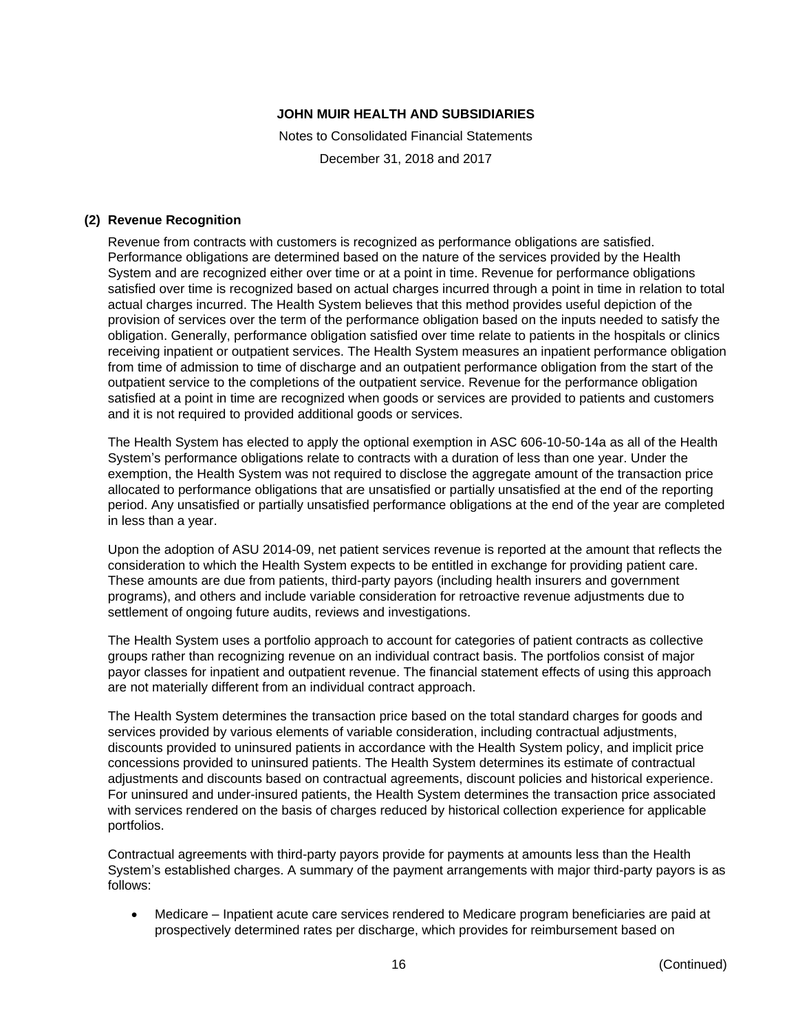### (2) Revenue Recognition

Revenue from contracts with customers is recognized as performance obligations are satisfied. Performance obligations are determined based on the nature of the services provided by the Health System and are recognized either over time or at a point in time. Revenue for performance obligations satisfied over time is recognized based on actual charges incurred through a point in time in relation to total actual charges incurred. The Health System believes that this method provides useful depiction of the provision of services over the term of the performance obligation based on the inputs needed to satisfy the obligation. Generally, performance obligation satisfied over time relate to patients in the hospitals or clinics receiving inpatient or outpatient services. The Health System measures an inpatient performance obligation from time of admission to time of discharge and an outpatient performance obligation from the start of the outpatient service to the completions of the outpatient service. Revenue for the performance obligation satisfied at a point in time are recognized when goods or services are provided to patients and customers and it is not required to provided additional goods or services.

The Health System has elected to apply the optional exemption in ASC 606-10-50-14a as all of the Health System's performance obligations relate to contracts with a duration of less than one year. Under the exemption, the Health System was not required to disclose the aggregate amount of the transaction price allocated to performance obligations that are unsatisfied or partially unsatisfied at the end of the reporting period. Any unsatisfied or partially unsatisfied performance obligations at the end of the year are completed in less than a year.

Upon the adoption of ASU 2014-09, net patient services revenue is reported at the amount that reflects the consideration to which the Health System expects to be entitled in exchange for providing patient care. These amounts are due from patients, third-party payors (including health insurers and government programs), and others and include variable consideration for retroactive revenue adjustments due to settlement of ongoing future audits, reviews and investigations.

The Health System uses a portfolio approach to account for categories of patient contracts as collective groups rather than recognizing revenue on an individual contract basis. The portfolios consist of major payor classes for inpatient and outpatient revenue. The financial statement effects of using this approach are not materially different from an individual contract approach.

The Health System determines the transaction price based on the total standard charges for goods and services provided by various elements of variable consideration, including contractual adjustments, discounts provided to uninsured patients in accordance with the Health System policy, and implicit price concessions provided to uninsured patients. The Health System determines its estimate of contractual adjustments and discounts based on contractual agreements, discount policies and historical experience. For uninsured and under-insured patients, the Health System determines the transaction price associated with services rendered on the basis of charges reduced by historical collection experience for applicable portfolios.

Contractual agreements with third-party payors provide for payments at amounts less than the Health System's established charges. A summary of the payment arrangements with major third-party payors is as follows:

- Medicare – Inpatient acute care services rendered to Medicare program beneficiaries are paid at prospectively determined rates per discharge, which provides for reimbursement based on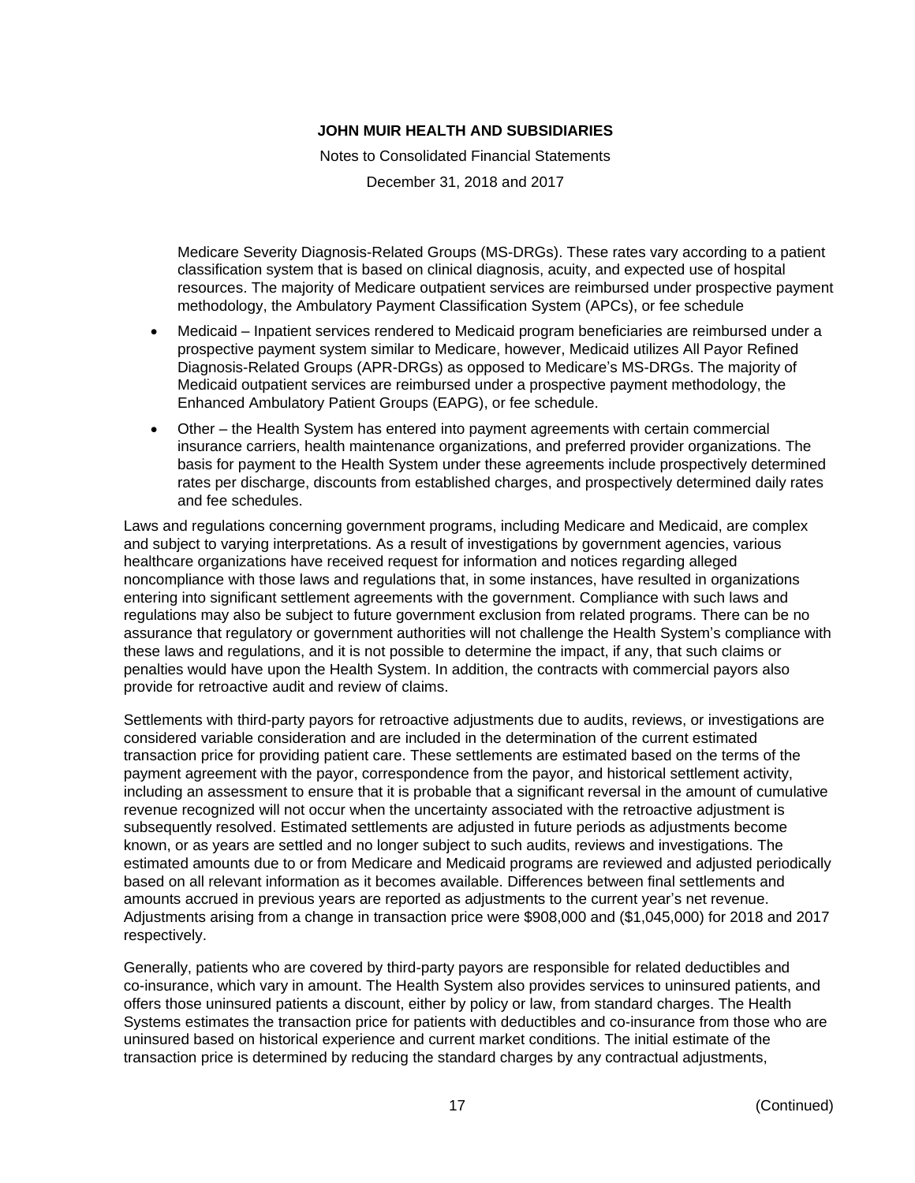Medicare Severity Diagnosis-Related Groups (MS-DRGs). These rates vary according to a patient classification system that is based on clinical diagnosis, acuity, and expected use of hospital resources. The majority of Medicare outpatient services are reimbursed under prospective payment methodology, the Ambulatory Payment Classification System (APCs), or fee schedule

- Medicaid – Inpatient services rendered to Medicaid program beneficiaries are reimbursed under a prospective payment system similar to Medicare, however, Medicaid utilizes All Payor Refined Diagnosis-Related Groups (APR-DRGs) as opposed to Medicare's MS-DRGs. The majority of Medicaid outpatient services are reimbursed under a prospective payment methodology, the Enhanced Ambulatory Patient Groups (EAPG), or fee schedule.
- Other – the Health System has entered into payment agreements with certain commercial insurance carriers, health maintenance organizations, and preferred provider organizations. The basis for payment to the Health System under these agreements include prospectively determined rates per discharge, discounts from established charges, and prospectively determined daily rates and fee schedules.

Laws and regulations concerning government programs, including Medicare and Medicaid, are complex and subject to varying interpretations. As a result of investigations by government agencies, various healthcare organizations have received request for information and notices regarding alleged noncompliance with those laws and regulations that, in some instances, have resulted in organizations entering into significant settlement agreements with the government. Compliance with such laws and regulations may also be subject to future government exclusion from related programs. There can be no assurance that regulatory or government authorities will not challenge the Health System's compliance with these laws and regulations, and it is not possible to determine the impact, if any, that such claims or penalties would have upon the Health System. In addition, the contracts with commercial payors also provide for retroactive audit and review of claims.

Settlements with third-party payors for retroactive adjustments due to audits, reviews, or investigations are considered variable consideration and are included in the determination of the current estimated transaction price for providing patient care. These settlements are estimated based on the terms of the payment agreement with the payor, correspondence from the payor, and historical settlement activity, including an assessment to ensure that it is probable that a significant reversal in the amount of cumulative revenue recognized will not occur when the uncertainty associated with the retroactive adjustment is subsequently resolved. Estimated settlements are adjusted in future periods as adjustments become known, or as years are settled and no longer subject to such audits, reviews and investigations. The estimated amounts due to or from Medicare and Medicaid programs are reviewed and adjusted periodically based on all relevant information as it becomes available. Differences between final settlements and amounts accrued in previous years are reported as adjustments to the current year's net revenue. Adjustments arising from a change in transaction price were $908,000 and ($1,045,000) for 2018 and 2017 respectively.

Generally, patients who are covered by third-party payors are responsible for related deductibles and co-insurance, which vary in amount. The Health System also provides services to uninsured patients, and offers those uninsured patients a discount, either by policy or law, from standard charges. The Health Systems estimates the transaction price for patients with deductibles and co-insurance from those who are uninsured based on historical experience and current market conditions. The initial estimate of the transaction price is determined by reducing the standard charges by any contractual adjustments,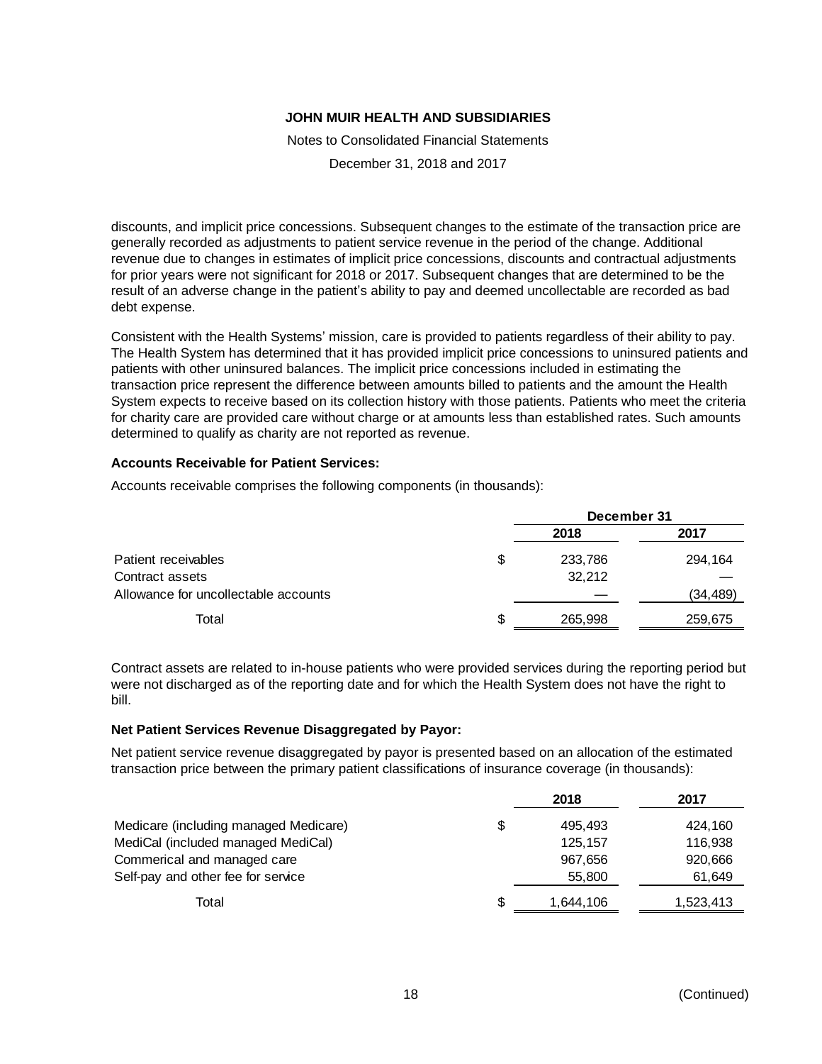discounts, and implicit price concessions. Subsequent changes to the estimate of the transaction price are generally recorded as adjustments to patient service revenue in the period of the change. Additional revenue due to changes in estimates of implicit price concessions, discounts and contractual adjustments for prior years were not significant for 2018 or 2017. Subsequent changes that are determined to be the result of an adverse change in the patient's ability to pay and deemed uncollectable are recorded as bad debt expense.

Consistent with the Health Systems' mission, care is provided to patients regardless of their ability to pay. The Health System has determined that it has provided implicit price concessions to uninsured patients and patients with other uninsured balances. The implicit price concessions included in estimating the transaction price represent the difference between amounts billed to patients and the amount the Health System expects to receive based on its collection history with those patients. Patients who meet the criteria for charity care are provided care without charge or at amounts less than established rates. Such amounts determined to qualify as charity are not reported as revenue.

**Accounts Receivable for Patient Services:**

Accounts receivable comprises the following components (in thousands):

| | | December 31 | |
|---|---|---|---|
| | | 2018 | 2017 |
| Patient receivables | $ | 233,786 | 294,164 |
| Contract assets | | 32,212 | — |
| Allowance for uncollectable accounts | | — | (34,489) |
| Total | $ | 265,998 | 259,675 |

Contract assets are related to in-house patients who were provided services during the reporting period but were not discharged as of the reporting date and for which the Health System does not have the right to bill.

**Net Patient Services Revenue Disaggregated by Payor:**

Net patient service revenue disaggregated by payor is presented based on an allocation of the estimated transaction price between the primary patient classifications of insurance coverage (in thousands):

| | | 2018 | 2017 |
|---|---|---|---|
| Medicare (including managed Medicare) | $ | 495,493 | 424,160 |
| MediCal (included managed MediCal) | | 125,157 | 116,938 |
| Commerical and managed care | | 967,656 | 920,666 |
| Self-pay and other fee for service | | 55,800 | 61,649 |
| Total | $ | 1,644,106 | 1,523,413 |

(Continued)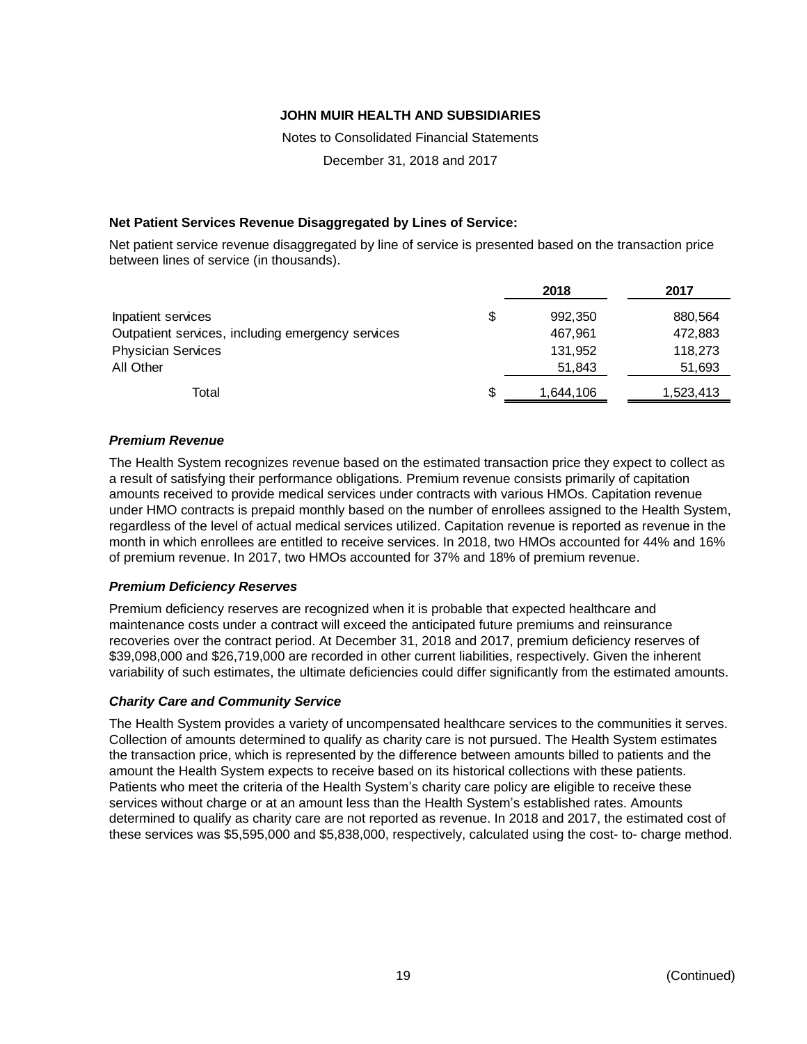**Net Patient Services Revenue Disaggregated by Lines of Service:**

Net patient service revenue disaggregated by line of service is presented based on the transaction price between lines of service (in thousands).

| | | 2018 | 2017 |
|---|---|---|---|
| Inpatient services | $ | 992,350 | 880,564 |
| Outpatient services, including emergency services | | 467,961 | 472,883 |
| Physician Services | | 131,952 | 118,273 |
| All Other | | 51,843 | 51,693 |
| Total | $ | 1,644,106 | 1,523,413 |

***Premium Revenue***

The Health System recognizes revenue based on the estimated transaction price they expect to collect as a result of satisfying their performance obligations. Premium revenue consists primarily of capitation amounts received to provide medical services under contracts with various HMOs. Capitation revenue under HMO contracts is prepaid monthly based on the number of enrollees assigned to the Health System, regardless of the level of actual medical services utilized. Capitation revenue is reported as revenue in the month in which enrollees are entitled to receive services. In 2018, two HMOs accounted for 44% and 16% of premium revenue. In 2017, two HMOs accounted for 37% and 18% of premium revenue.

***Premium Deficiency Reserves***

Premium deficiency reserves are recognized when it is probable that expected healthcare and maintenance costs under a contract will exceed the anticipated future premiums and reinsurance recoveries over the contract period. At December 31, 2018 and 2017, premium deficiency reserves of $39,098,000 and $26,719,000 are recorded in other current liabilities, respectively. Given the inherent variability of such estimates, the ultimate deficiencies could differ significantly from the estimated amounts.

***Charity Care and Community Service***

The Health System provides a variety of uncompensated healthcare services to the communities it serves. Collection of amounts determined to qualify as charity care is not pursued. The Health System estimates the transaction price, which is represented by the difference between amounts billed to patients and the amount the Health System expects to receive based on its historical collections with these patients. Patients who meet the criteria of the Health System's charity care policy are eligible to receive these services without charge or at an amount less than the Health System's established rates. Amounts determined to qualify as charity care are not reported as revenue. In 2018 and 2017, the estimated cost of these services was $5,595,000 and $5,838,000, respectively, calculated using the cost- to- charge method.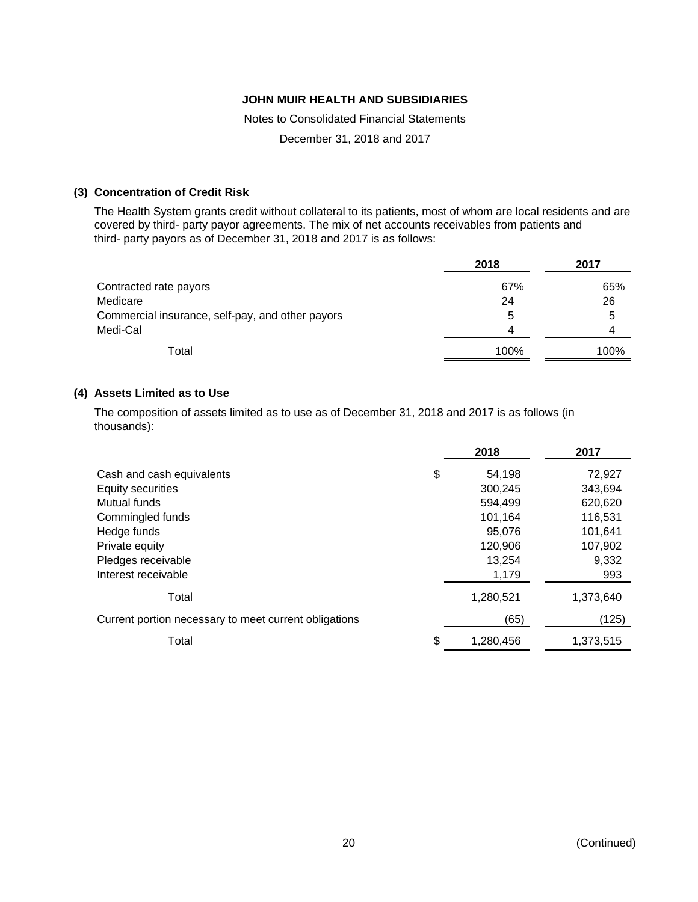**JOHN MUIR HEALTH AND SUBSIDIARIES**

Notes to Consolidated Financial Statements

December 31, 2018 and 2017

**(3) Concentration of Credit Risk**

The Health System grants credit without collateral to its patients, most of whom are local residents and are covered by third- party payor agreements. The mix of net accounts receivables from patients and third- party payors as of December 31, 2018 and 2017 is as follows:

| | 2018 | 2017 |
|---|---|---|
| Contracted rate payors | 67% | 65% |
| Medicare | 24 | 26 |
| Commercial insurance, self-pay, and other payors | 5 | 5 |
| Medi-Cal | 4 | 4 |
| Total | 100% | 100% |

**(4) Assets Limited as to Use**

The composition of assets limited as to use as of December 31, 2018 and 2017 is as follows (in thousands):

| | 2018 | 2017 |
|---|---|---|
| Cash and cash equivalents | $ 54,198 | 72,927 |
| Equity securities | 300,245 | 343,694 |
| Mutual funds | 594,499 | 620,620 |
| Commingled funds | 101,164 | 116,531 |
| Hedge funds | 95,076 | 101,641 |
| Private equity | 120,906 | 107,902 |
| Pledges receivable | 13,254 | 9,332 |
| Interest receivable | 1,179 | 993 |
| Total | 1,280,521 | 1,373,640 |
| Current portion necessary to meet current obligations | (65) | (125) |
| Total | $ 1,280,456 | 1,373,515 |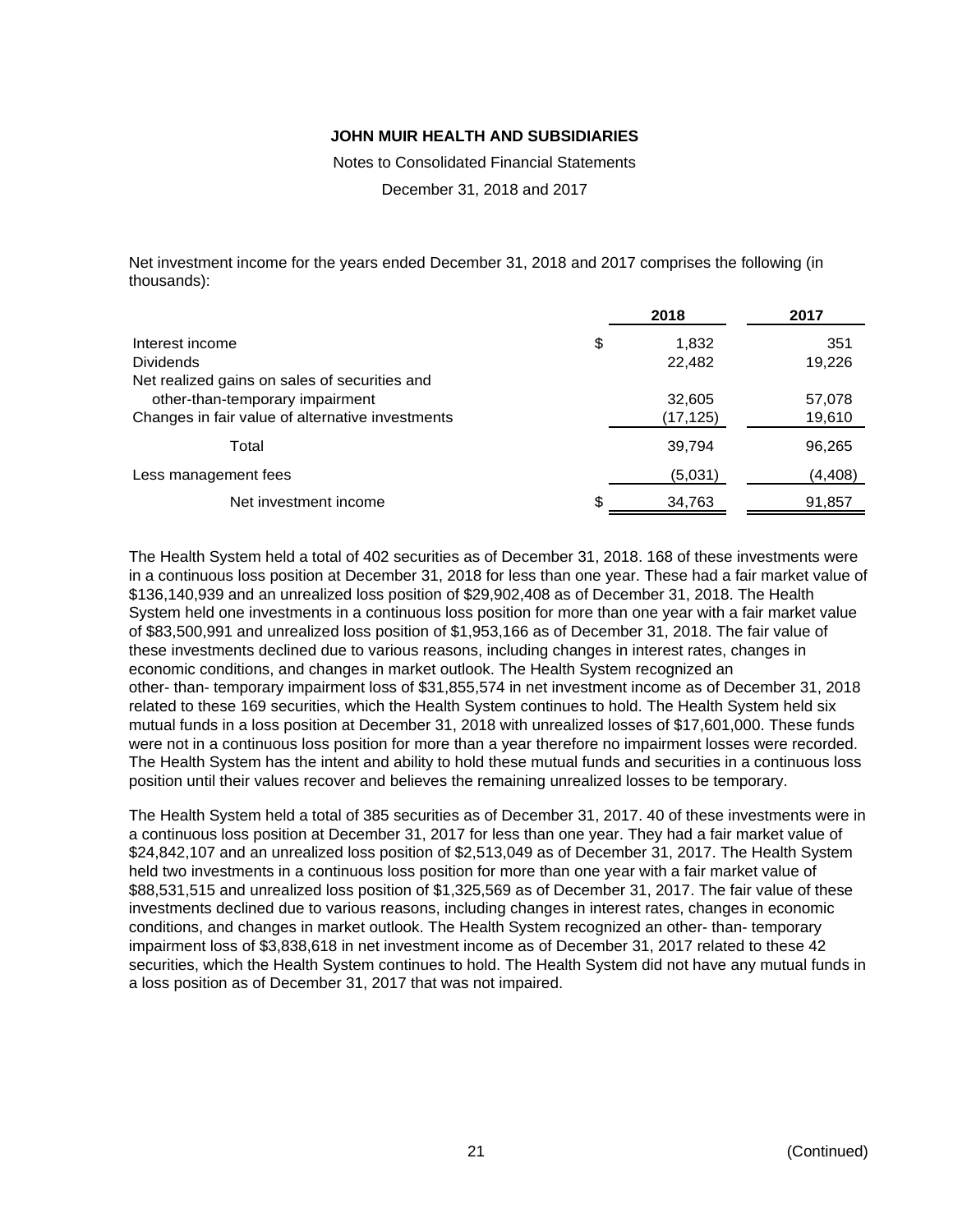Net investment income for the years ended December 31, 2018 and 2017 comprises the following (in thousands):

| | 2018 | 2017 |
|---|---|---|
| Interest income | $ 1,832 | 351 |
| Dividends | 22,482 | 19,226 |
| Net realized gains on sales of securities and other-than-temporary impairment | 32,605 | 57,078 |
| Changes in fair value of alternative investments | (17,125) | 19,610 |
| Total | 39,794 | 96,265 |
| Less management fees | (5,031) | (4,408) |
| Net investment income | $ 34,763 | 91,857 |

The Health System held a total of 402 securities as of December 31, 2018. 168 of these investments were in a continuous loss position at December 31, 2018 for less than one year. These had a fair market value of $136,140,939 and an unrealized loss position of $29,902,408 as of December 31, 2018. The Health System held one investments in a continuous loss position for more than one year with a fair market value of $83,500,991 and unrealized loss position of $1,953,166 as of December 31, 2018. The fair value of these investments declined due to various reasons, including changes in interest rates, changes in economic conditions, and changes in market outlook. The Health System recognized an other- than- temporary impairment loss of $31,855,574 in net investment income as of December 31, 2018 related to these 169 securities, which the Health System continues to hold. The Health System held six mutual funds in a loss position at December 31, 2018 with unrealized losses of $17,601,000. These funds were not in a continuous loss position for more than a year therefore no impairment losses were recorded. The Health System has the intent and ability to hold these mutual funds and securities in a continuous loss position until their values recover and believes the remaining unrealized losses to be temporary.

The Health System held a total of 385 securities as of December 31, 2017. 40 of these investments were in a continuous loss position at December 31, 2017 for less than one year. They had a fair market value of $24,842,107 and an unrealized loss position of $2,513,049 as of December 31, 2017. The Health System held two investments in a continuous loss position for more than one year with a fair market value of $88,531,515 and unrealized loss position of $1,325,569 as of December 31, 2017. The fair value of these investments declined due to various reasons, including changes in interest rates, changes in economic conditions, and changes in market outlook. The Health System recognized an other- than- temporary impairment loss of $3,838,618 in net investment income as of December 31, 2017 related to these 42 securities, which the Health System continues to hold. The Health System did not have any mutual funds in a loss position as of December 31, 2017 that was not impaired.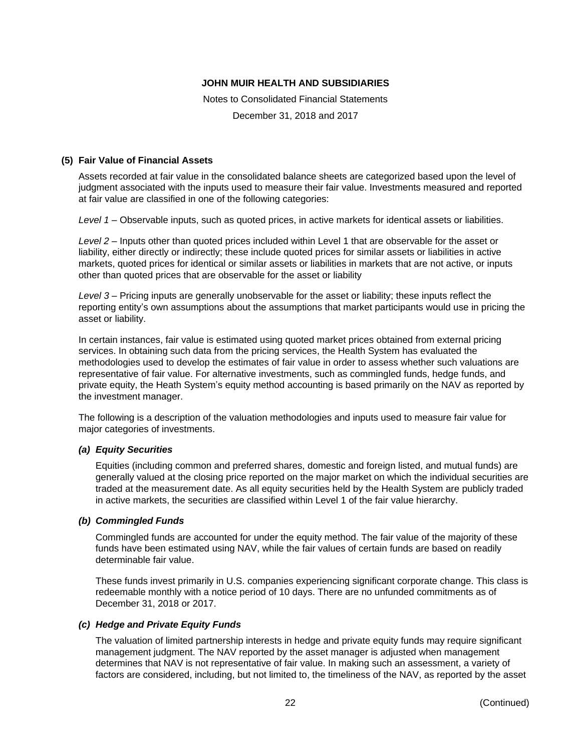### (5) Fair Value of Financial Assets

Assets recorded at fair value in the consolidated balance sheets are categorized based upon the level of judgment associated with the inputs used to measure their fair value. Investments measured and reported at fair value are classified in one of the following categories:

*Level 1* – Observable inputs, such as quoted prices, in active markets for identical assets or liabilities.

*Level 2* – Inputs other than quoted prices included within Level 1 that are observable for the asset or liability, either directly or indirectly; these include quoted prices for similar assets or liabilities in active markets, quoted prices for identical or similar assets or liabilities in markets that are not active, or inputs other than quoted prices that are observable for the asset or liability

*Level 3* – Pricing inputs are generally unobservable for the asset or liability; these inputs reflect the reporting entity's own assumptions about the assumptions that market participants would use in pricing the asset or liability.

In certain instances, fair value is estimated using quoted market prices obtained from external pricing services. In obtaining such data from the pricing services, the Health System has evaluated the methodologies used to develop the estimates of fair value in order to assess whether such valuations are representative of fair value. For alternative investments, such as commingled funds, hedge funds, and private equity, the Heath System's equity method accounting is based primarily on the NAV as reported by the investment manager.

The following is a description of the valuation methodologies and inputs used to measure fair value for major categories of investments.

#### *(a) Equity Securities*

Equities (including common and preferred shares, domestic and foreign listed, and mutual funds) are generally valued at the closing price reported on the major market on which the individual securities are traded at the measurement date. As all equity securities held by the Health System are publicly traded in active markets, the securities are classified within Level 1 of the fair value hierarchy.

#### *(b) Commingled Funds*

Commingled funds are accounted for under the equity method. The fair value of the majority of these funds have been estimated using NAV, while the fair values of certain funds are based on readily determinable fair value.

These funds invest primarily in U.S. companies experiencing significant corporate change. This class is redeemable monthly with a notice period of 10 days. There are no unfunded commitments as of December 31, 2018 or 2017.

#### *(c) Hedge and Private Equity Funds*

The valuation of limited partnership interests in hedge and private equity funds may require significant management judgment. The NAV reported by the asset manager is adjusted when management determines that NAV is not representative of fair value. In making such an assessment, a variety of factors are considered, including, but not limited to, the timeliness of the NAV, as reported by the asset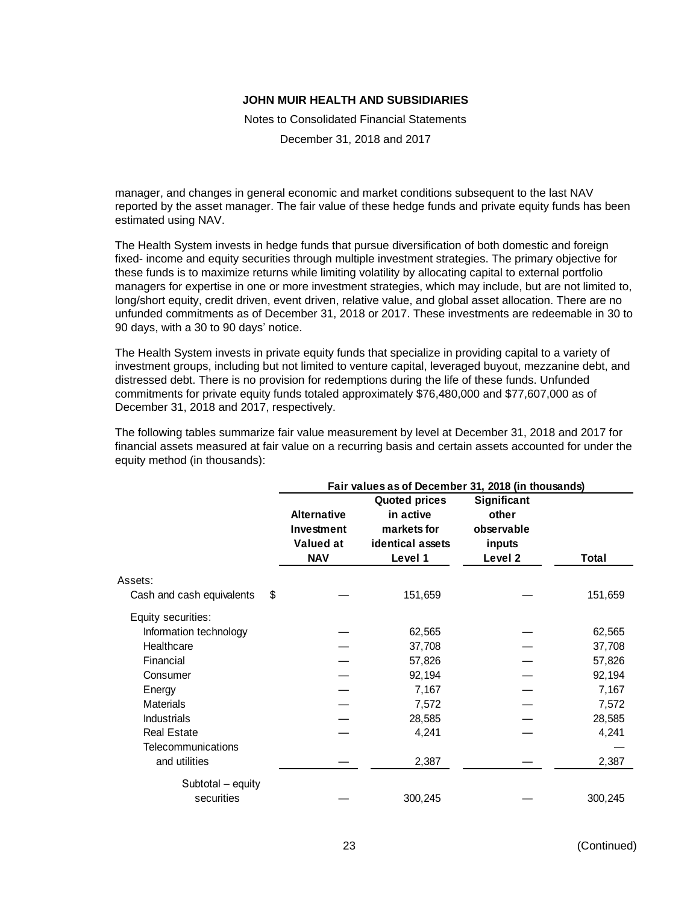manager, and changes in general economic and market conditions subsequent to the last NAV reported by the asset manager. The fair value of these hedge funds and private equity funds has been estimated using NAV.

The Health System invests in hedge funds that pursue diversification of both domestic and foreign fixed- income and equity securities through multiple investment strategies. The primary objective for these funds is to maximize returns while limiting volatility by allocating capital to external portfolio managers for expertise in one or more investment strategies, which may include, but are not limited to, long/short equity, credit driven, event driven, relative value, and global asset allocation. There are no unfunded commitments as of December 31, 2018 or 2017. These investments are redeemable in 30 to 90 days, with a 30 to 90 days' notice.

The Health System invests in private equity funds that specialize in providing capital to a variety of investment groups, including but not limited to venture capital, leveraged buyout, mezzanine debt, and distressed debt. There is no provision for redemptions during the life of these funds. Unfunded commitments for private equity funds totaled approximately $76,480,000 and $77,607,000 as of December 31, 2018 and 2017, respectively.

The following tables summarize fair value measurement by level at December 31, 2018 and 2017 for financial assets measured at fair value on a recurring basis and certain assets accounted for under the equity method (in thousands):

| | Fair values as of December 31, 2018 (in thousands) | | | |
|---|---|---|---|---|
| | Alternative Investment Valued at NAV | Quoted prices in active markets for identical assets Level 1 | Significant other observable inputs Level 2 | Total |
| Assets: | | | | |
| Cash and cash equivalents | $ — | 151,659 | — | 151,659 |
| Equity securities: | | | | |
| Information technology | — | 62,565 | — | 62,565 |
| Healthcare | — | 37,708 | — | 37,708 |
| Financial | — | 57,826 | — | 57,826 |
| Consumer | — | 92,194 | — | 92,194 |
| Energy | — | 7,167 | — | 7,167 |
| Materials | — | 7,572 | — | 7,572 |
| Industrials | — | 28,585 | — | 28,585 |
| Real Estate | — | 4,241 | — | 4,241 |
| Telecommunications and utilities | — | 2,387 | — | 2,387 |
| Subtotal – equity securities | — | 300,245 | — | 300,245 |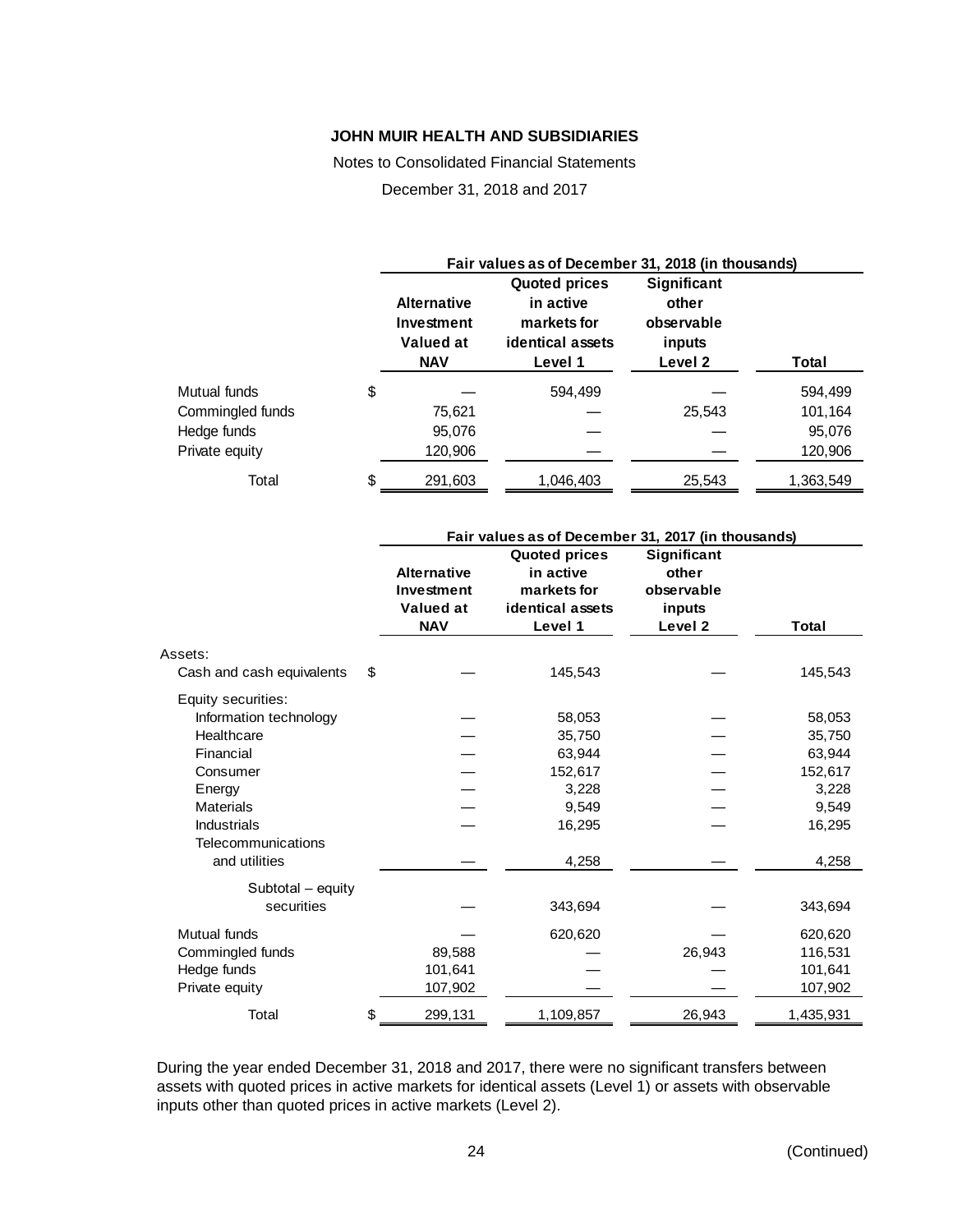**JOHN MUIR HEALTH AND SUBSIDIARIES**

Notes to Consolidated Financial Statements

December 31, 2018 and 2017

| | Fair values as of December 31, 2018 (in thousands) | | | |
|---|---|---|---|---|
| | Alternative Investment Valued at NAV | Quoted prices in active markets for identical assets Level 1 | Significant other observable inputs Level 2 | Total |
| Mutual funds | $ — | 594,499 | — | 594,499 |
| Commingled funds | 75,621 | — | 25,543 | 101,164 |
| Hedge funds | 95,076 | — | — | 95,076 |
| Private equity | 120,906 | — | — | 120,906 |
| Total | $ 291,603 | 1,046,403 | 25,543 | 1,363,549 |

| | Fair values as of December 31, 2017 (in thousands) | | | |
|---|---|---|---|---|
| | Alternative Investment Valued at NAV | Quoted prices in active markets for identical assets Level 1 | Significant other observable inputs Level 2 | Total |
| Assets: | | | | |
| Cash and cash equivalents | $ — | 145,543 | — | 145,543 |
| Equity securities: | | | | |
| Information technology | — | 58,053 | — | 58,053 |
| Healthcare | — | 35,750 | — | 35,750 |
| Financial | — | 63,944 | — | 63,944 |
| Consumer | — | 152,617 | — | 152,617 |
| Energy | — | 3,228 | — | 3,228 |
| Materials | — | 9,549 | — | 9,549 |
| Industrials | — | 16,295 | — | 16,295 |
| Telecommunications and utilities | — | 4,258 | — | 4,258 |
| Subtotal – equity securities | — | 343,694 | — | 343,694 |
| Mutual funds | — | 620,620 | — | 620,620 |
| Commingled funds | 89,588 | — | 26,943 | 116,531 |
| Hedge funds | 101,641 | — | — | 101,641 |
| Private equity | 107,902 | — | — | 107,902 |
| Total | $ 299,131 | 1,109,857 | 26,943 | 1,435,931 |

During the year ended December 31, 2018 and 2017, there were no significant transfers between assets with quoted prices in active markets for identical assets (Level 1) or assets with observable inputs other than quoted prices in active markets (Level 2).

(Continued)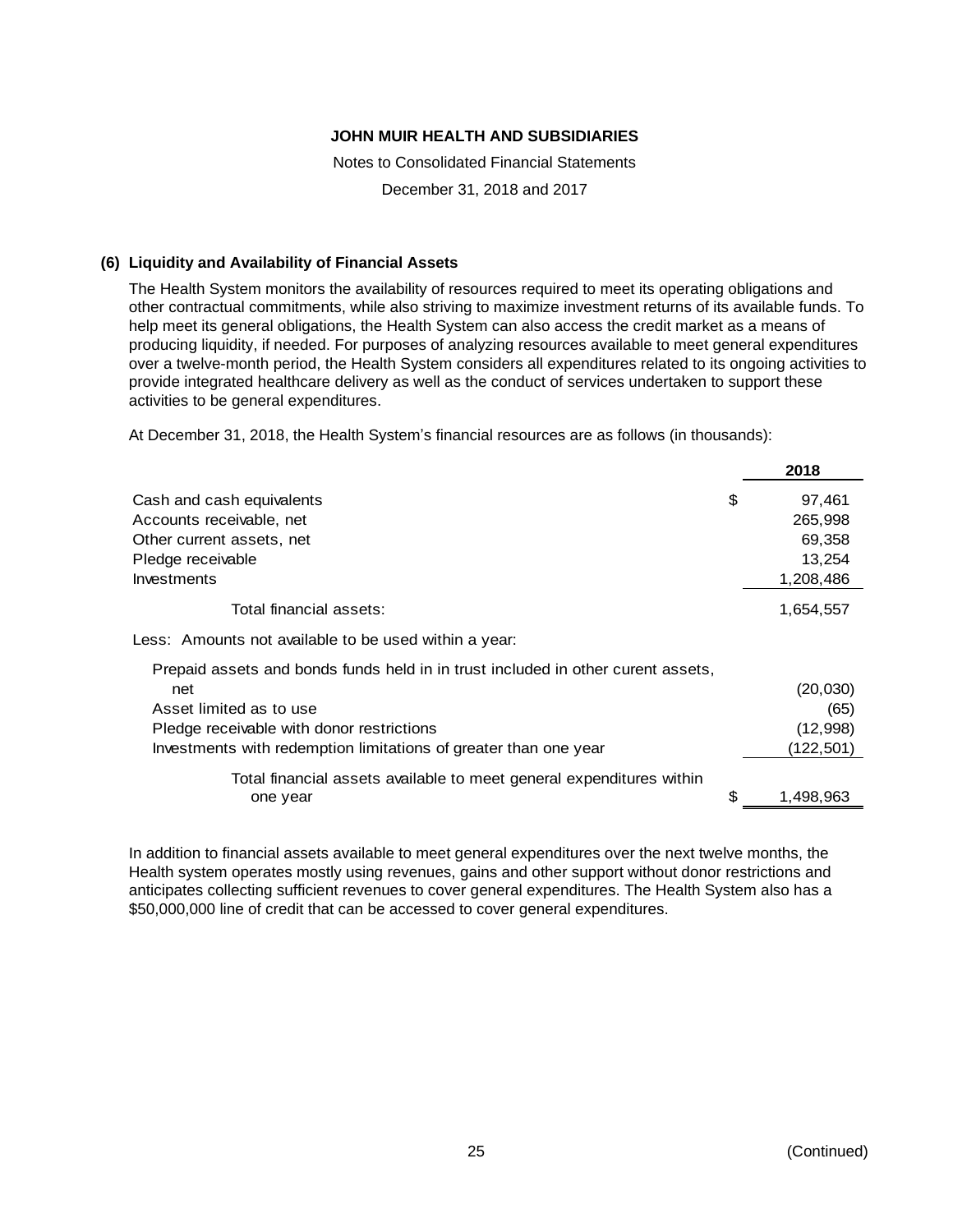**JOHN MUIR HEALTH AND SUBSIDIARIES**

Notes to Consolidated Financial Statements

December 31, 2018 and 2017

## (6) Liquidity and Availability of Financial Assets

The Health System monitors the availability of resources required to meet its operating obligations and other contractual commitments, while also striving to maximize investment returns of its available funds. To help meet its general obligations, the Health System can also access the credit market as a means of producing liquidity, if needed. For purposes of analyzing resources available to meet general expenditures over a twelve-month period, the Health System considers all expenditures related to its ongoing activities to provide integrated healthcare delivery as well as the conduct of services undertaken to support these activities to be general expenditures.

At December 31, 2018, the Health System's financial resources are as follows (in thousands):

| | 2018 |
|---|---|
| Cash and cash equivalents | $ 97,461 |
| Accounts receivable, net | 265,998 |
| Other current assets, net | 69,358 |
| Pledge receivable | 13,254 |
| Investments | 1,208,486 |
| Total financial assets: | 1,654,557 |
| Less: Amounts not available to be used within a year: | |
| Prepaid assets and bonds funds held in in trust included in other curent assets, net | (20,030) |
| Asset limited as to use | (65) |
| Pledge receivable with donor restrictions | (12,998) |
| Investments with redemption limitations of greater than one year | (122,501) |
| Total financial assets available to meet general expenditures within one year | $ 1,498,963 |

In addition to financial assets available to meet general expenditures over the next twelve months, the Health system operates mostly using revenues, gains and other support without donor restrictions and anticipates collecting sufficient revenues to cover general expenditures. The Health System also has a $50,000,000 line of credit that can be accessed to cover general expenditures.

(Continued)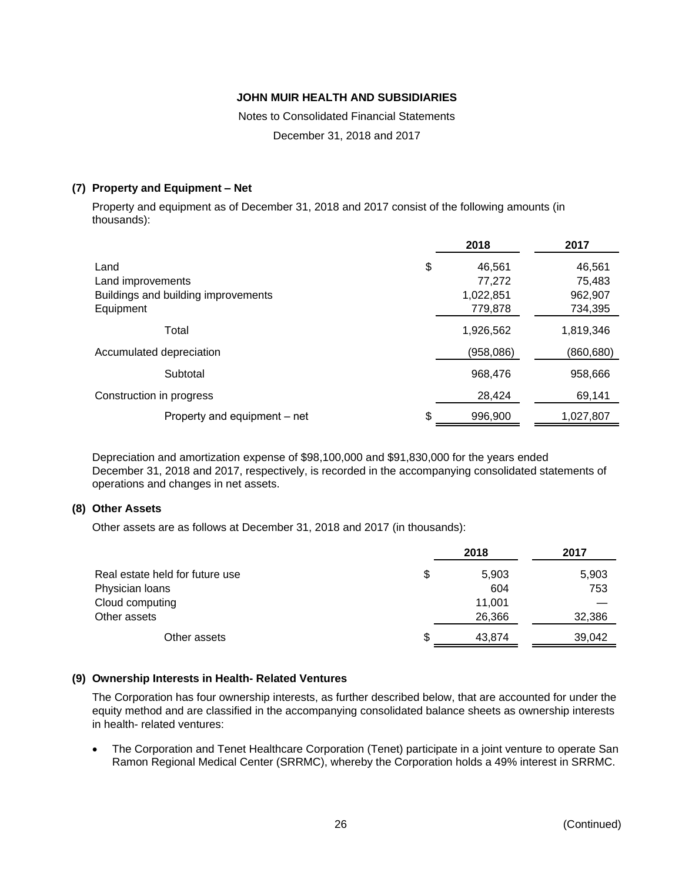**JOHN MUIR HEALTH AND SUBSIDIARIES**

Notes to Consolidated Financial Statements

December 31, 2018 and 2017

## (7) Property and Equipment – Net

Property and equipment as of December 31, 2018 and 2017 consist of the following amounts (in thousands):

| | 2018 | 2017 |
|---|---|---|
| Land | $ 46,561 | 46,561 |
| Land improvements | 77,272 | 75,483 |
| Buildings and building improvements | 1,022,851 | 962,907 |
| Equipment | 779,878 | 734,395 |
| Total | 1,926,562 | 1,819,346 |
| Accumulated depreciation | (958,086) | (860,680) |
| Subtotal | 968,476 | 958,666 |
| Construction in progress | 28,424 | 69,141 |
| Property and equipment – net | $ 996,900 | 1,027,807 |

Depreciation and amortization expense of $98,100,000 and $91,830,000 for the years ended December 31, 2018 and 2017, respectively, is recorded in the accompanying consolidated statements of operations and changes in net assets.

## (8) Other Assets

Other assets are as follows at December 31, 2018 and 2017 (in thousands):

| | 2018 | 2017 |
|---|---|---|
| Real estate held for future use | $ 5,903 | 5,903 |
| Physician loans | 604 | 753 |
| Cloud computing | 11,001 | — |
| Other assets | 26,366 | 32,386 |
| Other assets | $ 43,874 | 39,042 |

## (9) Ownership Interests in Health- Related Ventures

The Corporation has four ownership interests, as further described below, that are accounted for under the equity method and are classified in the accompanying consolidated balance sheets as ownership interests in health- related ventures:

- The Corporation and Tenet Healthcare Corporation (Tenet) participate in a joint venture to operate San Ramon Regional Medical Center (SRRMC), whereby the Corporation holds a 49% interest in SRRMC.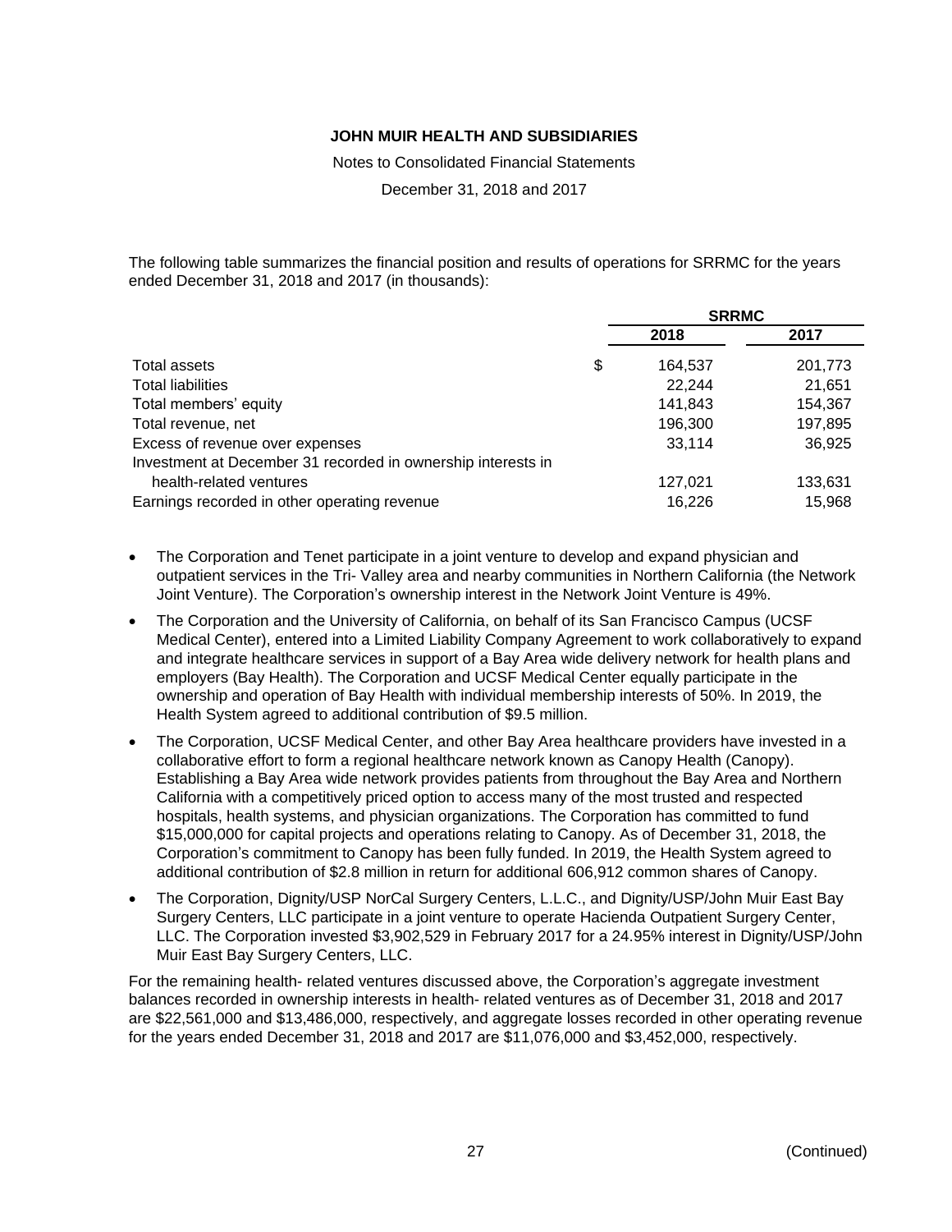The following table summarizes the financial position and results of operations for SRRMC for the years ended December 31, 2018 and 2017 (in thousands):

| | SRRMC | |
|---|---|---|
| | 2018 | 2017 |
| Total assets | $ 164,537 | 201,773 |
| Total liabilities | 22,244 | 21,651 |
| Total members' equity | 141,843 | 154,367 |
| Total revenue, net | 196,300 | 197,895 |
| Excess of revenue over expenses | 33,114 | 36,925 |
| Investment at December 31 recorded in ownership interests in health-related ventures | 127,021 | 133,631 |
| Earnings recorded in other operating revenue | 16,226 | 15,968 |

- The Corporation and Tenet participate in a joint venture to develop and expand physician and outpatient services in the Tri- Valley area and nearby communities in Northern California (the Network Joint Venture). The Corporation's ownership interest in the Network Joint Venture is 49%.
- The Corporation and the University of California, on behalf of its San Francisco Campus (UCSF Medical Center), entered into a Limited Liability Company Agreement to work collaboratively to expand and integrate healthcare services in support of a Bay Area wide delivery network for health plans and employers (Bay Health). The Corporation and UCSF Medical Center equally participate in the ownership and operation of Bay Health with individual membership interests of 50%. In 2019, the Health System agreed to additional contribution of $9.5 million.
- The Corporation, UCSF Medical Center, and other Bay Area healthcare providers have invested in a collaborative effort to form a regional healthcare network known as Canopy Health (Canopy). Establishing a Bay Area wide network provides patients from throughout the Bay Area and Northern California with a competitively priced option to access many of the most trusted and respected hospitals, health systems, and physician organizations. The Corporation has committed to fund $15,000,000 for capital projects and operations relating to Canopy. As of December 31, 2018, the Corporation's commitment to Canopy has been fully funded. In 2019, the Health System agreed to additional contribution of $2.8 million in return for additional 606,912 common shares of Canopy.
- The Corporation, Dignity/USP NorCal Surgery Centers, L.L.C., and Dignity/USP/John Muir East Bay Surgery Centers, LLC participate in a joint venture to operate Hacienda Outpatient Surgery Center, LLC. The Corporation invested $3,902,529 in February 2017 for a 24.95% interest in Dignity/USP/John Muir East Bay Surgery Centers, LLC.

For the remaining health- related ventures discussed above, the Corporation's aggregate investment balances recorded in ownership interests in health- related ventures as of December 31, 2018 and 2017 are $22,561,000 and $13,486,000, respectively, and aggregate losses recorded in other operating revenue for the years ended December 31, 2018 and 2017 are $11,076,000 and $3,452,000, respectively.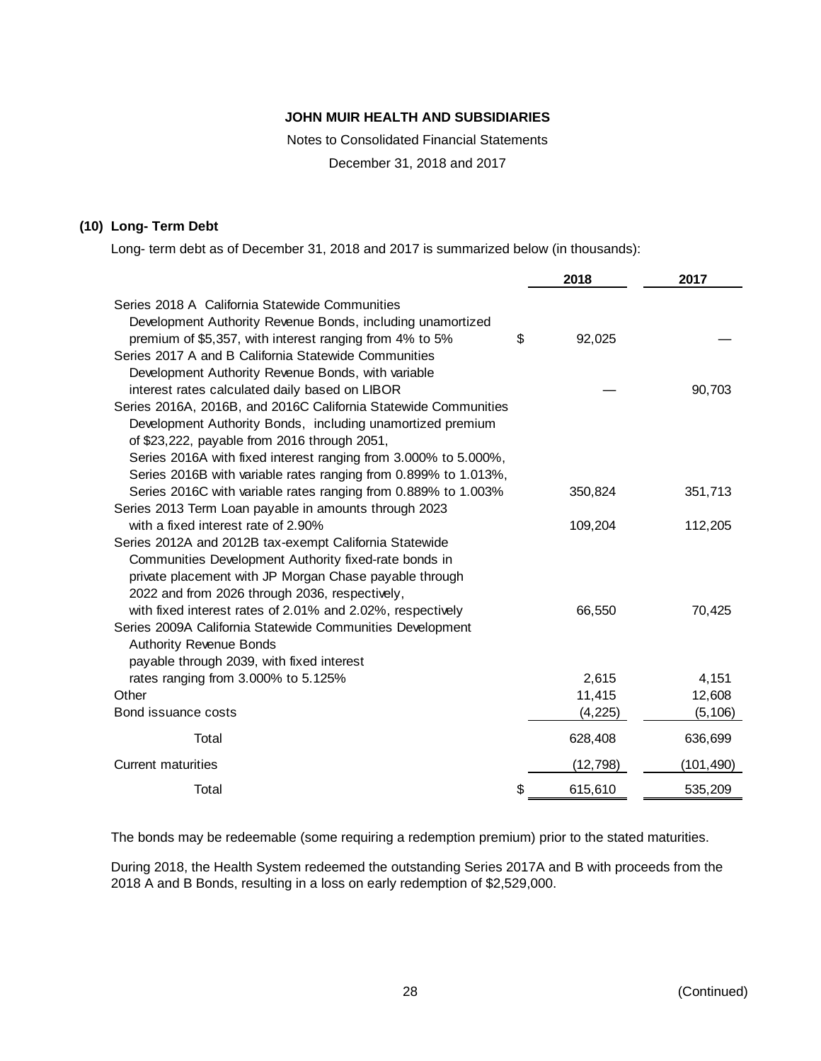**JOHN MUIR HEALTH AND SUBSIDIARIES**

Notes to Consolidated Financial Statements

December 31, 2018 and 2017

## (10) Long- Term Debt

Long- term debt as of December 31, 2018 and 2017 is summarized below (in thousands):

| | 2018 | 2017 |
|---|---|---|
| Series 2018 A California Statewide Communities Development Authority Revenue Bonds, including unamortized premium of $5,357, with interest ranging from 4% to 5% | $ 92,025 | — |
| Series 2017 A and B California Statewide Communities Development Authority Revenue Bonds, with variable interest rates calculated daily based on LIBOR | — | 90,703 |
| Series 2016A, 2016B, and 2016C California Statewide Communities Development Authority Bonds, including unamortized premium of $23,222, payable from 2016 through 2051, Series 2016A with fixed interest ranging from 3.000% to 5.000%, Series 2016B with variable rates ranging from 0.899% to 1.013%, Series 2016C with variable rates ranging from 0.889% to 1.003% | 350,824 | 351,713 |
| Series 2013 Term Loan payable in amounts through 2023 with a fixed interest rate of 2.90% | 109,204 | 112,205 |
| Series 2012A and 2012B tax-exempt California Statewide Communities Development Authority fixed-rate bonds in private placement with JP Morgan Chase payable through 2022 and from 2026 through 2036, respectively, with fixed interest rates of 2.01% and 2.02%, respectively | 66,550 | 70,425 |
| Series 2009A California Statewide Communities Development Authority Revenue Bonds payable through 2039, with fixed interest rates ranging from 3.000% to 5.125% | 2,615 | 4,151 |
| Other | 11,415 | 12,608 |
| Bond issuance costs | (4,225) | (5,106) |
| Total | 628,408 | 636,699 |
| Current maturities | (12,798) | (101,490) |
| Total | $ 615,610 | 535,209 |

The bonds may be redeemable (some requiring a redemption premium) prior to the stated maturities.

During 2018, the Health System redeemed the outstanding Series 2017A and B with proceeds from the 2018 A and B Bonds, resulting in a loss on early redemption of $2,529,000.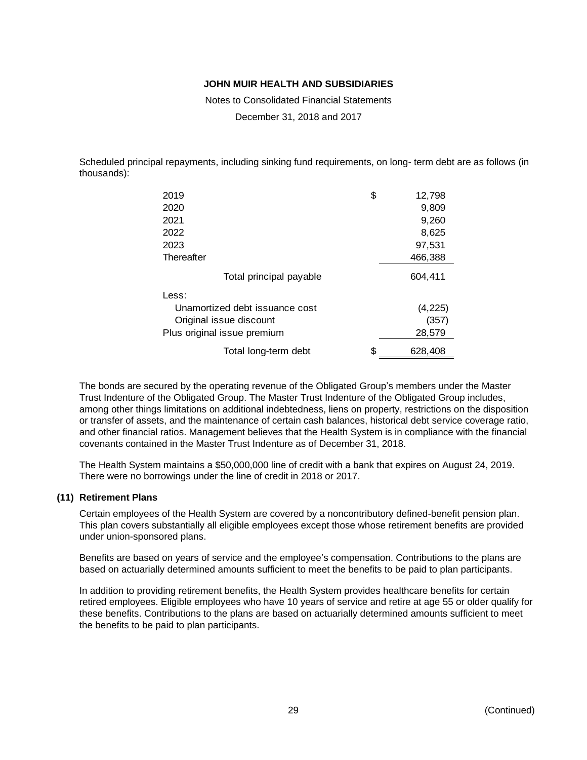Scheduled principal repayments, including sinking fund requirements, on long- term debt are as follows (in thousands):

| | |
|---|---|
| 2019 | $ 12,798 |
| 2020 | 9,809 |
| 2021 | 9,260 |
| 2022 | 8,625 |
| 2023 | 97,531 |
| Thereafter | 466,388 |
| Total principal payable | 604,411 |
| Less: | |
| Unamortized debt issuance cost | (4,225) |
| Original issue discount | (357) |
| Plus original issue premium | 28,579 |
| Total long-term debt | $ 628,408 |

The bonds are secured by the operating revenue of the Obligated Group's members under the Master Trust Indenture of the Obligated Group. The Master Trust Indenture of the Obligated Group includes, among other things limitations on additional indebtedness, liens on property, restrictions on the disposition or transfer of assets, and the maintenance of certain cash balances, historical debt service coverage ratio, and other financial ratios. Management believes that the Health System is in compliance with the financial covenants contained in the Master Trust Indenture as of December 31, 2018.

The Health System maintains a $50,000,000 line of credit with a bank that expires on August 24, 2019. There were no borrowings under the line of credit in 2018 or 2017.

### (11) Retirement Plans

Certain employees of the Health System are covered by a noncontributory defined-benefit pension plan. This plan covers substantially all eligible employees except those whose retirement benefits are provided under union-sponsored plans.

Benefits are based on years of service and the employee's compensation. Contributions to the plans are based on actuarially determined amounts sufficient to meet the benefits to be paid to plan participants.

In addition to providing retirement benefits, the Health System provides healthcare benefits for certain retired employees. Eligible employees who have 10 years of service and retire at age 55 or older qualify for these benefits. Contributions to the plans are based on actuarially determined amounts sufficient to meet the benefits to be paid to plan participants.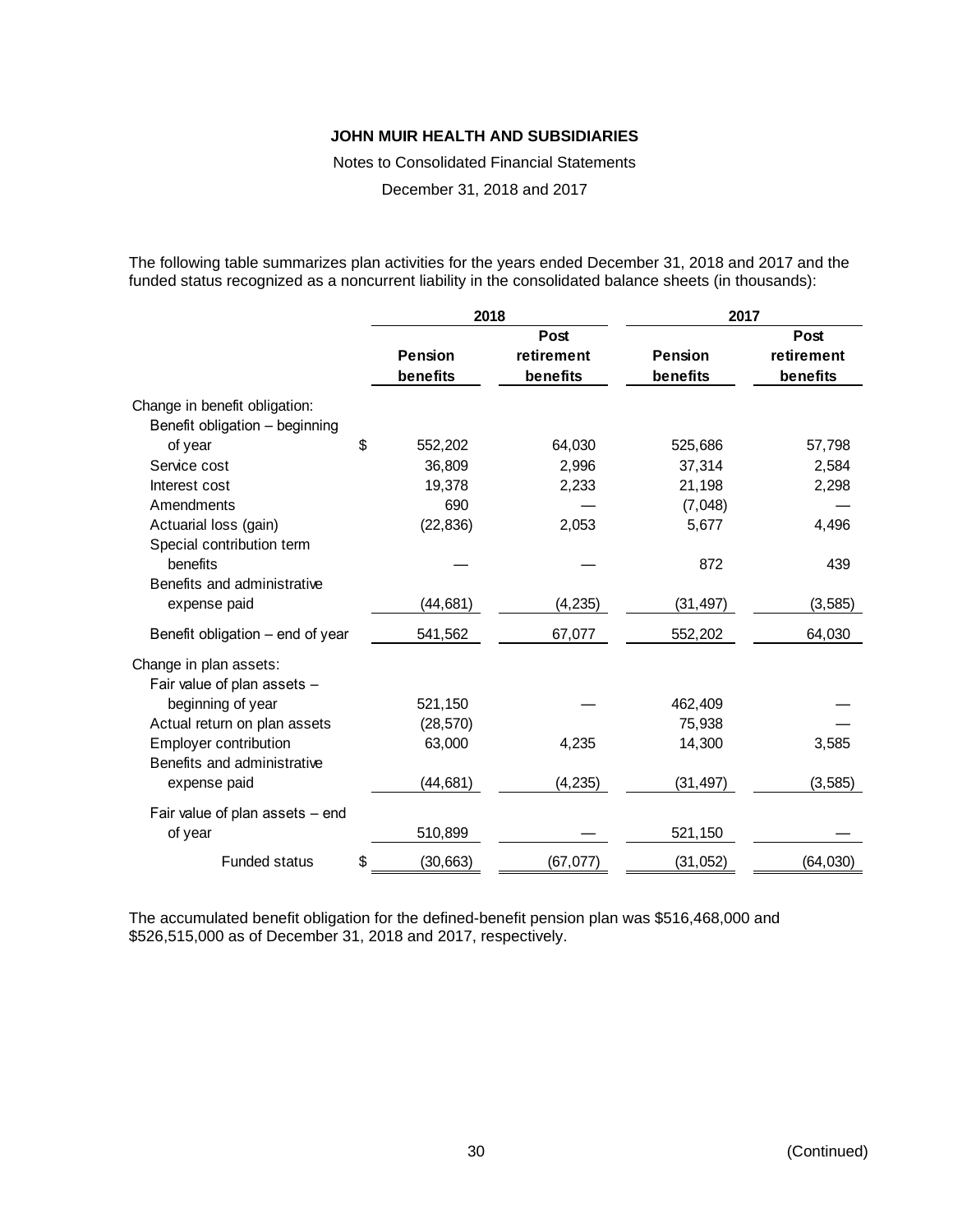**JOHN MUIR HEALTH AND SUBSIDIARIES**

Notes to Consolidated Financial Statements

December 31, 2018 and 2017

The following table summarizes plan activities for the years ended December 31, 2018 and 2017 and the funded status recognized as a noncurrent liability in the consolidated balance sheets (in thousands):

| | 2018 | | 2017 | |
|---|---|---|---|---|
| | Pension benefits | Post retirement benefits | Pension benefits | Post retirement benefits |
| Change in benefit obligation: | | | | |
| Benefit obligation – beginning of year | $ 552,202 | 64,030 | 525,686 | 57,798 |
| Service cost | 36,809 | 2,996 | 37,314 | 2,584 |
| Interest cost | 19,378 | 2,233 | 21,198 | 2,298 |
| Amendments | 690 | — | (7,048) | — |
| Actuarial loss (gain) | (22,836) | 2,053 | 5,677 | 4,496 |
| Special contribution term benefits | — | — | 872 | 439 |
| Benefits and administrative expense paid | (44,681) | (4,235) | (31,497) | (3,585) |
| Benefit obligation – end of year | 541,562 | 67,077 | 552,202 | 64,030 |
| Change in plan assets: | | | | |
| Fair value of plan assets – beginning of year | 521,150 | — | 462,409 | — |
| Actual return on plan assets | (28,570) | | 75,938 | — |
| Employer contribution | 63,000 | 4,235 | 14,300 | 3,585 |
| Benefits and administrative expense paid | (44,681) | (4,235) | (31,497) | (3,585) |
| Fair value of plan assets – end of year | 510,899 | — | 521,150 | — |
| Funded status | $ (30,663) | (67,077) | (31,052) | (64,030) |

The accumulated benefit obligation for the defined-benefit pension plan was $516,468,000 and $526,515,000 as of December 31, 2018 and 2017, respectively.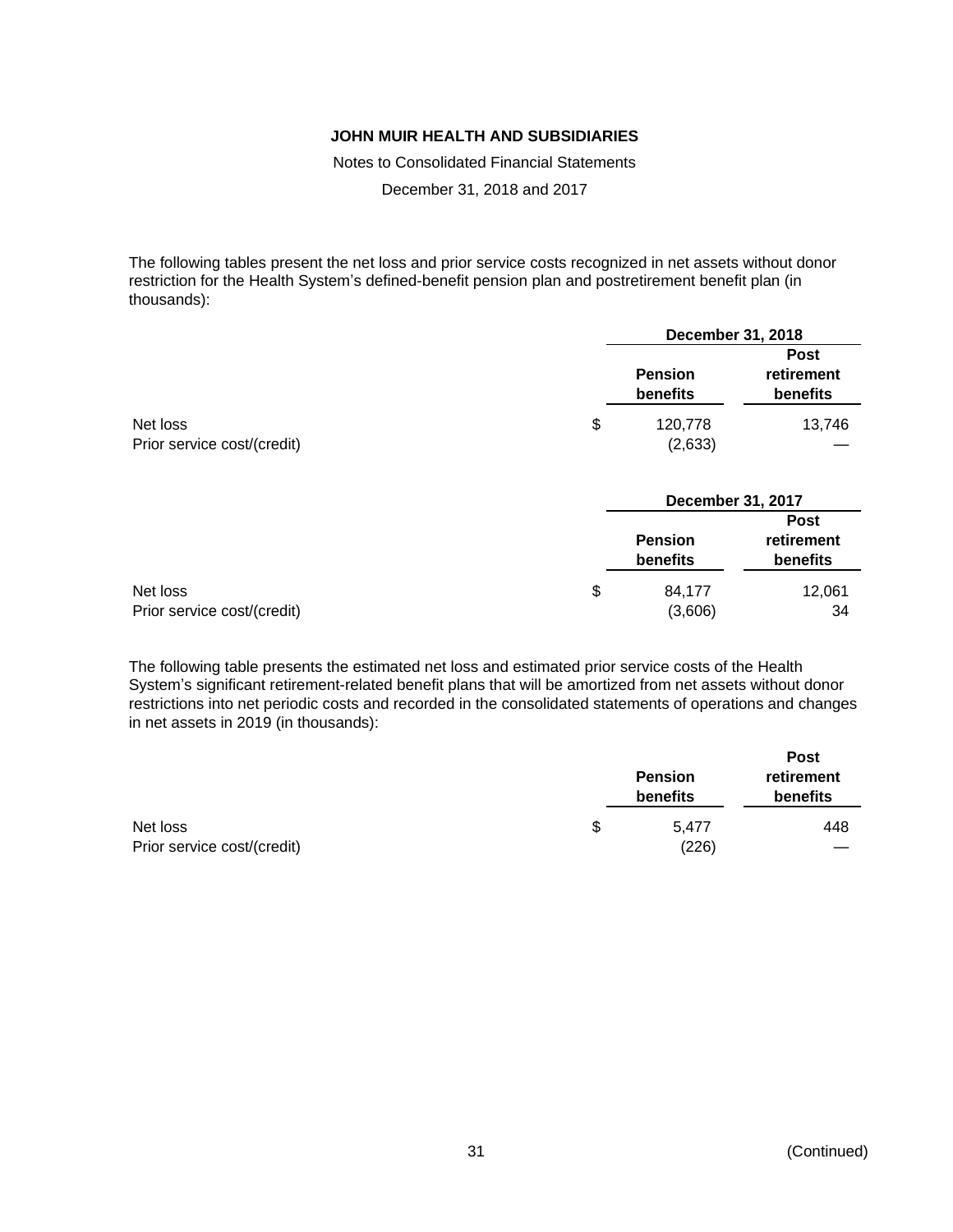The following tables present the net loss and prior service costs recognized in net assets without donor restriction for the Health System's defined-benefit pension plan and postretirement benefit plan (in thousands):

| | December 31, 2018 | |
|---|---|---|
| | Pension benefits | Post retirement benefits |
| Net loss | $ 120,778 | 13,746 |
| Prior service cost/(credit) | (2,633) | — |

| | December 31, 2017 | |
|---|---|---|
| | Pension benefits | Post retirement benefits |
| Net loss | $ 84,177 | 12,061 |
| Prior service cost/(credit) | (3,606) | 34 |

The following table presents the estimated net loss and estimated prior service costs of the Health System's significant retirement-related benefit plans that will be amortized from net assets without donor restrictions into net periodic costs and recorded in the consolidated statements of operations and changes in net assets in 2019 (in thousands):

| | Pension benefits | Post retirement benefits |
|---|---|---|
| Net loss | $ 5,477 | 448 |
| Prior service cost/(credit) | (226) | — |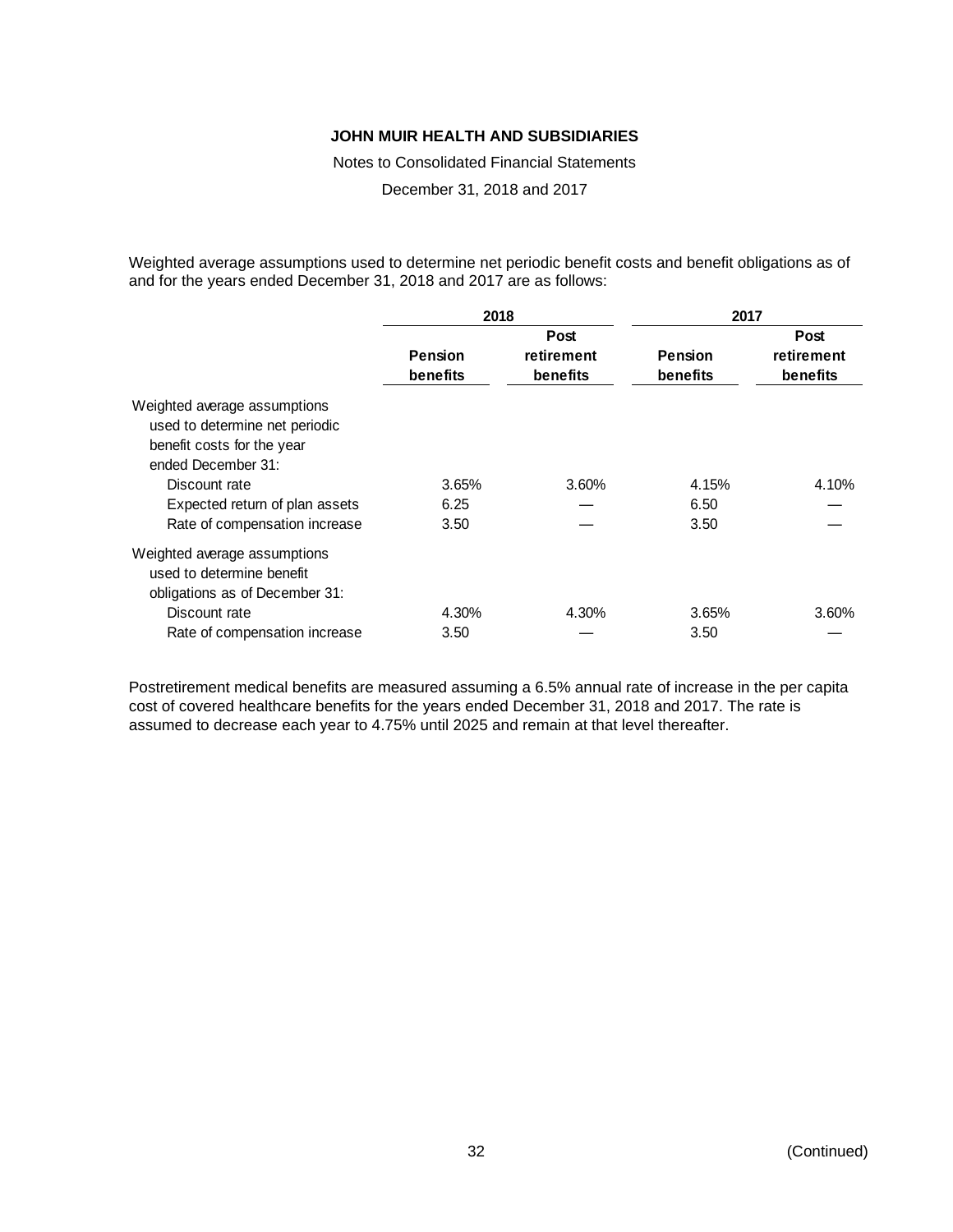Weighted average assumptions used to determine net periodic benefit costs and benefit obligations as of and for the years ended December 31, 2018 and 2017 are as follows:

| | 2018 | | 2017 | |
|---|---|---|---|---|
| | Pension benefits | Post retirement benefits | Pension benefits | Post retirement benefits |
| Weighted average assumptions used to determine net periodic benefit costs for the year ended December 31: | | | | |
| Discount rate | 3.65% | 3.60% | 4.15% | 4.10% |
| Expected return of plan assets | 6.25 | — | 6.50 | — |
| Rate of compensation increase | 3.50 | — | 3.50 | — |
| Weighted average assumptions used to determine benefit obligations as of December 31: | | | | |
| Discount rate | 4.30% | 4.30% | 3.65% | 3.60% |
| Rate of compensation increase | 3.50 | — | 3.50 | — |

Postretirement medical benefits are measured assuming a 6.5% annual rate of increase in the per capita cost of covered healthcare benefits for the years ended December 31, 2018 and 2017. The rate is assumed to decrease each year to 4.75% until 2025 and remain at that level thereafter.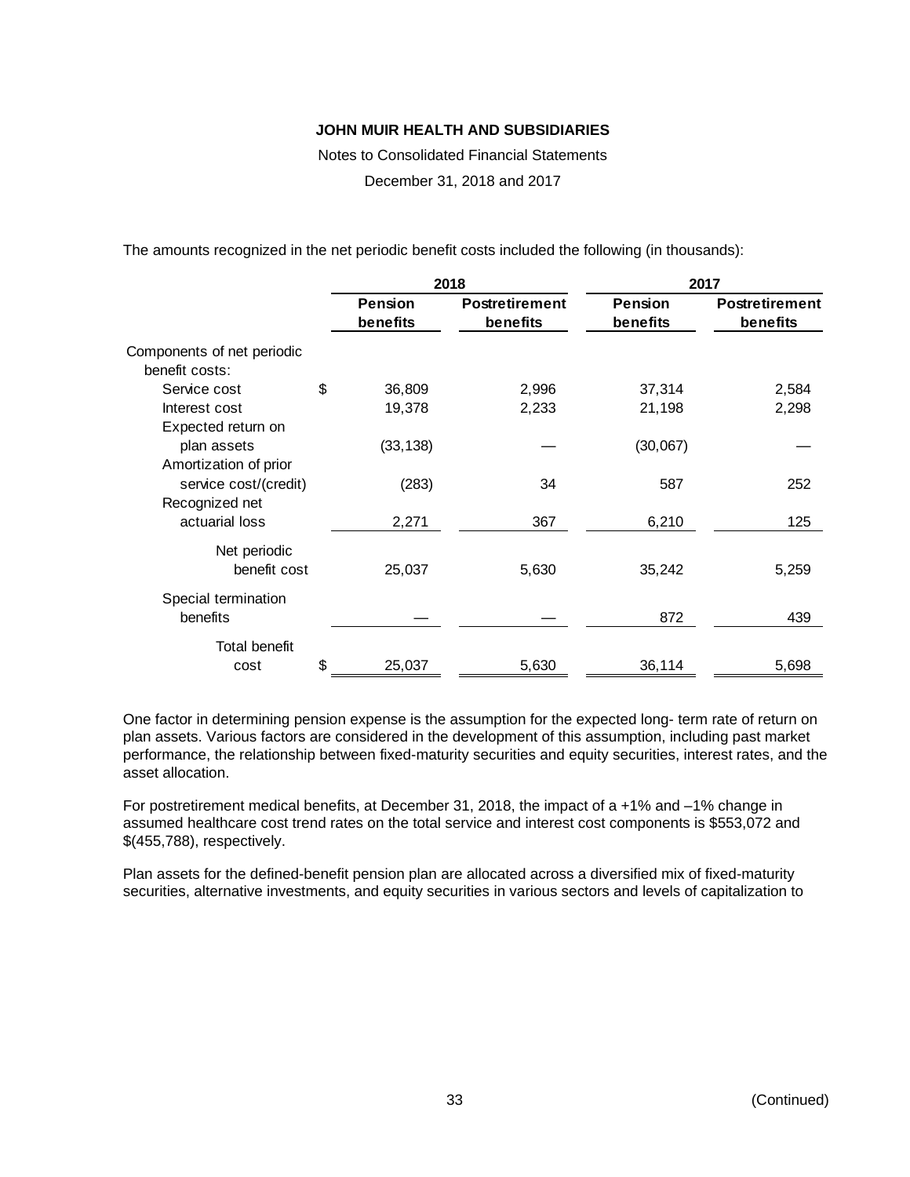The amounts recognized in the net periodic benefit costs included the following (in thousands):

| | 2018 | | 2017 | |
|---|---|---|---|---|
| | Pension benefits | Postretirement benefits | Pension benefits | Postretirement benefits |
| Components of net periodic benefit costs: | | | | |
| Service cost | $ 36,809 | 2,996 | 37,314 | 2,584 |
| Interest cost | 19,378 | 2,233 | 21,198 | 2,298 |
| Expected return on plan assets | (33,138) | — | (30,067) | — |
| Amortization of prior service cost/(credit) | (283) | 34 | 587 | 252 |
| Recognized net actuarial loss | 2,271 | 367 | 6,210 | 125 |
| Net periodic benefit cost | 25,037 | 5,630 | 35,242 | 5,259 |
| Special termination benefits | — | — | 872 | 439 |
| Total benefit cost | $ 25,037 | 5,630 | 36,114 | 5,698 |

One factor in determining pension expense is the assumption for the expected long- term rate of return on plan assets. Various factors are considered in the development of this assumption, including past market performance, the relationship between fixed-maturity securities and equity securities, interest rates, and the asset allocation.

For postretirement medical benefits, at December 31, 2018, the impact of a +1% and –1% change in assumed healthcare cost trend rates on the total service and interest cost components is $553,072 and $(455,788), respectively.

Plan assets for the defined-benefit pension plan are allocated across a diversified mix of fixed-maturity securities, alternative investments, and equity securities in various sectors and levels of capitalization to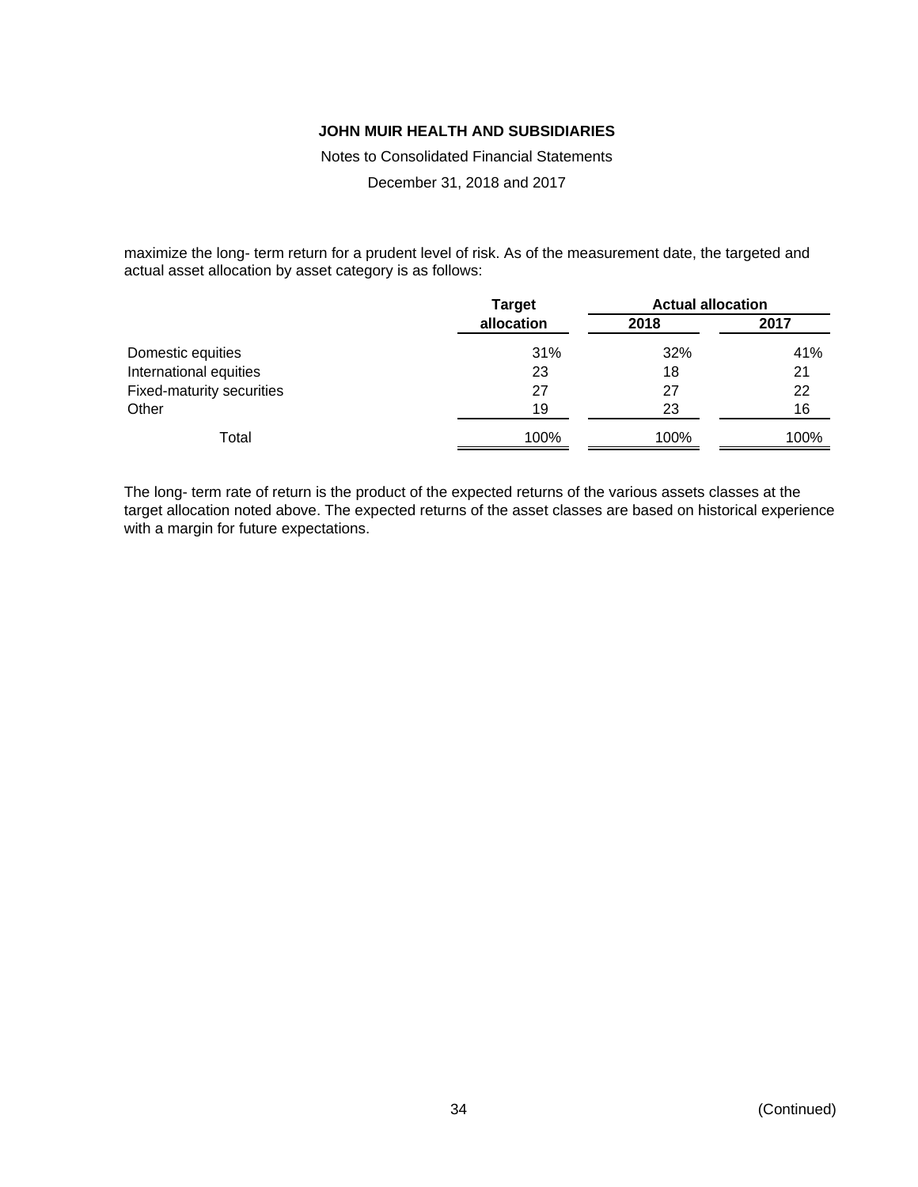maximize the long- term return for a prudent level of risk. As of the measurement date, the targeted and actual asset allocation by asset category is as follows:

| | Target | Actual allocation | |
|---|---|---|---|
| | allocation | 2018 | 2017 |
| Domestic equities | 31% | 32% | 41% |
| International equities | 23 | 18 | 21 |
| Fixed-maturity securities | 27 | 27 | 22 |
| Other | 19 | 23 | 16 |
| Total | 100% | 100% | 100% |

The long- term rate of return is the product of the expected returns of the various assets classes at the target allocation noted above. The expected returns of the asset classes are based on historical experience with a margin for future expectations.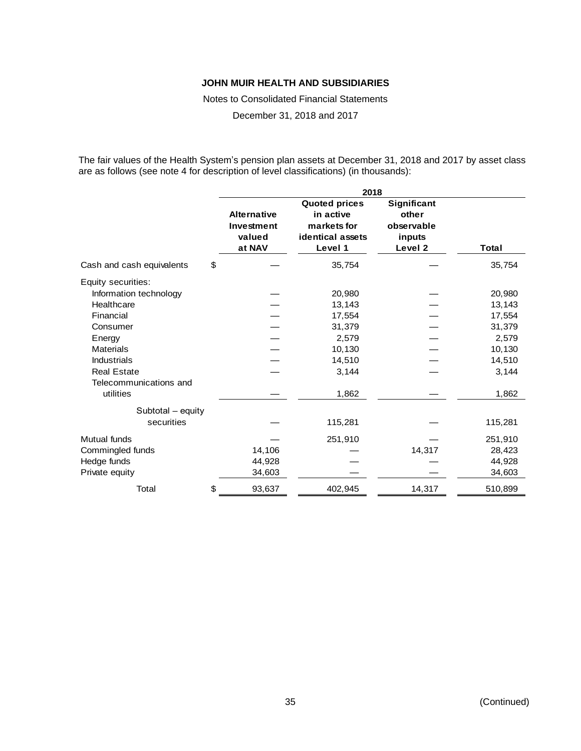**JOHN MUIR HEALTH AND SUBSIDIARIES**

Notes to Consolidated Financial Statements

December 31, 2018 and 2017

The fair values of the Health System's pension plan assets at December 31, 2018 and 2017 by asset class are as follows (see note 4 for description of level classifications) (in thousands):

| | 2018 | | | |
|---|---|---|---|---|
| | **Alternative Investment valued at NAV** | **Quoted prices in active markets for identical assets Level 1** | **Significant other observable inputs Level 2** | **Total** |
| Cash and cash equivalents | $ — | 35,754 | — | 35,754 |
| Equity securities: | | | | |
| Information technology | — | 20,980 | — | 20,980 |
| Healthcare | — | 13,143 | — | 13,143 |
| Financial | — | 17,554 | — | 17,554 |
| Consumer | — | 31,379 | — | 31,379 |
| Energy | — | 2,579 | — | 2,579 |
| Materials | — | 10,130 | — | 10,130 |
| Industrials | — | 14,510 | — | 14,510 |
| Real Estate | — | 3,144 | — | 3,144 |
| Telecommunications and utilities | — | 1,862 | — | 1,862 |
| Subtotal – equity securities | — | 115,281 | — | 115,281 |
| Mutual funds | — | 251,910 | — | 251,910 |
| Commingled funds | 14,106 | — | 14,317 | 28,423 |
| Hedge funds | 44,928 | — | — | 44,928 |
| Private equity | 34,603 | — | — | 34,603 |
| Total | $ 93,637 | 402,945 | 14,317 | 510,899 |

(Continued)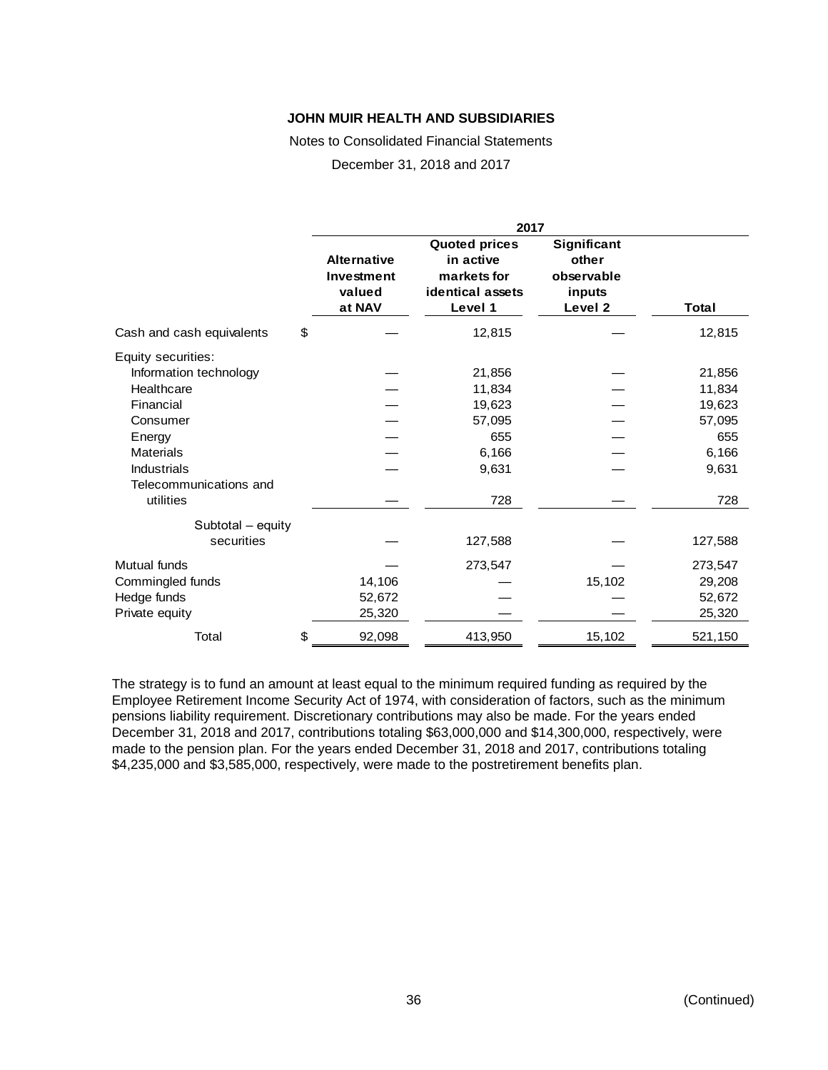| | 2017 | | | |
|---|---|---|---|---|
| | Alternative Investment valued at NAV | Quoted prices in active markets for identical assets Level 1 | Significant other observable inputs Level 2 | Total |
| Cash and cash equivalents | $ — | 12,815 | — | 12,815 |
| Equity securities: | | | | |
| Information technology | — | 21,856 | — | 21,856 |
| Healthcare | — | 11,834 | — | 11,834 |
| Financial | — | 19,623 | — | 19,623 |
| Consumer | — | 57,095 | — | 57,095 |
| Energy | — | 655 | — | 655 |
| Materials | — | 6,166 | — | 6,166 |
| Industrials | — | 9,631 | — | 9,631 |
| Telecommunications and utilities | — | 728 | — | 728 |
| Subtotal – equity securities | — | 127,588 | — | 127,588 |
| Mutual funds | — | 273,547 | — | 273,547 |
| Commingled funds | 14,106 | — | 15,102 | 29,208 |
| Hedge funds | 52,672 | — | — | 52,672 |
| Private equity | 25,320 | — | — | 25,320 |
| Total | $ 92,098 | 413,950 | 15,102 | 521,150 |

The strategy is to fund an amount at least equal to the minimum required funding as required by the Employee Retirement Income Security Act of 1974, with consideration of factors, such as the minimum pensions liability requirement. Discretionary contributions may also be made. For the years ended December 31, 2018 and 2017, contributions totaling $63,000,000 and $14,300,000, respectively, were made to the pension plan. For the years ended December 31, 2018 and 2017, contributions totaling $4,235,000 and $3,585,000, respectively, were made to the postretirement benefits plan.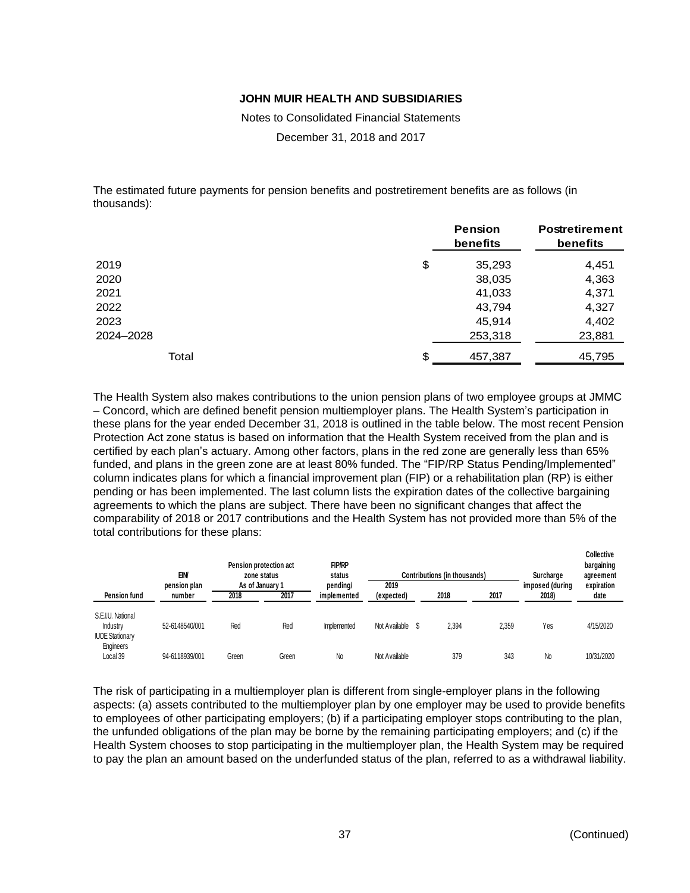**JOHN MUIR HEALTH AND SUBSIDIARIES**

Notes to Consolidated Financial Statements

December 31, 2018 and 2017

The estimated future payments for pension benefits and postretirement benefits are as follows (in thousands):

| | Pension benefits | Postretirement benefits |
|---|---|---|
| 2019 | $ 35,293 | 4,451 |
| 2020 | 38,035 | 4,363 |
| 2021 | 41,033 | 4,371 |
| 2022 | 43,794 | 4,327 |
| 2023 | 45,914 | 4,402 |
| 2024–2028 | 253,318 | 23,881 |
| Total | $ 457,387 | 45,795 |

The Health System also makes contributions to the union pension plans of two employee groups at JMMC – Concord, which are defined benefit pension multiemployer plans. The Health System's participation in these plans for the year ended December 31, 2018 is outlined in the table below. The most recent Pension Protection Act zone status is based on information that the Health System received from the plan and is certified by each plan's actuary. Among other factors, plans in the red zone are generally less than 65% funded, and plans in the green zone are at least 80% funded. The "FIP/RP Status Pending/Implemented" column indicates plans for which a financial improvement plan (FIP) or a rehabilitation plan (RP) is either pending or has been implemented. The last column lists the expiration dates of the collective bargaining agreements to which the plans are subject. There have been no significant changes that affect the comparability of 2018 or 2017 contributions and the Health System has not provided more than 5% of the total contributions for these plans:

| Pension fund | EIN/ pension plan number | Pension protection act zone status As of January 1 | | FIP/RP status pending/ implemented | Contributions (in thousands) | | | Surcharge imposed (during 2018) | Collective bargaining agreement expiration date |
|---|---|---|---|---|---|---|---|---|---|
| | | 2018 | 2017 | | 2019 (expected) | 2018 | 2017 | | |
| S.E.I.U. National Industry | 52-6148540/001 | Red | Red | Implemented | Not Available | $ 2,394 | 2,359 | Yes | 4/15/2020 |
| IUOE Stationary Engineers Local 39 | 94-6118939/001 | Green | Green | No | Not Available | 379 | 343 | No | 10/31/2020 |

The risk of participating in a multiemployer plan is different from single-employer plans in the following aspects: (a) assets contributed to the multiemployer plan by one employer may be used to provide benefits to employees of other participating employers; (b) if a participating employer stops contributing to the plan, the unfunded obligations of the plan may be borne by the remaining participating employers; and (c) if the Health System chooses to stop participating in the multiemployer plan, the Health System may be required to pay the plan an amount based on the underfunded status of the plan, referred to as a withdrawal liability.

(Continued)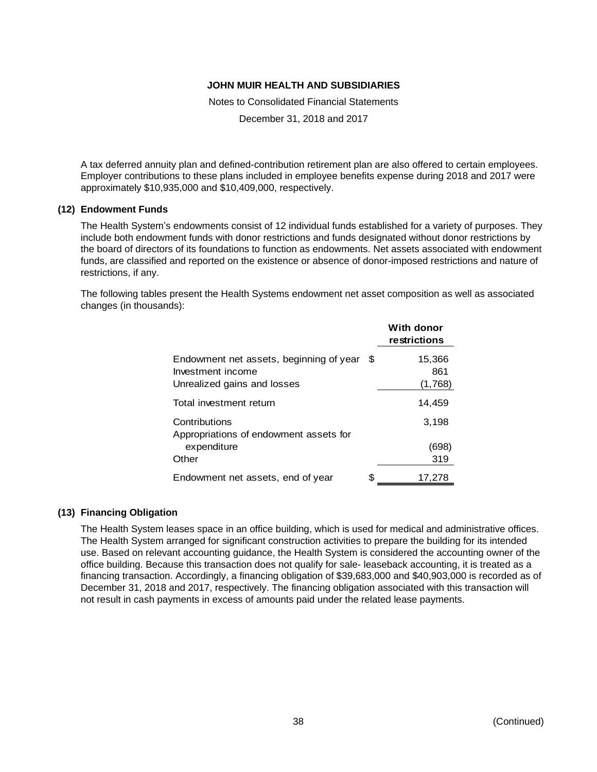A tax deferred annuity plan and defined-contribution retirement plan are also offered to certain employees. Employer contributions to these plans included in employee benefits expense during 2018 and 2017 were approximately $10,935,000 and $10,409,000, respectively.

## (12) Endowment Funds

The Health System's endowments consist of 12 individual funds established for a variety of purposes. They include both endowment funds with donor restrictions and funds designated without donor restrictions by the board of directors of its foundations to function as endowments. Net assets associated with endowment funds, are classified and reported on the existence or absence of donor-imposed restrictions and nature of restrictions, if any.

The following tables present the Health Systems endowment net asset composition as well as associated changes (in thousands):

| | With donor restrictions |
|---|---|
| Endowment net assets, beginning of year | $ 15,366 |
| Investment income | 861 |
| Unrealized gains and losses | (1,768) |
| Total investment return | 14,459 |
| Contributions | 3,198 |
| Appropriations of endowment assets for expenditure | (698) |
| Other | 319 |
| Endowment net assets, end of year | $ 17,278 |

## (13) Financing Obligation

The Health System leases space in an office building, which is used for medical and administrative offices. The Health System arranged for significant construction activities to prepare the building for its intended use. Based on relevant accounting guidance, the Health System is considered the accounting owner of the office building. Because this transaction does not qualify for sale- leaseback accounting, it is treated as a financing transaction. Accordingly, a financing obligation of $39,683,000 and $40,903,000 is recorded as of December 31, 2018 and 2017, respectively. The financing obligation associated with this transaction will not result in cash payments in excess of amounts paid under the related lease payments.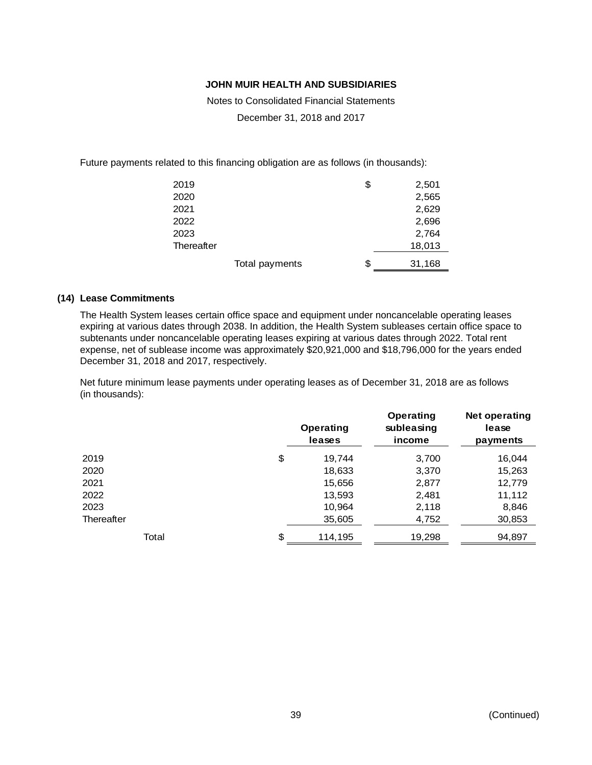Future payments related to this financing obligation are as follows (in thousands):

| | |
|---|---|
| 2019 | $ 2,501 |
| 2020 | 2,565 |
| 2021 | 2,629 |
| 2022 | 2,696 |
| 2023 | 2,764 |
| Thereafter | 18,013 |
| Total payments | $ 31,168 |

## (14) Lease Commitments

The Health System leases certain office space and equipment under noncancelable operating leases expiring at various dates through 2038. In addition, the Health System subleases certain office space to subtenants under noncancelable operating leases expiring at various dates through 2022. Total rent expense, net of sublease income was approximately $20,921,000 and $18,796,000 for the years ended December 31, 2018 and 2017, respectively.

Net future minimum lease payments under operating leases as of December 31, 2018 are as follows (in thousands):

| | Operating leases | Operating subleasing income | Net operating lease payments |
|---|---|---|---|
| 2019 | $ 19,744 | 3,700 | 16,044 |
| 2020 | 18,633 | 3,370 | 15,263 |
| 2021 | 15,656 | 2,877 | 12,779 |
| 2022 | 13,593 | 2,481 | 11,112 |
| 2023 | 10,964 | 2,118 | 8,846 |
| Thereafter | 35,605 | 4,752 | 30,853 |
| Total | $ 114,195 | 19,298 | 94,897 |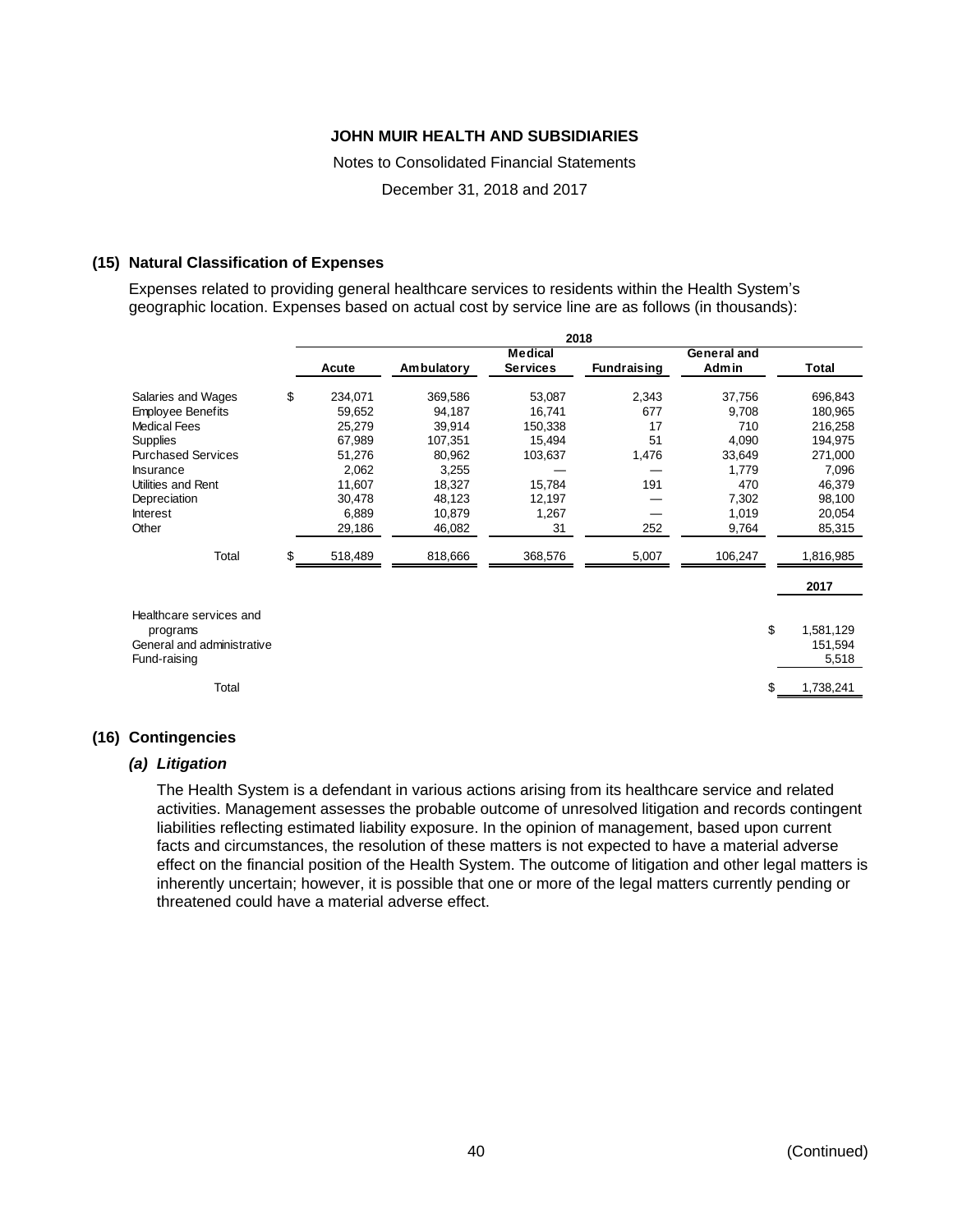**JOHN MUIR HEALTH AND SUBSIDIARIES**

Notes to Consolidated Financial Statements

December 31, 2018 and 2017

## (15) Natural Classification of Expenses

Expenses related to providing general healthcare services to residents within the Health System's geographic location. Expenses based on actual cost by service line are as follows (in thousands):

| | 2018 | | | | | |
|---|---|---|---|---|---|---|
| | Acute | Ambulatory | Medical Services | Fundraising | General and Admin | Total |
| Salaries and Wages | $ 234,071 | 369,586 | 53,087 | 2,343 | 37,756 | 696,843 |
| Employee Benefits | 59,652 | 94,187 | 16,741 | 677 | 9,708 | 180,965 |
| Medical Fees | 25,279 | 39,914 | 150,338 | 17 | 710 | 216,258 |
| Supplies | 67,989 | 107,351 | 15,494 | 51 | 4,090 | 194,975 |
| Purchased Services | 51,276 | 80,962 | 103,637 | 1,476 | 33,649 | 271,000 |
| Insurance | 2,062 | 3,255 | — | — | 1,779 | 7,096 |
| Utilities and Rent | 11,607 | 18,327 | 15,784 | 191 | 470 | 46,379 |
| Depreciation | 30,478 | 48,123 | 12,197 | — | 7,302 | 98,100 |
| Interest | 6,889 | 10,879 | 1,267 | — | 1,019 | 20,054 |
| Other | 29,186 | 46,082 | 31 | 252 | 9,764 | 85,315 |
| Total | $ 518,489 | 818,666 | 368,576 | 5,007 | 106,247 | 1,816,985 |

| | 2017 |
|---|---|
| Healthcare services and programs | $ 1,581,129 |
| General and administrative | 151,594 |
| Fund-raising | 5,518 |
| Total | $ 1,738,241 |

## (16) Contingencies

### *(a) Litigation*

The Health System is a defendant in various actions arising from its healthcare service and related activities. Management assesses the probable outcome of unresolved litigation and records contingent liabilities reflecting estimated liability exposure. In the opinion of management, based upon current facts and circumstances, the resolution of these matters is not expected to have a material adverse effect on the financial position of the Health System. The outcome of litigation and other legal matters is inherently uncertain; however, it is possible that one or more of the legal matters currently pending or threatened could have a material adverse effect.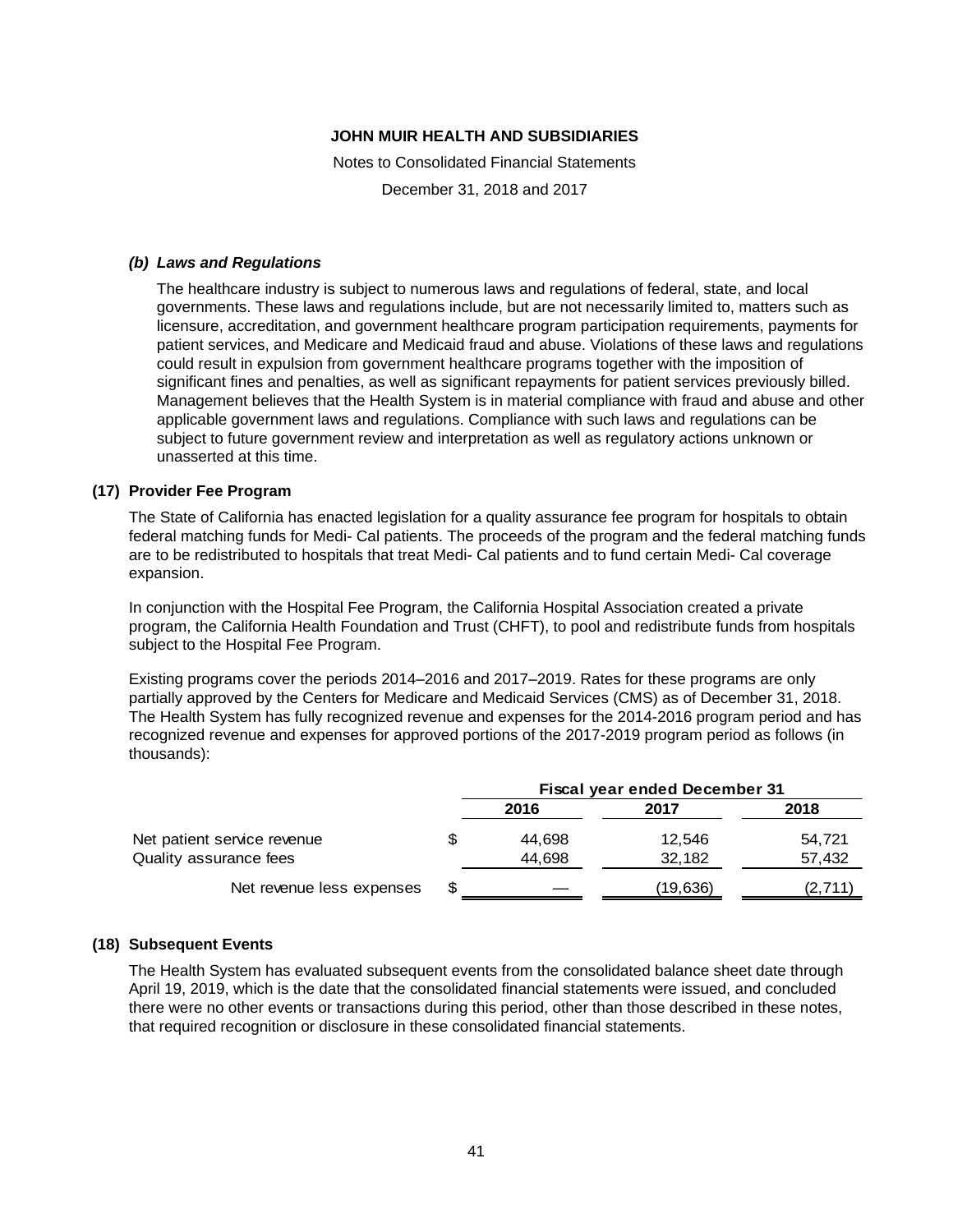#### *(b) Laws and Regulations*

The healthcare industry is subject to numerous laws and regulations of federal, state, and local governments. These laws and regulations include, but are not necessarily limited to, matters such as licensure, accreditation, and government healthcare program participation requirements, payments for patient services, and Medicare and Medicaid fraud and abuse. Violations of these laws and regulations could result in expulsion from government healthcare programs together with the imposition of significant fines and penalties, as well as significant repayments for patient services previously billed. Management believes that the Health System is in material compliance with fraud and abuse and other applicable government laws and regulations. Compliance with such laws and regulations can be subject to future government review and interpretation as well as regulatory actions unknown or unasserted at this time.

### (17) Provider Fee Program

The State of California has enacted legislation for a quality assurance fee program for hospitals to obtain federal matching funds for Medi- Cal patients. The proceeds of the program and the federal matching funds are to be redistributed to hospitals that treat Medi- Cal patients and to fund certain Medi- Cal coverage expansion.

In conjunction with the Hospital Fee Program, the California Hospital Association created a private program, the California Health Foundation and Trust (CHFT), to pool and redistribute funds from hospitals subject to the Hospital Fee Program.

Existing programs cover the periods 2014–2016 and 2017–2019. Rates for these programs are only partially approved by the Centers for Medicare and Medicaid Services (CMS) as of December 31, 2018. The Health System has fully recognized revenue and expenses for the 2014-2016 program period and has recognized revenue and expenses for approved portions of the 2017-2019 program period as follows (in thousands):

| | Fiscal year ended December 31 | | |
|---|---|---|---|
| | 2016 | 2017 | 2018 |
| Net patient service revenue | $ 44,698 | 12,546 | 54,721 |
| Quality assurance fees | 44,698 | 32,182 | 57,432 |
| Net revenue less expenses | $ — | (19,636) | (2,711) |

### (18) Subsequent Events

The Health System has evaluated subsequent events from the consolidated balance sheet date through April 19, 2019, which is the date that the consolidated financial statements were issued, and concluded there were no other events or transactions during this period, other than those described in these notes, that required recognition or disclosure in these consolidated financial statements.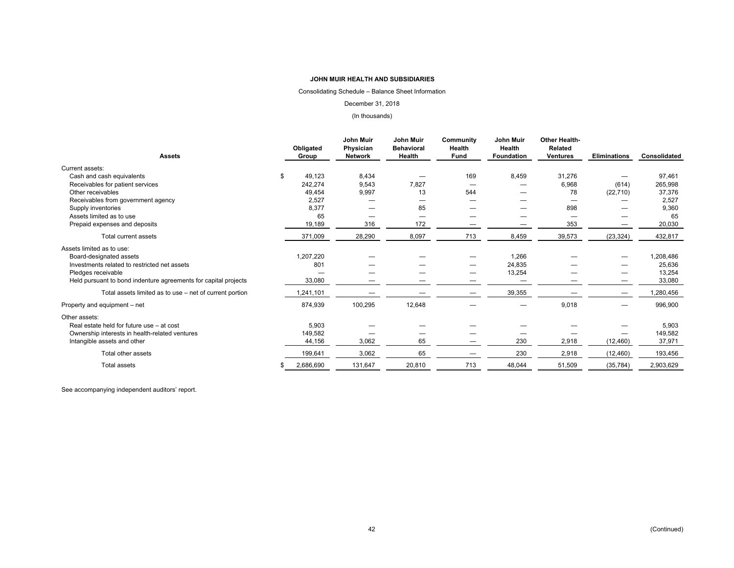**JOHN MUIR HEALTH AND SUBSIDIARIES**

Consolidating Schedule – Balance Sheet Information

December 31, 2018

(In thousands)

| Assets | Obligated Group | John Muir Physician Network | John Muir Behavioral Health | Community Health Fund | John Muir Health Foundation | Other Health-Related Ventures | Eliminations | Consolidated |
|---|---|---|---|---|---|---|---|---|
| Current assets: | | | | | | | | |
| Cash and cash equivalents | $ 49,123 | 8,434 | — | 169 | 8,459 | 31,276 | — | 97,461 |
| Receivables for patient services | 242,274 | 9,543 | 7,827 | — | — | 6,968 | (614) | 265,998 |
| Other receivables | 49,454 | 9,997 | 13 | 544 | — | 78 | (22,710) | 37,376 |
| Receivables from government agency | 2,527 | — | — | — | — | — | — | 2,527 |
| Supply inventories | 8,377 | — | 85 | — | — | 898 | — | 9,360 |
| Assets limited as to use | 65 | — | — | — | — | — | — | 65 |
| Prepaid expenses and deposits | 19,189 | 316 | 172 | — | — | 353 | — | 20,030 |
| Total current assets | 371,009 | 28,290 | 8,097 | 713 | 8,459 | 39,573 | (23,324) | 432,817 |
| Assets limited as to use: | | | | | | | | |
| Board-designated assets | 1,207,220 | — | — | — | 1,266 | — | — | 1,208,486 |
| Investments related to restricted net assets | 801 | — | — | — | 24,835 | — | — | 25,636 |
| Pledges receivable | — | — | — | — | 13,254 | — | — | 13,254 |
| Held pursuant to bond indenture agreements for capital projects | 33,080 | — | — | — | — | — | — | 33,080 |
| Total assets limited as to use – net of current portion | 1,241,101 | — | — | — | 39,355 | — | — | 1,280,456 |
| Property and equipment – net | 874,939 | 100,295 | 12,648 | — | — | 9,018 | — | 996,900 |
| Other assets: | | | | | | | | |
| Real estate held for future use – at cost | 5,903 | — | — | — | — | — | — | 5,903 |
| Ownership interests in health-related ventures | 149,582 | — | — | — | — | — | — | 149,582 |
| Intangible assets and other | 44,156 | 3,062 | 65 | — | 230 | 2,918 | (12,460) | 37,971 |
| Total other assets | 199,641 | 3,062 | 65 | — | 230 | 2,918 | (12,460) | 193,456 |
| Total assets | $ 2,686,690 | 131,647 | 20,810 | 713 | 48,044 | 51,509 | (35,784) | 2,903,629 |

See accompanying independent auditors' report.

(Continued)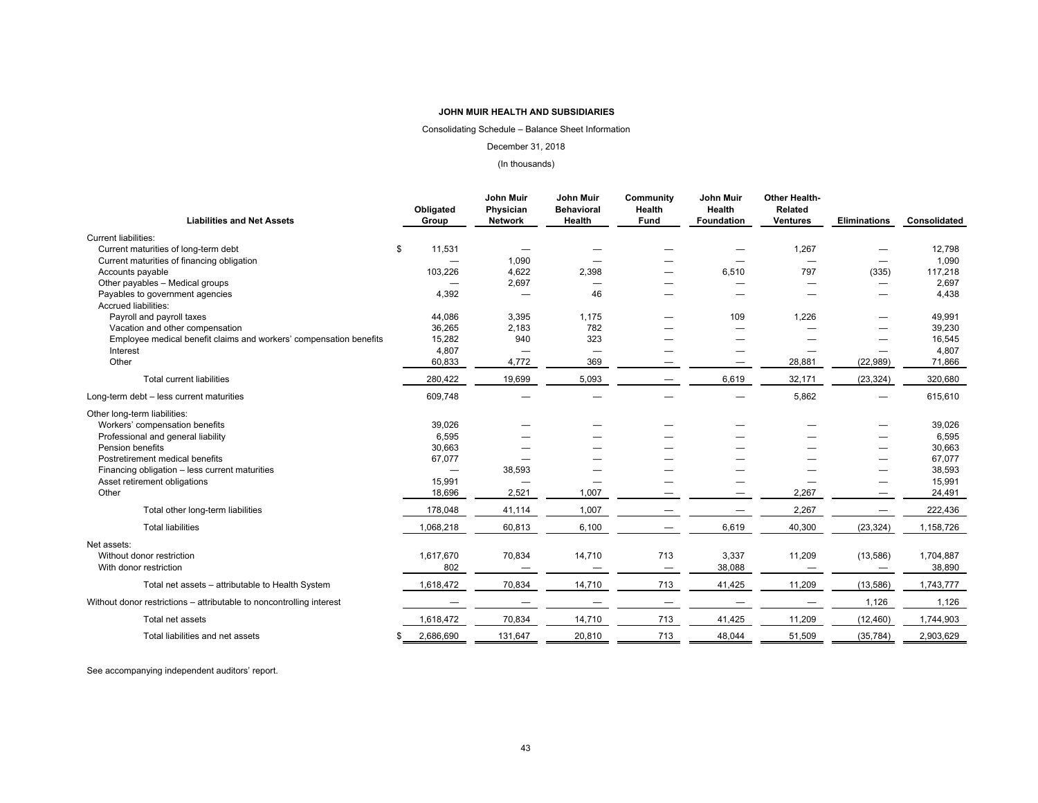**JOHN MUIR HEALTH AND SUBSIDIARIES**

Consolidating Schedule – Balance Sheet Information

December 31, 2018

(In thousands)

| Liabilities and Net Assets | Obligated Group | John Muir Physician Network | John Muir Behavioral Health | Community Health Fund | John Muir Health Foundation | Other Health-Related Ventures | Eliminations | Consolidated |
|---|---|---|---|---|---|---|---|---|
| Current liabilities: | | | | | | | | |
| Current maturities of long-term debt | $ 11,531 | — | — | — | — | 1,267 | — | 12,798 |
| Current maturities of financing obligation | — | 1,090 | — | — | — | — | — | 1,090 |
| Accounts payable | 103,226 | 4,622 | 2,398 | — | 6,510 | 797 | (335) | 117,218 |
| Other payables – Medical groups | — | 2,697 | — | — | — | — | — | 2,697 |
| Payables to government agencies | 4,392 | — | 46 | — | — | — | — | 4,438 |
| Accrued liabilities: | | | | | | | | |
| Payroll and payroll taxes | 44,086 | 3,395 | 1,175 | — | 109 | 1,226 | — | 49,991 |
| Vacation and other compensation | 36,265 | 2,183 | 782 | — | — | — | — | 39,230 |
| Employee medical benefit claims and workers' compensation benefits | 15,282 | 940 | 323 | — | — | — | — | 16,545 |
| Interest | 4,807 | — | — | — | — | — | — | 4,807 |
| Other | 60,833 | 4,772 | 369 | — | — | 28,881 | (22,989) | 71,866 |
| Total current liabilities | 280,422 | 19,699 | 5,093 | — | 6,619 | 32,171 | (23,324) | 320,680 |
| Long-term debt – less current maturities | 609,748 | — | — | — | — | 5,862 | — | 615,610 |
| Other long-term liabilities: | | | | | | | | |
| Workers' compensation benefits | 39,026 | — | — | — | — | — | — | 39,026 |
| Professional and general liability | 6,595 | — | — | — | — | — | — | 6,595 |
| Pension benefits | 30,663 | — | — | — | — | — | — | 30,663 |
| Postretirement medical benefits | 67,077 | — | — | — | — | — | — | 67,077 |
| Financing obligation – less current maturities | — | 38,593 | — | — | — | — | — | 38,593 |
| Asset retirement obligations | 15,991 | — | — | — | — | — | — | 15,991 |
| Other | 18,696 | 2,521 | 1,007 | — | — | 2,267 | — | 24,491 |
| Total other long-term liabilities | 178,048 | 41,114 | 1,007 | — | — | 2,267 | — | 222,436 |
| Total liabilities | 1,068,218 | 60,813 | 6,100 | — | 6,619 | 40,300 | (23,324) | 1,158,726 |
| Net assets: | | | | | | | | |
| Without donor restriction | 1,617,670 | 70,834 | 14,710 | 713 | 3,337 | 11,209 | (13,586) | 1,704,887 |
| With donor restriction | 802 | — | — | — | 38,088 | — | — | 38,890 |
| Total net assets – attributable to Health System | 1,618,472 | 70,834 | 14,710 | 713 | 41,425 | 11,209 | (13,586) | 1,743,777 |
| Without donor restrictions – attributable to noncontrolling interest | — | — | — | — | — | — | 1,126 | 1,126 |
| Total net assets | 1,618,472 | 70,834 | 14,710 | 713 | 41,425 | 11,209 | (12,460) | 1,744,903 |
| Total liabilities and net assets | $ 2,686,690 | 131,647 | 20,810 | 713 | 48,044 | 51,509 | (35,784) | 2,903,629 |

See accompanying independent auditors' report.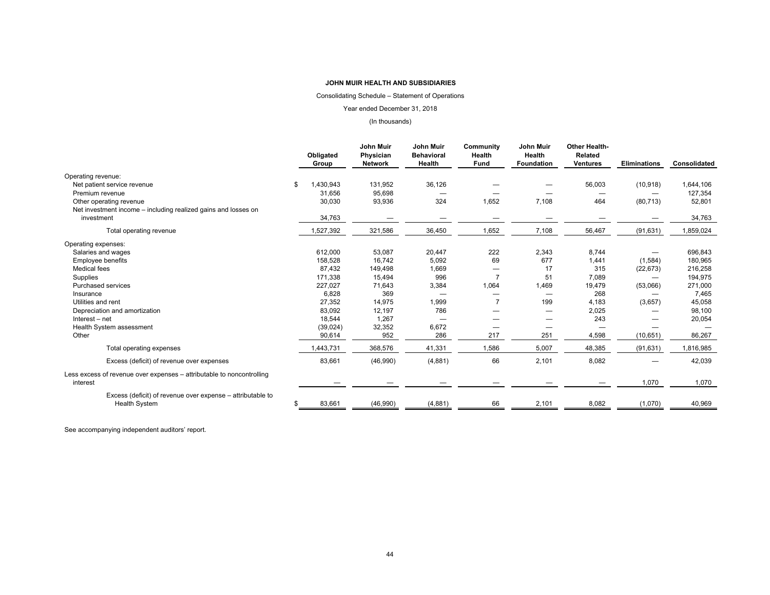**JOHN MUIR HEALTH AND SUBSIDIARIES**

Consolidating Schedule – Statement of Operations

Year ended December 31, 2018

(In thousands)

| | Obligated Group | John Muir Physician Network | John Muir Behavioral Health | Community Health Fund | John Muir Health Foundation | Other Health-Related Ventures | Eliminations | Consolidated |
|---|---|---|---|---|---|---|---|---|
| Operating revenue: | | | | | | | | |
| Net patient service revenue | $ 1,430,943 | 131,952 | 36,126 | — | — | 56,003 | (10,918) | 1,644,106 |
| Premium revenue | 31,656 | 95,698 | — | — | — | — | — | 127,354 |
| Other operating revenue | 30,030 | 93,936 | 324 | 1,652 | 7,108 | 464 | (80,713) | 52,801 |
| Net investment income – including realized gains and losses on investment | 34,763 | — | — | — | — | — | — | 34,763 |
| Total operating revenue | 1,527,392 | 321,586 | 36,450 | 1,652 | 7,108 | 56,467 | (91,631) | 1,859,024 |
| Operating expenses: | | | | | | | | |
| Salaries and wages | 612,000 | 53,087 | 20,447 | 222 | 2,343 | 8,744 | — | 696,843 |
| Employee benefits | 158,528 | 16,742 | 5,092 | 69 | 677 | 1,441 | (1,584) | 180,965 |
| Medical fees | 87,432 | 149,498 | 1,669 | — | 17 | 315 | (22,673) | 216,258 |
| Supplies | 171,338 | 15,494 | 996 | 7 | 51 | 7,089 | — | 194,975 |
| Purchased services | 227,027 | 71,643 | 3,384 | 1,064 | 1,469 | 19,479 | (53,066) | 271,000 |
| Insurance | 6,828 | 369 | — | — | — | 268 | — | 7,465 |
| Utilities and rent | 27,352 | 14,975 | 1,999 | 7 | 199 | 4,183 | (3,657) | 45,058 |
| Depreciation and amortization | 83,092 | 12,197 | 786 | — | — | 2,025 | — | 98,100 |
| Interest – net | 18,544 | 1,267 | — | — | — | 243 | — | 20,054 |
| Health System assessment | (39,024) | 32,352 | 6,672 | — | — | — | — | — |
| Other | 90,614 | 952 | 286 | 217 | 251 | 4,598 | (10,651) | 86,267 |
| Total operating expenses | 1,443,731 | 368,576 | 41,331 | 1,586 | 5,007 | 48,385 | (91,631) | 1,816,985 |
| Excess (deficit) of revenue over expenses | 83,661 | (46,990) | (4,881) | 66 | 2,101 | 8,082 | — | 42,039 |
| Less excess of revenue over expenses – attributable to noncontrolling interest | — | — | — | — | — | — | 1,070 | 1,070 |
| Excess (deficit) of revenue over expense – attributable to Health System | $ 83,661 | (46,990) | (4,881) | 66 | 2,101 | 8,082 | (1,070) | 40,969 |

See accompanying independent auditors' report.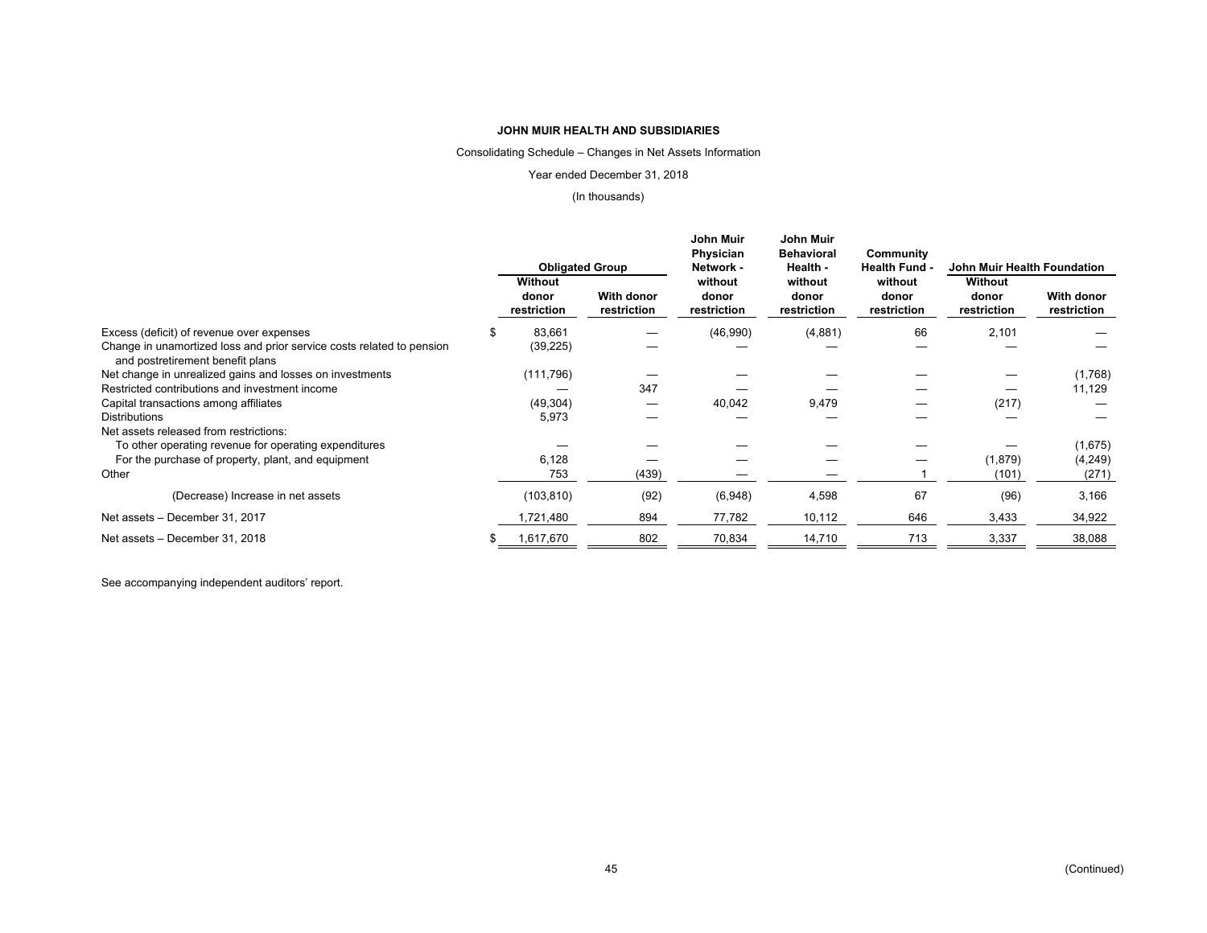**JOHN MUIR HEALTH AND SUBSIDIARIES**

Consolidating Schedule – Changes in Net Assets Information

Year ended December 31, 2018

(In thousands)

| | Obligated Group | | John Muir Physician Network - | John Muir Behavioral Health - | Community Health Fund - | John Muir Health Foundation | |
|---|---|---|---|---|---|---|---|
| | Without donor restriction | With donor restriction | without donor restriction | without donor restriction | without donor restriction | Without donor restriction | With donor restriction |
| Excess (deficit) of revenue over expenses | $ 83,661 | — | (46,990) | (4,881) | 66 | 2,101 | — |
| Change in unamortized loss and prior service costs related to pension and postretirement benefit plans | (39,225) | — | — | — | — | — | — |
| Net change in unrealized gains and losses on investments | (111,796) | — | — | — | — | — | (1,768) |
| Restricted contributions and investment income | — | 347 | — | — | — | — | 11,129 |
| Capital transactions among affiliates | (49,304) | — | 40,042 | 9,479 | — | (217) | — |
| Distributions | 5,973 | — | — | — | — | — | — |
| Net assets released from restrictions: | | | | | | | |
| To other operating revenue for operating expenditures | — | — | — | — | — | — | (1,675) |
| For the purchase of property, plant, and equipment | 6,128 | — | — | — | — | (1,879) | (4,249) |
| Other | 753 | (439) | — | — | 1 | (101) | (271) |
| (Decrease) Increase in net assets | (103,810) | (92) | (6,948) | 4,598 | 67 | (96) | 3,166 |
| Net assets – December 31, 2017 | 1,721,480 | 894 | 77,782 | 10,112 | 646 | 3,433 | 34,922 |
| Net assets – December 31, 2018 | $ 1,617,670 | 802 | 70,834 | 14,710 | 713 | 3,337 | 38,088 |

See accompanying independent auditors' report.

(Continued)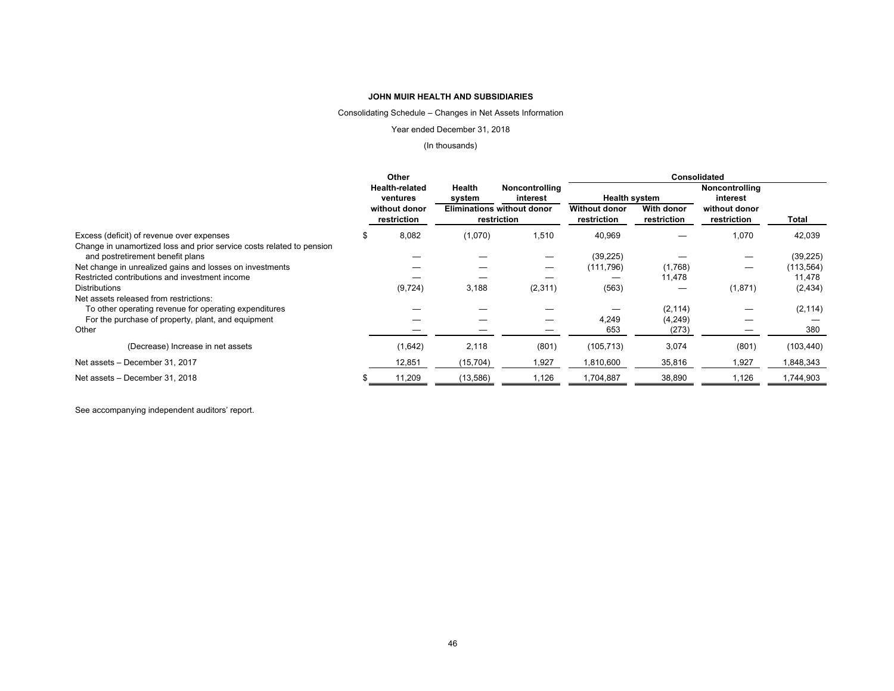**JOHN MUIR HEALTH AND SUBSIDIARIES**

Consolidating Schedule – Changes in Net Assets Information

Year ended December 31, 2018

(In thousands)

| | Other Health-related ventures without donor restriction | Health system Eliminations | Noncontrolling interest without donor restriction | Consolidated Health system Without donor restriction | Consolidated Health system With donor restriction | Consolidated Noncontrolling interest without donor restriction | Consolidated Total |
|---|---|---|---|---|---|---|---|
| Excess (deficit) of revenue over expenses | $ 8,082 | (1,070) | 1,510 | 40,969 | — | 1,070 | 42,039 |
| Change in unamortized loss and prior service costs related to pension and postretirement benefit plans | — | — | — | (39,225) | — | — | (39,225) |
| Net change in unrealized gains and losses on investments | — | — | — | (111,796) | (1,768) | — | (113,564) |
| Restricted contributions and investment income | — | — | — | — | 11,478 | | 11,478 |
| Distributions | (9,724) | 3,188 | (2,311) | (563) | — | (1,871) | (2,434) |
| Net assets released from restrictions: | | | | | | | |
| To other operating revenue for operating expenditures | — | — | — | — | (2,114) | — | (2,114) |
| For the purchase of property, plant, and equipment | — | — | — | 4,249 | (4,249) | — | — |
| Other | — | — | — | 653 | (273) | — | 380 |
| (Decrease) Increase in net assets | (1,642) | 2,118 | (801) | (105,713) | 3,074 | (801) | (103,440) |
| Net assets – December 31, 2017 | 12,851 | (15,704) | 1,927 | 1,810,600 | 35,816 | 1,927 | 1,848,343 |
| Net assets – December 31, 2018 | $ 11,209 | (13,586) | 1,126 | 1,704,887 | 38,890 | 1,126 | 1,744,903 |

See accompanying independent auditors' report.